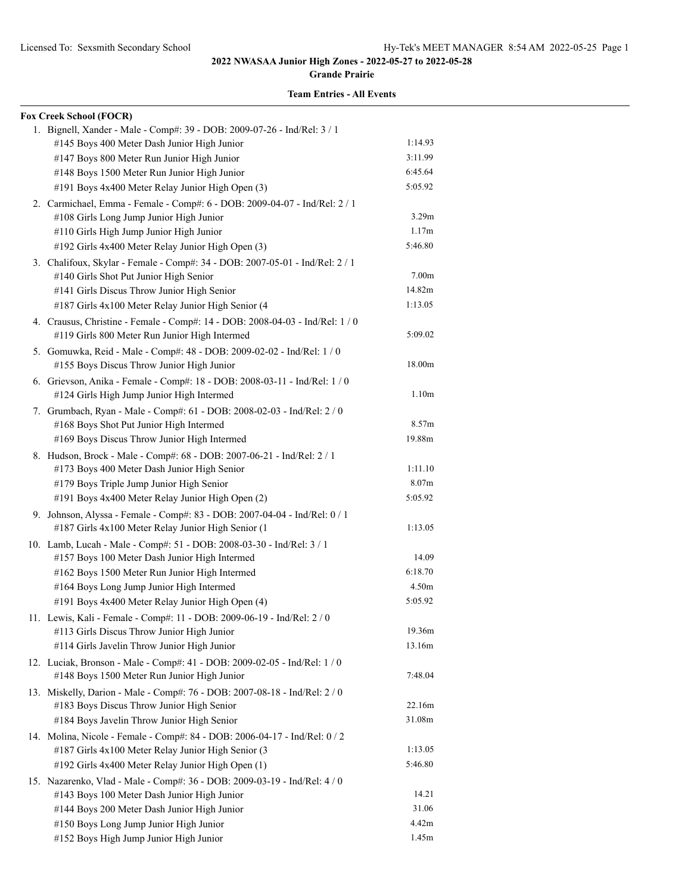## 2022 NWASAA Junior High Zones - 2022-05-27 to 2022-05-28

**Grande Prairie**

**Team Entries - All Events**

**Fox Creek School (FOCR)**

1. Bignell, Xander - Male - Comp#: 39 - DOB: 2009-07-26 - Ind/Rel: 3 / 1
   - #145 Boys 400 Meter Dash Junior High Junior — 1:14.93
   - #147 Boys 800 Meter Run Junior High Junior — 3:11.99
   - #148 Boys 1500 Meter Run Junior High Junior — 6:45.64
   - #191 Boys 4x400 Meter Relay Junior High Open (3) — 5:05.92
2. Carmichael, Emma - Female - Comp#: 6 - DOB: 2009-04-07 - Ind/Rel: 2 / 1
   - #108 Girls Long Jump Junior High Junior — 3.29m
   - #110 Girls High Jump Junior High Junior — 1.17m
   - #192 Girls 4x400 Meter Relay Junior High Open (3) — 5:46.80
3. Chalifoux, Skylar - Female - Comp#: 34 - DOB: 2007-05-01 - Ind/Rel: 2 / 1
   - #140 Girls Shot Put Junior High Senior — 7.00m
   - #141 Girls Discus Throw Junior High Senior — 14.82m
   - #187 Girls 4x100 Meter Relay Junior High Senior (4 — 1:13.05
4. Crausus, Christine - Female - Comp#: 14 - DOB: 2008-04-03 - Ind/Rel: 1 / 0
   - #119 Girls 800 Meter Run Junior High Intermed — 5:09.02
5. Gomuwka, Reid - Male - Comp#: 48 - DOB: 2009-02-02 - Ind/Rel: 1 / 0
   - #155 Boys Discus Throw Junior High Junior — 18.00m
6. Grievson, Anika - Female - Comp#: 18 - DOB: 2008-03-11 - Ind/Rel: 1 / 0
   - #124 Girls High Jump Junior High Intermed — 1.10m
7. Grumbach, Ryan - Male - Comp#: 61 - DOB: 2008-02-03 - Ind/Rel: 2 / 0
   - #168 Boys Shot Put Junior High Intermed — 8.57m
   - #169 Boys Discus Throw Junior High Intermed — 19.88m
8. Hudson, Brock - Male - Comp#: 68 - DOB: 2007-06-21 - Ind/Rel: 2 / 1
   - #173 Boys 400 Meter Dash Junior High Senior — 1:11.10
   - #179 Boys Triple Jump Junior High Senior — 8.07m
   - #191 Boys 4x400 Meter Relay Junior High Open (2) — 5:05.92
9. Johnson, Alyssa - Female - Comp#: 83 - DOB: 2007-04-04 - Ind/Rel: 0 / 1
   - #187 Girls 4x100 Meter Relay Junior High Senior (1 — 1:13.05
10. Lamb, Lucah - Male - Comp#: 51 - DOB: 2008-03-30 - Ind/Rel: 3 / 1
    - #157 Boys 100 Meter Dash Junior High Intermed — 14.09
    - #162 Boys 1500 Meter Run Junior High Intermed — 6:18.70
    - #164 Boys Long Jump Junior High Intermed — 4.50m
    - #191 Boys 4x400 Meter Relay Junior High Open (4) — 5:05.92
11. Lewis, Kali - Female - Comp#: 11 - DOB: 2009-06-19 - Ind/Rel: 2 / 0
    - #113 Girls Discus Throw Junior High Junior — 19.36m
    - #114 Girls Javelin Throw Junior High Junior — 13.16m
12. Luciak, Bronson - Male - Comp#: 41 - DOB: 2009-02-05 - Ind/Rel: 1 / 0
    - #148 Boys 1500 Meter Run Junior High Junior — 7:48.04
13. Miskelly, Darion - Male - Comp#: 76 - DOB: 2007-08-18 - Ind/Rel: 2 / 0
    - #183 Boys Discus Throw Junior High Senior — 22.16m
    - #184 Boys Javelin Throw Junior High Senior — 31.08m
14. Molina, Nicole - Female - Comp#: 84 - DOB: 2006-04-17 - Ind/Rel: 0 / 2
    - #187 Girls 4x100 Meter Relay Junior High Senior (3 — 1:13.05
    - #192 Girls 4x400 Meter Relay Junior High Open (1) — 5:46.80
15. Nazarenko, Vlad - Male - Comp#: 36 - DOB: 2009-03-19 - Ind/Rel: 4 / 0
    - #143 Boys 100 Meter Dash Junior High Junior — 14.21
    - #144 Boys 200 Meter Dash Junior High Junior — 31.06
    - #150 Boys Long Jump Junior High Junior — 4.42m
    - #152 Boys High Jump Junior High Junior — 1.45m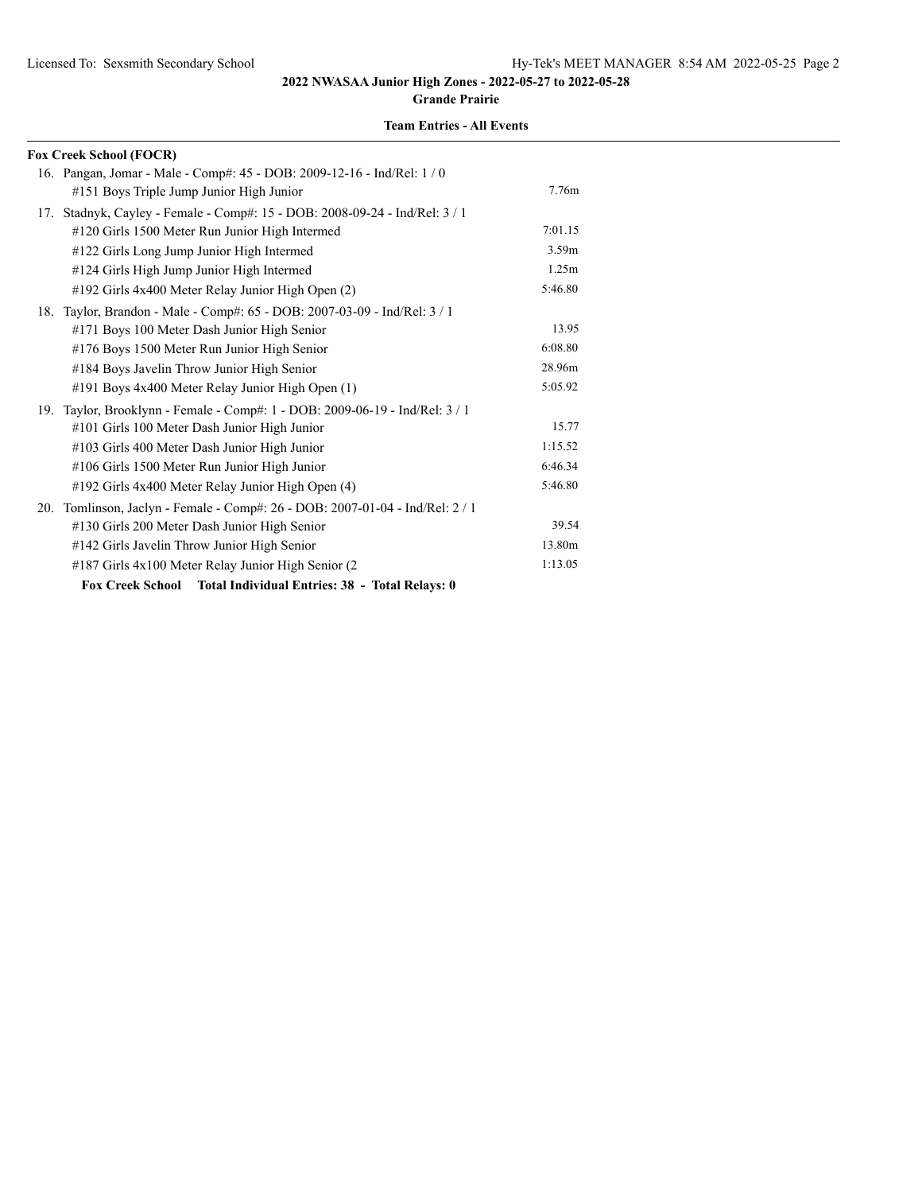## 2022 NWASAA Junior High Zones - 2022-05-27 to 2022-05-28

**Grande Prairie**

### Team Entries - All Events

**Fox Creek School (FOCR)**

16. Pangan, Jomar - Male - Comp#: 45 - DOB: 2009-12-16 - Ind/Rel: 1 / 0

| Event | Mark |
|---|---|
| #151 Boys Triple Jump Junior High Junior | 7.76m |

17. Stadnyk, Cayley - Female - Comp#: 15 - DOB: 2008-09-24 - Ind/Rel: 3 / 1

| Event | Mark |
|---|---|
| #120 Girls 1500 Meter Run Junior High Intermed | 7:01.15 |
| #122 Girls Long Jump Junior High Intermed | 3.59m |
| #124 Girls High Jump Junior High Intermed | 1.25m |
| #192 Girls 4x400 Meter Relay Junior High Open (2) | 5:46.80 |

18. Taylor, Brandon - Male - Comp#: 65 - DOB: 2007-03-09 - Ind/Rel: 3 / 1

| Event | Mark |
|---|---|
| #171 Boys 100 Meter Dash Junior High Senior | 13.95 |
| #176 Boys 1500 Meter Run Junior High Senior | 6:08.80 |
| #184 Boys Javelin Throw Junior High Senior | 28.96m |
| #191 Boys 4x400 Meter Relay Junior High Open (1) | 5:05.92 |

19. Taylor, Brooklynn - Female - Comp#: 1 - DOB: 2009-06-19 - Ind/Rel: 3 / 1

| Event | Mark |
|---|---|
| #101 Girls 100 Meter Dash Junior High Junior | 15.77 |
| #103 Girls 400 Meter Dash Junior High Junior | 1:15.52 |
| #106 Girls 1500 Meter Run Junior High Junior | 6:46.34 |
| #192 Girls 4x400 Meter Relay Junior High Open (4) | 5:46.80 |

20. Tomlinson, Jaclyn - Female - Comp#: 26 - DOB: 2007-01-04 - Ind/Rel: 2 / 1

| Event | Mark |
|---|---|
| #130 Girls 200 Meter Dash Junior High Senior | 39.54 |
| #142 Girls Javelin Throw Junior High Senior | 13.80m |
| #187 Girls 4x100 Meter Relay Junior High Senior (2 | 1:13.05 |

**Fox Creek School Total Individual Entries: 38 - Total Relays: 0**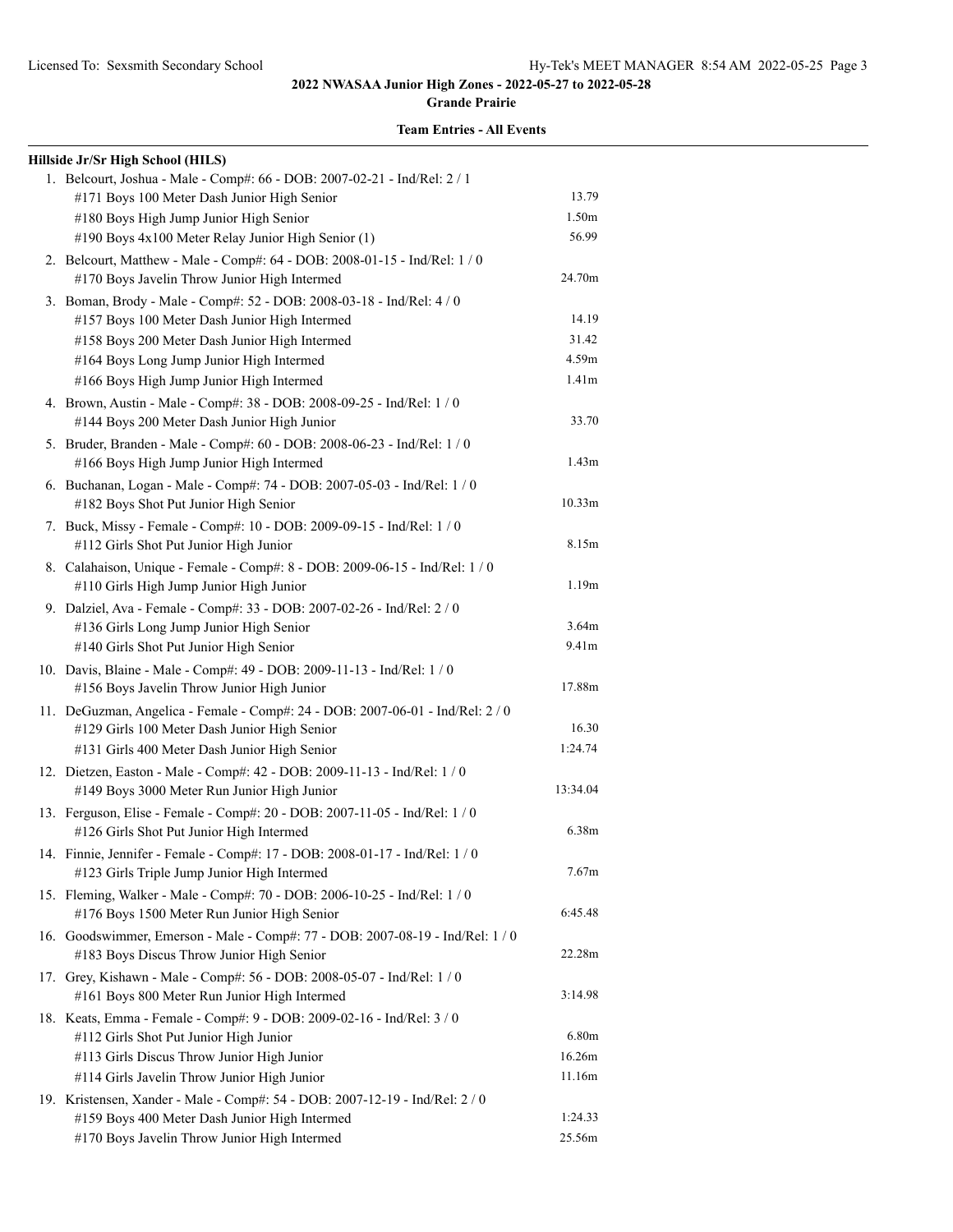## 2022 NWASAA Junior High Zones - 2022-05-27 to 2022-05-28

**Grande Prairie**

**Team Entries - All Events**

### Hillside Jr/Sr High School (HILS)

1. Belcourt, Joshua - Male - Comp#: 66 - DOB: 2007-02-21 - Ind/Rel: 2 / 1
   - #171 Boys 100 Meter Dash Junior High Senior — 13.79
   - #180 Boys High Jump Junior High Senior — 1.50m
   - #190 Boys 4x100 Meter Relay Junior High Senior (1) — 56.99
2. Belcourt, Matthew - Male - Comp#: 64 - DOB: 2008-01-15 - Ind/Rel: 1 / 0
   - #170 Boys Javelin Throw Junior High Intermed — 24.70m
3. Boman, Brody - Male - Comp#: 52 - DOB: 2008-03-18 - Ind/Rel: 4 / 0
   - #157 Boys 100 Meter Dash Junior High Intermed — 14.19
   - #158 Boys 200 Meter Dash Junior High Intermed — 31.42
   - #164 Boys Long Jump Junior High Intermed — 4.59m
   - #166 Boys High Jump Junior High Intermed — 1.41m
4. Brown, Austin - Male - Comp#: 38 - DOB: 2008-09-25 - Ind/Rel: 1 / 0
   - #144 Boys 200 Meter Dash Junior High Junior — 33.70
5. Bruder, Branden - Male - Comp#: 60 - DOB: 2008-06-23 - Ind/Rel: 1 / 0
   - #166 Boys High Jump Junior High Intermed — 1.43m
6. Buchanan, Logan - Male - Comp#: 74 - DOB: 2007-05-03 - Ind/Rel: 1 / 0
   - #182 Boys Shot Put Junior High Senior — 10.33m
7. Buck, Missy - Female - Comp#: 10 - DOB: 2009-09-15 - Ind/Rel: 1 / 0
   - #112 Girls Shot Put Junior High Junior — 8.15m
8. Calahaison, Unique - Female - Comp#: 8 - DOB: 2009-06-15 - Ind/Rel: 1 / 0
   - #110 Girls High Jump Junior High Junior — 1.19m
9. Dalziel, Ava - Female - Comp#: 33 - DOB: 2007-02-26 - Ind/Rel: 2 / 0
   - #136 Girls Long Jump Junior High Senior — 3.64m
   - #140 Girls Shot Put Junior High Senior — 9.41m
10. Davis, Blaine - Male - Comp#: 49 - DOB: 2009-11-13 - Ind/Rel: 1 / 0
    - #156 Boys Javelin Throw Junior High Junior — 17.88m
11. DeGuzman, Angelica - Female - Comp#: 24 - DOB: 2007-06-01 - Ind/Rel: 2 / 0
    - #129 Girls 100 Meter Dash Junior High Senior — 16.30
    - #131 Girls 400 Meter Dash Junior High Senior — 1:24.74
12. Dietzen, Easton - Male - Comp#: 42 - DOB: 2009-11-13 - Ind/Rel: 1 / 0
    - #149 Boys 3000 Meter Run Junior High Junior — 13:34.04
13. Ferguson, Elise - Female - Comp#: 20 - DOB: 2007-11-05 - Ind/Rel: 1 / 0
    - #126 Girls Shot Put Junior High Intermed — 6.38m
14. Finnie, Jennifer - Female - Comp#: 17 - DOB: 2008-01-17 - Ind/Rel: 1 / 0
    - #123 Girls Triple Jump Junior High Intermed — 7.67m
15. Fleming, Walker - Male - Comp#: 70 - DOB: 2006-10-25 - Ind/Rel: 1 / 0
    - #176 Boys 1500 Meter Run Junior High Senior — 6:45.48
16. Goodswimmer, Emerson - Male - Comp#: 77 - DOB: 2007-08-19 - Ind/Rel: 1 / 0
    - #183 Boys Discus Throw Junior High Senior — 22.28m
17. Grey, Kishawn - Male - Comp#: 56 - DOB: 2008-05-07 - Ind/Rel: 1 / 0
    - #161 Boys 800 Meter Run Junior High Intermed — 3:14.98
18. Keats, Emma - Female - Comp#: 9 - DOB: 2009-02-16 - Ind/Rel: 3 / 0
    - #112 Girls Shot Put Junior High Junior — 6.80m
    - #113 Girls Discus Throw Junior High Junior — 16.26m
    - #114 Girls Javelin Throw Junior High Junior — 11.16m
19. Kristensen, Xander - Male - Comp#: 54 - DOB: 2007-12-19 - Ind/Rel: 2 / 0
    - #159 Boys 400 Meter Dash Junior High Intermed — 1:24.33
    - #170 Boys Javelin Throw Junior High Intermed — 25.56m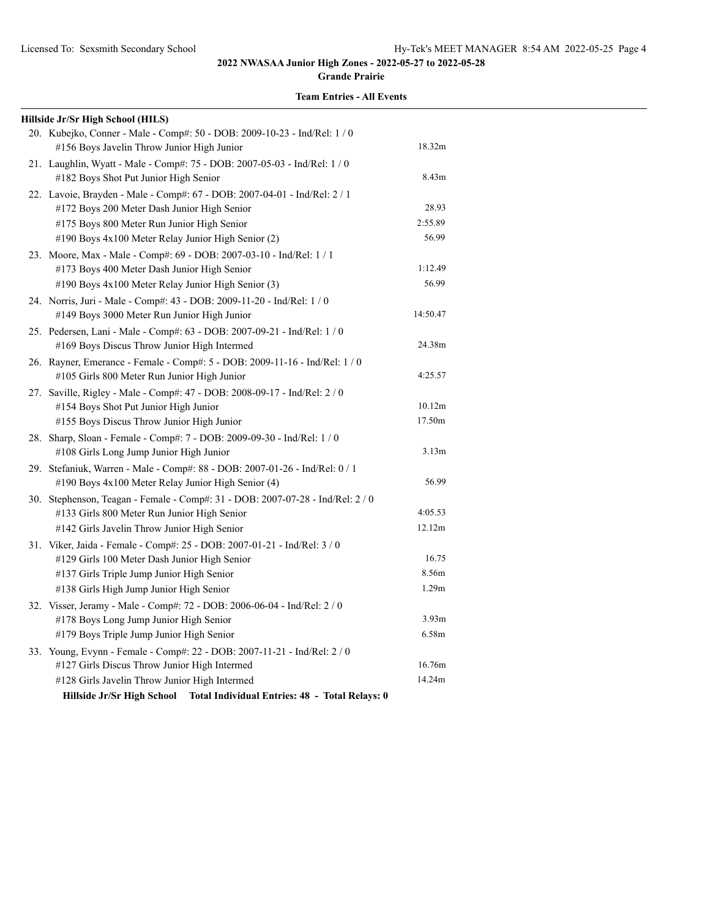**2022 NWASAA Junior High Zones - 2022-05-27 to 2022-05-28**

**Grande Prairie**

**Team Entries - All Events**

**Hillside Jr/Sr High School (HILS)**

20. Kubejko, Conner - Male - Comp#: 50 - DOB: 2009-10-23 - Ind/Rel: 1 / 0
    - #156 Boys Javelin Throw Junior High Junior — 18.32m
21. Laughlin, Wyatt - Male - Comp#: 75 - DOB: 2007-05-03 - Ind/Rel: 1 / 0
    - #182 Boys Shot Put Junior High Senior — 8.43m
22. Lavoie, Brayden - Male - Comp#: 67 - DOB: 2007-04-01 - Ind/Rel: 2 / 1
    - #172 Boys 200 Meter Dash Junior High Senior — 28.93
    - #175 Boys 800 Meter Run Junior High Senior — 2:55.89
    - #190 Boys 4x100 Meter Relay Junior High Senior (2) — 56.99
23. Moore, Max - Male - Comp#: 69 - DOB: 2007-03-10 - Ind/Rel: 1 / 1
    - #173 Boys 400 Meter Dash Junior High Senior — 1:12.49
    - #190 Boys 4x100 Meter Relay Junior High Senior (3) — 56.99
24. Norris, Juri - Male - Comp#: 43 - DOB: 2009-11-20 - Ind/Rel: 1 / 0
    - #149 Boys 3000 Meter Run Junior High Junior — 14:50.47
25. Pedersen, Lani - Male - Comp#: 63 - DOB: 2007-09-21 - Ind/Rel: 1 / 0
    - #169 Boys Discus Throw Junior High Intermed — 24.38m
26. Rayner, Emerance - Female - Comp#: 5 - DOB: 2009-11-16 - Ind/Rel: 1 / 0
    - #105 Girls 800 Meter Run Junior High Junior — 4:25.57
27. Saville, Rigley - Male - Comp#: 47 - DOB: 2008-09-17 - Ind/Rel: 2 / 0
    - #154 Boys Shot Put Junior High Junior — 10.12m
    - #155 Boys Discus Throw Junior High Junior — 17.50m
28. Sharp, Sloan - Female - Comp#: 7 - DOB: 2009-09-30 - Ind/Rel: 1 / 0
    - #108 Girls Long Jump Junior High Junior — 3.13m
29. Stefaniuk, Warren - Male - Comp#: 88 - DOB: 2007-01-26 - Ind/Rel: 0 / 1
    - #190 Boys 4x100 Meter Relay Junior High Senior (4) — 56.99
30. Stephenson, Teagan - Female - Comp#: 31 - DOB: 2007-07-28 - Ind/Rel: 2 / 0
    - #133 Girls 800 Meter Run Junior High Senior — 4:05.53
    - #142 Girls Javelin Throw Junior High Senior — 12.12m
31. Viker, Jaida - Female - Comp#: 25 - DOB: 2007-01-21 - Ind/Rel: 3 / 0
    - #129 Girls 100 Meter Dash Junior High Senior — 16.75
    - #137 Girls Triple Jump Junior High Senior — 8.56m
    - #138 Girls High Jump Junior High Senior — 1.29m
32. Visser, Jeramy - Male - Comp#: 72 - DOB: 2006-06-04 - Ind/Rel: 2 / 0
    - #178 Boys Long Jump Junior High Senior — 3.93m
    - #179 Boys Triple Jump Junior High Senior — 6.58m
33. Young, Evynn - Female - Comp#: 22 - DOB: 2007-11-21 - Ind/Rel: 2 / 0
    - #127 Girls Discus Throw Junior High Intermed — 16.76m
    - #128 Girls Javelin Throw Junior High Intermed — 14.24m

**Hillside Jr/Sr High School Total Individual Entries: 48 - Total Relays: 0**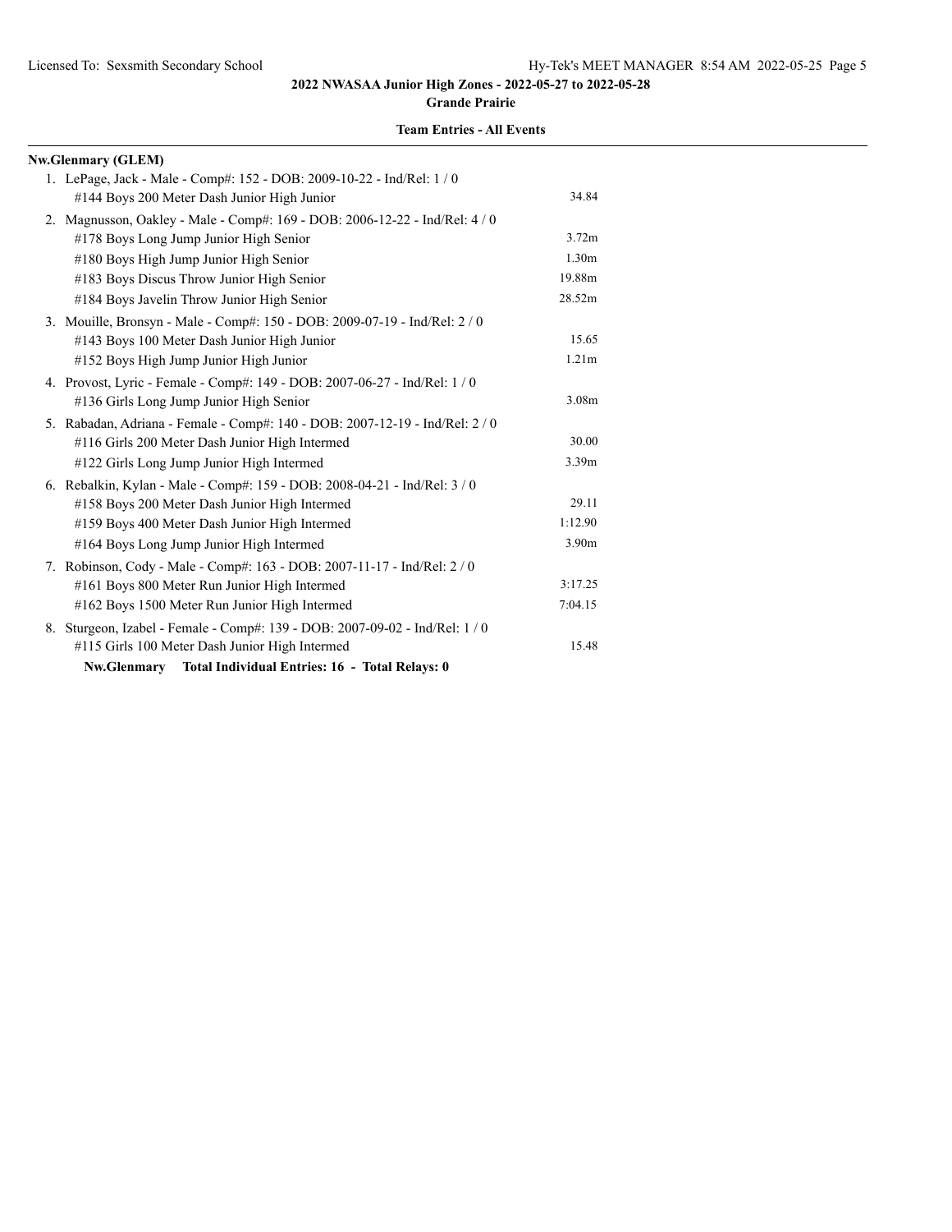## 2022 NWASAA Junior High Zones - 2022-05-27 to 2022-05-28

**Grande Prairie**

**Team Entries - All Events**

**Nw.Glenmary (GLEM)**

1. LePage, Jack - Male - Comp#: 152 - DOB: 2009-10-22 - Ind/Rel: 1 / 0

| Event | Mark |
|---|---|
| #144 Boys 200 Meter Dash Junior High Junior | 34.84 |

2. Magnusson, Oakley - Male - Comp#: 169 - DOB: 2006-12-22 - Ind/Rel: 4 / 0

| Event | Mark |
|---|---|
| #178 Boys Long Jump Junior High Senior | 3.72m |
| #180 Boys High Jump Junior High Senior | 1.30m |
| #183 Boys Discus Throw Junior High Senior | 19.88m |
| #184 Boys Javelin Throw Junior High Senior | 28.52m |

3. Mouille, Bronsyn - Male - Comp#: 150 - DOB: 2009-07-19 - Ind/Rel: 2 / 0

| Event | Mark |
|---|---|
| #143 Boys 100 Meter Dash Junior High Junior | 15.65 |
| #152 Boys High Jump Junior High Junior | 1.21m |

4. Provost, Lyric - Female - Comp#: 149 - DOB: 2007-06-27 - Ind/Rel: 1 / 0

| Event | Mark |
|---|---|
| #136 Girls Long Jump Junior High Senior | 3.08m |

5. Rabadan, Adriana - Female - Comp#: 140 - DOB: 2007-12-19 - Ind/Rel: 2 / 0

| Event | Mark |
|---|---|
| #116 Girls 200 Meter Dash Junior High Intermed | 30.00 |
| #122 Girls Long Jump Junior High Intermed | 3.39m |

6. Rebalkin, Kylan - Male - Comp#: 159 - DOB: 2008-04-21 - Ind/Rel: 3 / 0

| Event | Mark |
|---|---|
| #158 Boys 200 Meter Dash Junior High Intermed | 29.11 |
| #159 Boys 400 Meter Dash Junior High Intermed | 1:12.90 |
| #164 Boys Long Jump Junior High Intermed | 3.90m |

7. Robinson, Cody - Male - Comp#: 163 - DOB: 2007-11-17 - Ind/Rel: 2 / 0

| Event | Mark |
|---|---|
| #161 Boys 800 Meter Run Junior High Intermed | 3:17.25 |
| #162 Boys 1500 Meter Run Junior High Intermed | 7:04.15 |

8. Sturgeon, Izabel - Female - Comp#: 139 - DOB: 2007-09-02 - Ind/Rel: 1 / 0

| Event | Mark |
|---|---|
| #115 Girls 100 Meter Dash Junior High Intermed | 15.48 |

**Nw.Glenmary Total Individual Entries: 16 - Total Relays: 0**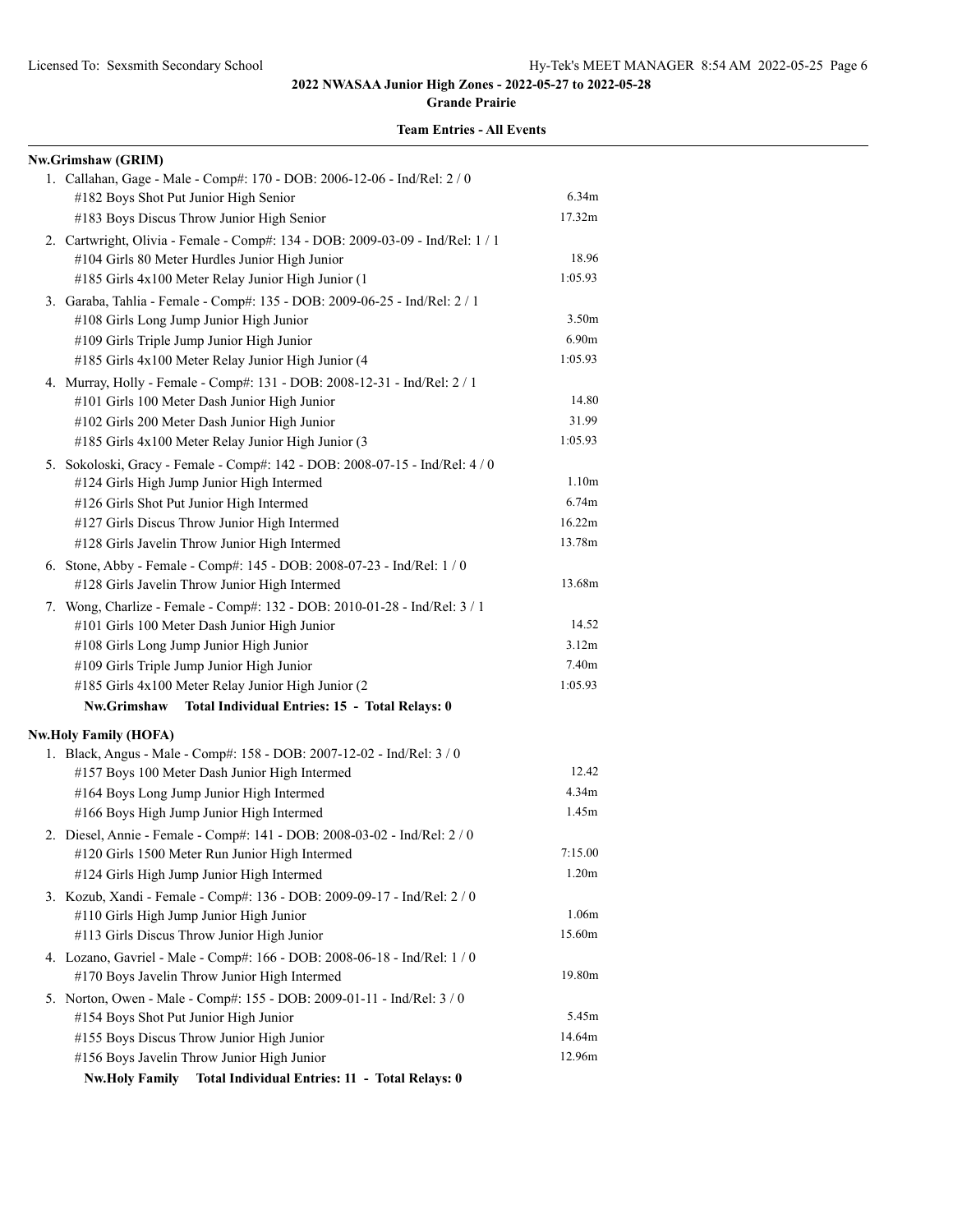# 2022 NWASAA Junior High Zones - 2022-05-27 to 2022-05-28

**Grande Prairie**

**Team Entries - All Events**

## Nw.Grimshaw (GRIM)

1. Callahan, Gage - Male - Comp#: 170 - DOB: 2006-12-06 - Ind/Rel: 2 / 0

| Event | Mark |
|---|---|
| #182 Boys Shot Put Junior High Senior | 6.34m |
| #183 Boys Discus Throw Junior High Senior | 17.32m |

2. Cartwright, Olivia - Female - Comp#: 134 - DOB: 2009-03-09 - Ind/Rel: 1 / 1

| Event | Mark |
|---|---|
| #104 Girls 80 Meter Hurdles Junior High Junior | 18.96 |
| #185 Girls 4x100 Meter Relay Junior High Junior (1 | 1:05.93 |

3. Garaba, Tahlia - Female - Comp#: 135 - DOB: 2009-06-25 - Ind/Rel: 2 / 1

| Event | Mark |
|---|---|
| #108 Girls Long Jump Junior High Junior | 3.50m |
| #109 Girls Triple Jump Junior High Junior | 6.90m |
| #185 Girls 4x100 Meter Relay Junior High Junior (4 | 1:05.93 |

4. Murray, Holly - Female - Comp#: 131 - DOB: 2008-12-31 - Ind/Rel: 2 / 1

| Event | Mark |
|---|---|
| #101 Girls 100 Meter Dash Junior High Junior | 14.80 |
| #102 Girls 200 Meter Dash Junior High Junior | 31.99 |
| #185 Girls 4x100 Meter Relay Junior High Junior (3 | 1:05.93 |

5. Sokoloski, Gracy - Female - Comp#: 142 - DOB: 2008-07-15 - Ind/Rel: 4 / 0

| Event | Mark |
|---|---|
| #124 Girls High Jump Junior High Intermed | 1.10m |
| #126 Girls Shot Put Junior High Intermed | 6.74m |
| #127 Girls Discus Throw Junior High Intermed | 16.22m |
| #128 Girls Javelin Throw Junior High Intermed | 13.78m |

6. Stone, Abby - Female - Comp#: 145 - DOB: 2008-07-23 - Ind/Rel: 1 / 0

| Event | Mark |
|---|---|
| #128 Girls Javelin Throw Junior High Intermed | 13.68m |

7. Wong, Charlize - Female - Comp#: 132 - DOB: 2010-01-28 - Ind/Rel: 3 / 1

| Event | Mark |
|---|---|
| #101 Girls 100 Meter Dash Junior High Junior | 14.52 |
| #108 Girls Long Jump Junior High Junior | 3.12m |
| #109 Girls Triple Jump Junior High Junior | 7.40m |
| #185 Girls 4x100 Meter Relay Junior High Junior (2 | 1:05.93 |

**Nw.Grimshaw Total Individual Entries: 15 - Total Relays: 0**

## Nw.Holy Family (HOFA)

1. Black, Angus - Male - Comp#: 158 - DOB: 2007-12-02 - Ind/Rel: 3 / 0

| Event | Mark |
|---|---|
| #157 Boys 100 Meter Dash Junior High Intermed | 12.42 |
| #164 Boys Long Jump Junior High Intermed | 4.34m |
| #166 Boys High Jump Junior High Intermed | 1.45m |

2. Diesel, Annie - Female - Comp#: 141 - DOB: 2008-03-02 - Ind/Rel: 2 / 0

| Event | Mark |
|---|---|
| #120 Girls 1500 Meter Run Junior High Intermed | 7:15.00 |
| #124 Girls High Jump Junior High Intermed | 1.20m |

3. Kozub, Xandi - Female - Comp#: 136 - DOB: 2009-09-17 - Ind/Rel: 2 / 0

| Event | Mark |
|---|---|
| #110 Girls High Jump Junior High Junior | 1.06m |
| #113 Girls Discus Throw Junior High Junior | 15.60m |

4. Lozano, Gavriel - Male - Comp#: 166 - DOB: 2008-06-18 - Ind/Rel: 1 / 0

| Event | Mark |
|---|---|
| #170 Boys Javelin Throw Junior High Intermed | 19.80m |

5. Norton, Owen - Male - Comp#: 155 - DOB: 2009-01-11 - Ind/Rel: 3 / 0

| Event | Mark |
|---|---|
| #154 Boys Shot Put Junior High Junior | 5.45m |
| #155 Boys Discus Throw Junior High Junior | 14.64m |
| #156 Boys Javelin Throw Junior High Junior | 12.96m |

**Nw.Holy Family Total Individual Entries: 11 - Total Relays: 0**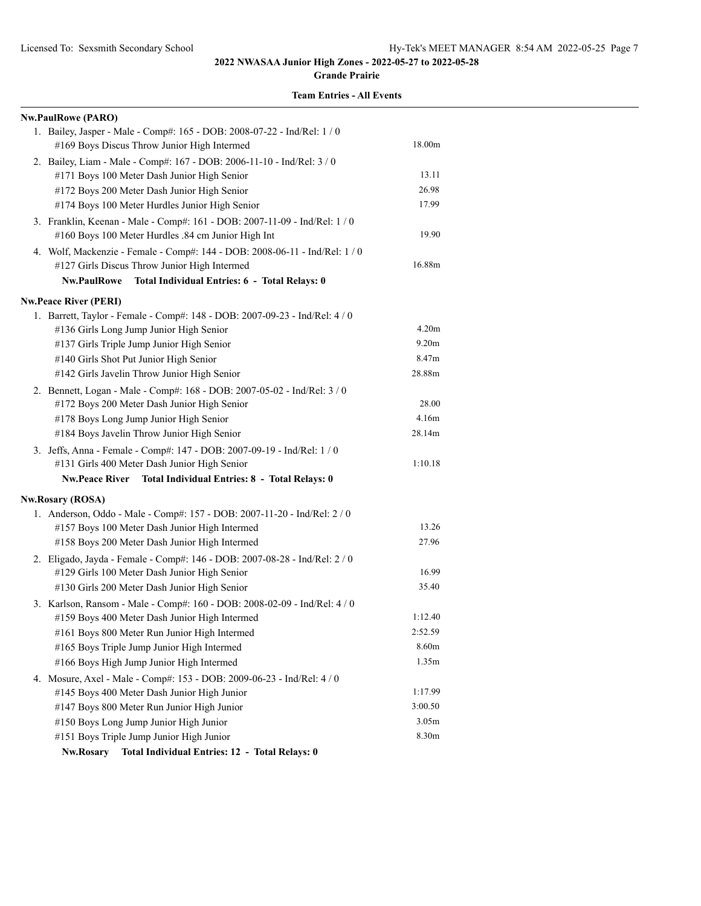## 2022 NWASAA Junior High Zones - 2022-05-27 to 2022-05-28

**Grande Prairie**

**Team Entries - All Events**

**Nw.PaulRowe (PARO)**

1. Bailey, Jasper - Male - Comp#: 165 - DOB: 2008-07-22 - Ind/Rel: 1 / 0

| Event | Mark |
|---|---|
| #169 Boys Discus Throw Junior High Intermed | 18.00m |

2. Bailey, Liam - Male - Comp#: 167 - DOB: 2006-11-10 - Ind/Rel: 3 / 0

| Event | Mark |
|---|---|
| #171 Boys 100 Meter Dash Junior High Senior | 13.11 |
| #172 Boys 200 Meter Dash Junior High Senior | 26.98 |
| #174 Boys 100 Meter Hurdles Junior High Senior | 17.99 |

3. Franklin, Keenan - Male - Comp#: 161 - DOB: 2007-11-09 - Ind/Rel: 1 / 0

| Event | Mark |
|---|---|
| #160 Boys 100 Meter Hurdles .84 cm Junior High Int | 19.90 |

4. Wolf, Mackenzie - Female - Comp#: 144 - DOB: 2008-06-11 - Ind/Rel: 1 / 0

| Event | Mark |
|---|---|
| #127 Girls Discus Throw Junior High Intermed | 16.88m |

**Nw.PaulRowe Total Individual Entries: 6 - Total Relays: 0**

**Nw.Peace River (PERI)**

1. Barrett, Taylor - Female - Comp#: 148 - DOB: 2007-09-23 - Ind/Rel: 4 / 0

| Event | Mark |
|---|---|
| #136 Girls Long Jump Junior High Senior | 4.20m |
| #137 Girls Triple Jump Junior High Senior | 9.20m |
| #140 Girls Shot Put Junior High Senior | 8.47m |
| #142 Girls Javelin Throw Junior High Senior | 28.88m |

2. Bennett, Logan - Male - Comp#: 168 - DOB: 2007-05-02 - Ind/Rel: 3 / 0

| Event | Mark |
|---|---|
| #172 Boys 200 Meter Dash Junior High Senior | 28.00 |
| #178 Boys Long Jump Junior High Senior | 4.16m |
| #184 Boys Javelin Throw Junior High Senior | 28.14m |

3. Jeffs, Anna - Female - Comp#: 147 - DOB: 2007-09-19 - Ind/Rel: 1 / 0

| Event | Mark |
|---|---|
| #131 Girls 400 Meter Dash Junior High Senior | 1:10.18 |

**Nw.Peace River Total Individual Entries: 8 - Total Relays: 0**

**Nw.Rosary (ROSA)**

1. Anderson, Oddo - Male - Comp#: 157 - DOB: 2007-11-20 - Ind/Rel: 2 / 0

| Event | Mark |
|---|---|
| #157 Boys 100 Meter Dash Junior High Intermed | 13.26 |
| #158 Boys 200 Meter Dash Junior High Intermed | 27.96 |

2. Eligado, Jayda - Female - Comp#: 146 - DOB: 2007-08-28 - Ind/Rel: 2 / 0

| Event | Mark |
|---|---|
| #129 Girls 100 Meter Dash Junior High Senior | 16.99 |
| #130 Girls 200 Meter Dash Junior High Senior | 35.40 |

3. Karlson, Ransom - Male - Comp#: 160 - DOB: 2008-02-09 - Ind/Rel: 4 / 0

| Event | Mark |
|---|---|
| #159 Boys 400 Meter Dash Junior High Intermed | 1:12.40 |
| #161 Boys 800 Meter Run Junior High Intermed | 2:52.59 |
| #165 Boys Triple Jump Junior High Intermed | 8.60m |
| #166 Boys High Jump Junior High Intermed | 1.35m |

4. Mosure, Axel - Male - Comp#: 153 - DOB: 2009-06-23 - Ind/Rel: 4 / 0

| Event | Mark |
|---|---|
| #145 Boys 400 Meter Dash Junior High Junior | 1:17.99 |
| #147 Boys 800 Meter Run Junior High Junior | 3:00.50 |
| #150 Boys Long Jump Junior High Junior | 3.05m |
| #151 Boys Triple Jump Junior High Junior | 8.30m |

**Nw.Rosary Total Individual Entries: 12 - Total Relays: 0**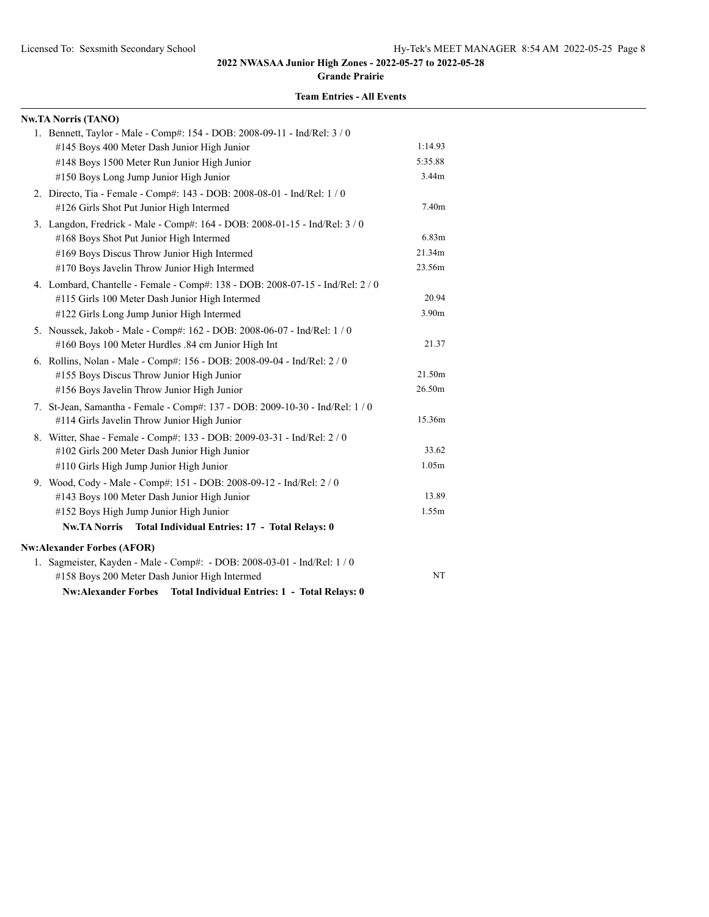# 2022 NWASAA Junior High Zones - 2022-05-27 to 2022-05-28

**Grande Prairie**

**Team Entries - All Events**

**Nw.TA Norris (TANO)**

1. Bennett, Taylor - Male - Comp#: 154 - DOB: 2008-09-11 - Ind/Rel: 3 / 0
   - #145 Boys 400 Meter Dash Junior High Junior — 1:14.93
   - #148 Boys 1500 Meter Run Junior High Junior — 5:35.88
   - #150 Boys Long Jump Junior High Junior — 3.44m
2. Directo, Tia - Female - Comp#: 143 - DOB: 2008-08-01 - Ind/Rel: 1 / 0
   - #126 Girls Shot Put Junior High Intermed — 7.40m
3. Langdon, Fredrick - Male - Comp#: 164 - DOB: 2008-01-15 - Ind/Rel: 3 / 0
   - #168 Boys Shot Put Junior High Intermed — 6.83m
   - #169 Boys Discus Throw Junior High Intermed — 21.34m
   - #170 Boys Javelin Throw Junior High Intermed — 23.56m
4. Lombard, Chantelle - Female - Comp#: 138 - DOB: 2008-07-15 - Ind/Rel: 2 / 0
   - #115 Girls 100 Meter Dash Junior High Intermed — 20.94
   - #122 Girls Long Jump Junior High Intermed — 3.90m
5. Noussek, Jakob - Male - Comp#: 162 - DOB: 2008-06-07 - Ind/Rel: 1 / 0
   - #160 Boys 100 Meter Hurdles .84 cm Junior High Int — 21.37
6. Rollins, Nolan - Male - Comp#: 156 - DOB: 2008-09-04 - Ind/Rel: 2 / 0
   - #155 Boys Discus Throw Junior High Junior — 21.50m
   - #156 Boys Javelin Throw Junior High Junior — 26.50m
7. St-Jean, Samantha - Female - Comp#: 137 - DOB: 2009-10-30 - Ind/Rel: 1 / 0
   - #114 Girls Javelin Throw Junior High Junior — 15.36m
8. Witter, Shae - Female - Comp#: 133 - DOB: 2009-03-31 - Ind/Rel: 2 / 0
   - #102 Girls 200 Meter Dash Junior High Junior — 33.62
   - #110 Girls High Jump Junior High Junior — 1.05m
9. Wood, Cody - Male - Comp#: 151 - DOB: 2008-09-12 - Ind/Rel: 2 / 0
   - #143 Boys 100 Meter Dash Junior High Junior — 13.89
   - #152 Boys High Jump Junior High Junior — 1.55m

**Nw.TA Norris Total Individual Entries: 17 - Total Relays: 0**

**Nw:Alexander Forbes (AFOR)**

1. Sagmeister, Kayden - Male - Comp#: - DOB: 2008-03-01 - Ind/Rel: 1 / 0
   - #158 Boys 200 Meter Dash Junior High Intermed — NT

**Nw:Alexander Forbes Total Individual Entries: 1 - Total Relays: 0**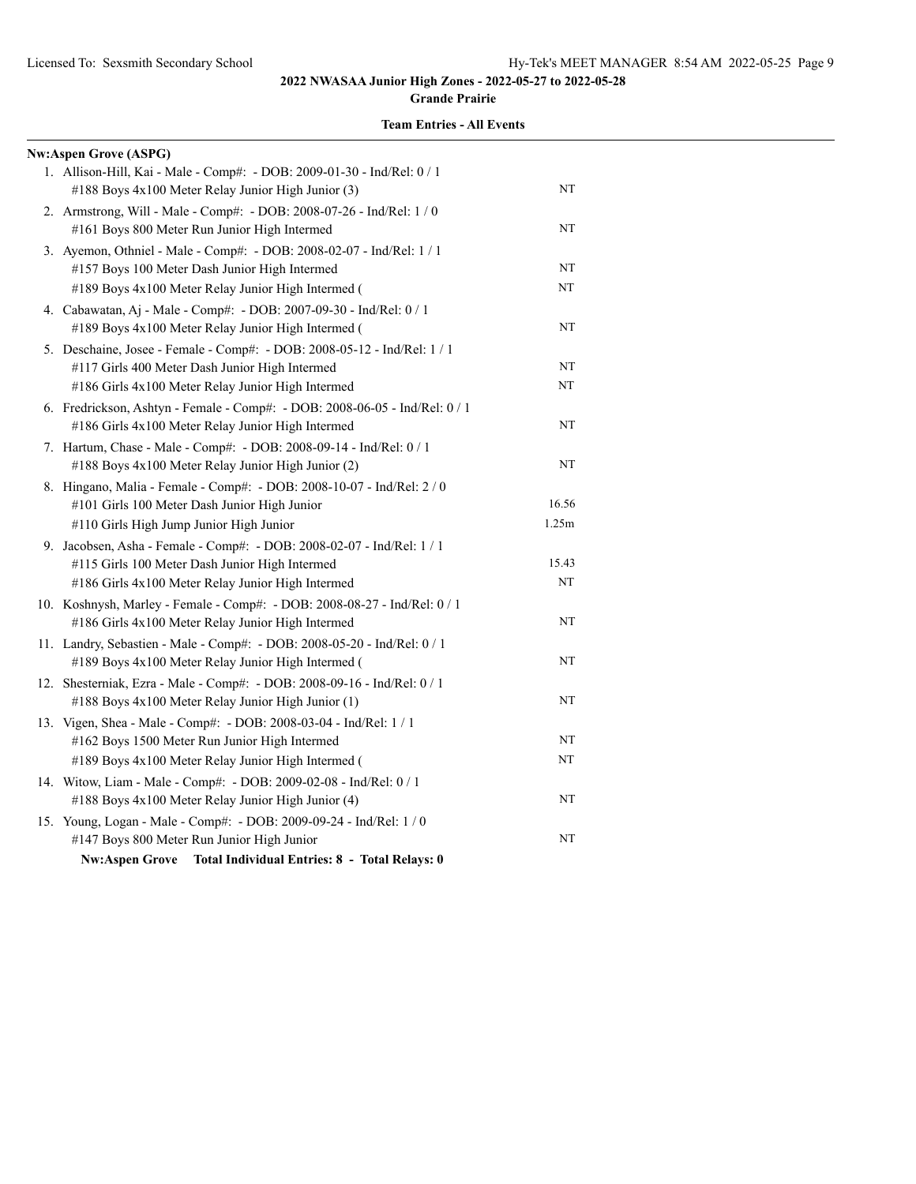## 2022 NWASAA Junior High Zones - 2022-05-27 to 2022-05-28

**Grande Prairie**

### Team Entries - All Events

**Nw:Aspen Grove (ASPG)**

1. Allison-Hill, Kai - Male - Comp#: - DOB: 2009-01-30 - Ind/Rel: 0 / 1
   - #188 Boys 4x100 Meter Relay Junior High Junior (3) — NT
2. Armstrong, Will - Male - Comp#: - DOB: 2008-07-26 - Ind/Rel: 1 / 0
   - #161 Boys 800 Meter Run Junior High Intermed — NT
3. Ayemon, Othniel - Male - Comp#: - DOB: 2008-02-07 - Ind/Rel: 1 / 1
   - #157 Boys 100 Meter Dash Junior High Intermed — NT
   - #189 Boys 4x100 Meter Relay Junior High Intermed ( — NT
4. Cabawatan, Aj - Male - Comp#: - DOB: 2007-09-30 - Ind/Rel: 0 / 1
   - #189 Boys 4x100 Meter Relay Junior High Intermed ( — NT
5. Deschaine, Josee - Female - Comp#: - DOB: 2008-05-12 - Ind/Rel: 1 / 1
   - #117 Girls 400 Meter Dash Junior High Intermed — NT
   - #186 Girls 4x100 Meter Relay Junior High Intermed — NT
6. Fredrickson, Ashtyn - Female - Comp#: - DOB: 2008-06-05 - Ind/Rel: 0 / 1
   - #186 Girls 4x100 Meter Relay Junior High Intermed — NT
7. Hartum, Chase - Male - Comp#: - DOB: 2008-09-14 - Ind/Rel: 0 / 1
   - #188 Boys 4x100 Meter Relay Junior High Junior (2) — NT
8. Hingano, Malia - Female - Comp#: - DOB: 2008-10-07 - Ind/Rel: 2 / 0
   - #101 Girls 100 Meter Dash Junior High Junior — 16.56
   - #110 Girls High Jump Junior High Junior — 1.25m
9. Jacobsen, Asha - Female - Comp#: - DOB: 2008-02-07 - Ind/Rel: 1 / 1
   - #115 Girls 100 Meter Dash Junior High Intermed — 15.43
   - #186 Girls 4x100 Meter Relay Junior High Intermed — NT
10. Koshnysh, Marley - Female - Comp#: - DOB: 2008-08-27 - Ind/Rel: 0 / 1
    - #186 Girls 4x100 Meter Relay Junior High Intermed — NT
11. Landry, Sebastien - Male - Comp#: - DOB: 2008-05-20 - Ind/Rel: 0 / 1
    - #189 Boys 4x100 Meter Relay Junior High Intermed ( — NT
12. Shesterniak, Ezra - Male - Comp#: - DOB: 2008-09-16 - Ind/Rel: 0 / 1
    - #188 Boys 4x100 Meter Relay Junior High Junior (1) — NT
13. Vigen, Shea - Male - Comp#: - DOB: 2008-03-04 - Ind/Rel: 1 / 1
    - #162 Boys 1500 Meter Run Junior High Intermed — NT
    - #189 Boys 4x100 Meter Relay Junior High Intermed ( — NT
14. Witow, Liam - Male - Comp#: - DOB: 2009-02-08 - Ind/Rel: 0 / 1
    - #188 Boys 4x100 Meter Relay Junior High Junior (4) — NT
15. Young, Logan - Male - Comp#: - DOB: 2009-09-24 - Ind/Rel: 1 / 0
    - #147 Boys 800 Meter Run Junior High Junior — NT

**Nw:Aspen Grove Total Individual Entries: 8 - Total Relays: 0**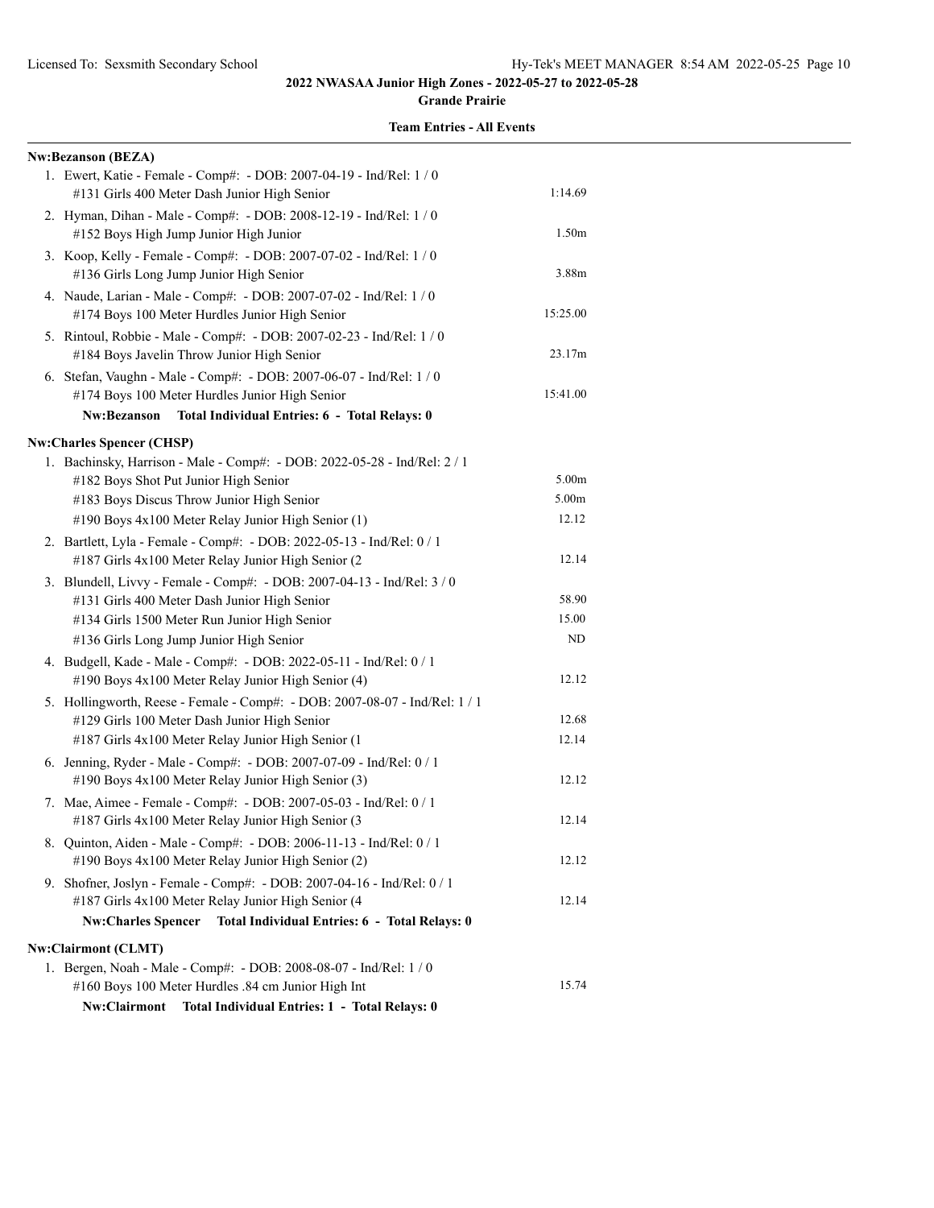## 2022 NWASAA Junior High Zones - 2022-05-27 to 2022-05-28

**Grande Prairie**

**Team Entries - All Events**

**Nw:Bezanson (BEZA)**

1. Ewert, Katie - Female - Comp#: - DOB: 2007-04-19 - Ind/Rel: 1 / 0
   #131 Girls 400 Meter Dash Junior High Senior — 1:14.69
2. Hyman, Dihan - Male - Comp#: - DOB: 2008-12-19 - Ind/Rel: 1 / 0
   #152 Boys High Jump Junior High Junior — 1.50m
3. Koop, Kelly - Female - Comp#: - DOB: 2007-07-02 - Ind/Rel: 1 / 0
   #136 Girls Long Jump Junior High Senior — 3.88m
4. Naude, Larian - Male - Comp#: - DOB: 2007-07-02 - Ind/Rel: 1 / 0
   #174 Boys 100 Meter Hurdles Junior High Senior — 15:25.00
5. Rintoul, Robbie - Male - Comp#: - DOB: 2007-02-23 - Ind/Rel: 1 / 0
   #184 Boys Javelin Throw Junior High Senior — 23.17m
6. Stefan, Vaughn - Male - Comp#: - DOB: 2007-06-07 - Ind/Rel: 1 / 0
   #174 Boys 100 Meter Hurdles Junior High Senior — 15:41.00

**Nw:Bezanson Total Individual Entries: 6 - Total Relays: 0**

**Nw:Charles Spencer (CHSP)**

1. Bachinsky, Harrison - Male - Comp#: - DOB: 2022-05-28 - Ind/Rel: 2 / 1
   #182 Boys Shot Put Junior High Senior — 5.00m
   #183 Boys Discus Throw Junior High Senior — 5.00m
   #190 Boys 4x100 Meter Relay Junior High Senior (1) — 12.12
2. Bartlett, Lyla - Female - Comp#: - DOB: 2022-05-13 - Ind/Rel: 0 / 1
   #187 Girls 4x100 Meter Relay Junior High Senior (2 — 12.14
3. Blundell, Livvy - Female - Comp#: - DOB: 2007-04-13 - Ind/Rel: 3 / 0
   #131 Girls 400 Meter Dash Junior High Senior — 58.90
   #134 Girls 1500 Meter Run Junior High Senior — 15.00
   #136 Girls Long Jump Junior High Senior — ND
4. Budgell, Kade - Male - Comp#: - DOB: 2022-05-11 - Ind/Rel: 0 / 1
   #190 Boys 4x100 Meter Relay Junior High Senior (4) — 12.12
5. Hollingworth, Reese - Female - Comp#: - DOB: 2007-08-07 - Ind/Rel: 1 / 1
   #129 Girls 100 Meter Dash Junior High Senior — 12.68
   #187 Girls 4x100 Meter Relay Junior High Senior (1 — 12.14
6. Jenning, Ryder - Male - Comp#: - DOB: 2007-07-09 - Ind/Rel: 0 / 1
   #190 Boys 4x100 Meter Relay Junior High Senior (3) — 12.12
7. Mae, Aimee - Female - Comp#: - DOB: 2007-05-03 - Ind/Rel: 0 / 1
   #187 Girls 4x100 Meter Relay Junior High Senior (3 — 12.14
8. Quinton, Aiden - Male - Comp#: - DOB: 2006-11-13 - Ind/Rel: 0 / 1
   #190 Boys 4x100 Meter Relay Junior High Senior (2) — 12.12
9. Shofner, Joslyn - Female - Comp#: - DOB: 2007-04-16 - Ind/Rel: 0 / 1
   #187 Girls 4x100 Meter Relay Junior High Senior (4 — 12.14

**Nw:Charles Spencer Total Individual Entries: 6 - Total Relays: 0**

**Nw:Clairmont (CLMT)**

1. Bergen, Noah - Male - Comp#: - DOB: 2008-08-07 - Ind/Rel: 1 / 0
   #160 Boys 100 Meter Hurdles .84 cm Junior High Int — 15.74

**Nw:Clairmont Total Individual Entries: 1 - Total Relays: 0**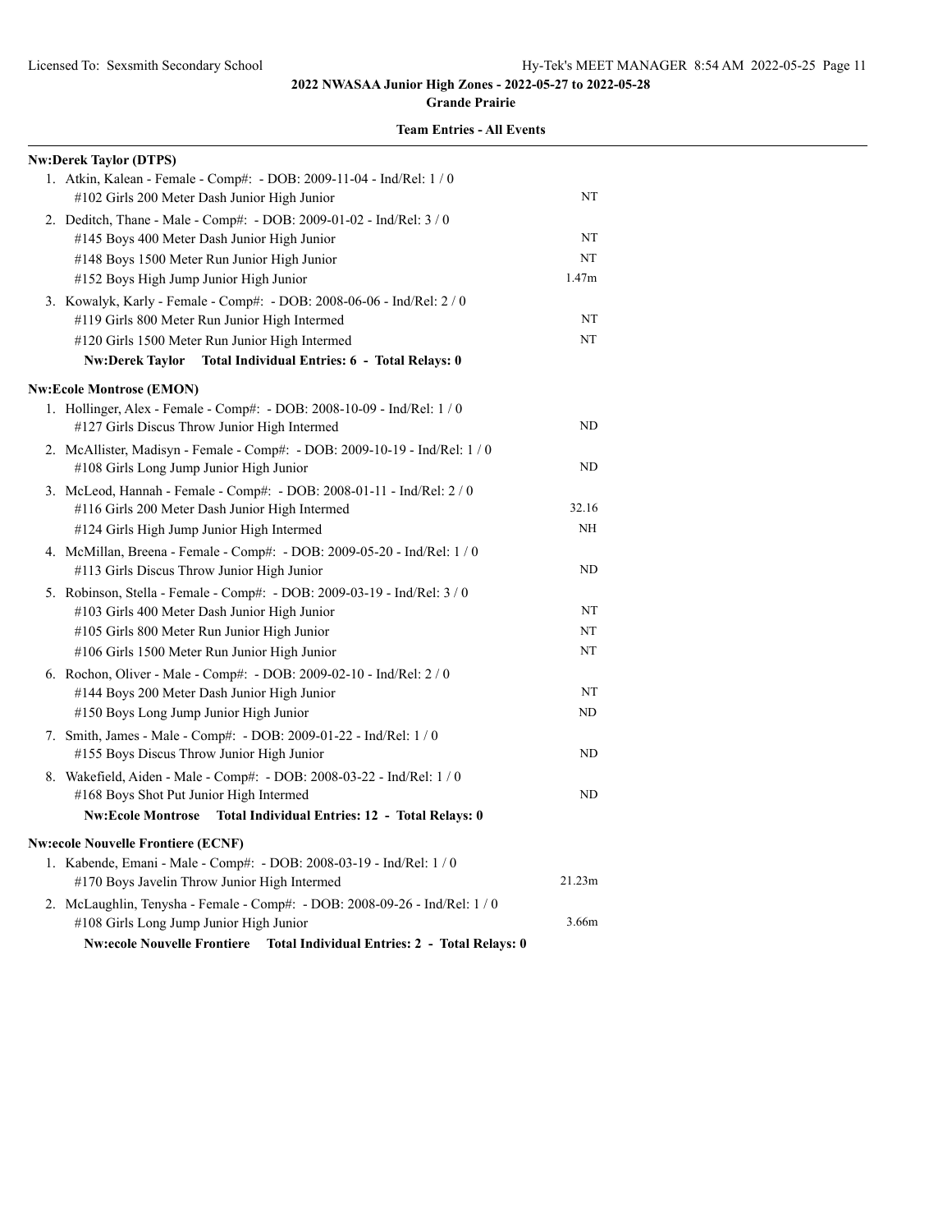# 2022 NWASAA Junior High Zones - 2022-05-27 to 2022-05-28

## Grande Prairie

### Team Entries - All Events

**Nw:Derek Taylor (DTPS)**

1. Atkin, Kalean - Female - Comp#: - DOB: 2009-11-04 - Ind/Rel: 1 / 0
   - #102 Girls 200 Meter Dash Junior High Junior — NT
2. Deditch, Thane - Male - Comp#: - DOB: 2009-01-02 - Ind/Rel: 3 / 0
   - #145 Boys 400 Meter Dash Junior High Junior — NT
   - #148 Boys 1500 Meter Run Junior High Junior — NT
   - #152 Boys High Jump Junior High Junior — 1.47m
3. Kowalyk, Karly - Female - Comp#: - DOB: 2008-06-06 - Ind/Rel: 2 / 0
   - #119 Girls 800 Meter Run Junior High Intermed — NT
   - #120 Girls 1500 Meter Run Junior High Intermed — NT

**Nw:Derek Taylor Total Individual Entries: 6 - Total Relays: 0**

**Nw:Ecole Montrose (EMON)**

1. Hollinger, Alex - Female - Comp#: - DOB: 2008-10-09 - Ind/Rel: 1 / 0
   - #127 Girls Discus Throw Junior High Intermed — ND
2. McAllister, Madisyn - Female - Comp#: - DOB: 2009-10-19 - Ind/Rel: 1 / 0
   - #108 Girls Long Jump Junior High Junior — ND
3. McLeod, Hannah - Female - Comp#: - DOB: 2008-01-11 - Ind/Rel: 2 / 0
   - #116 Girls 200 Meter Dash Junior High Intermed — 32.16
   - #124 Girls High Jump Junior High Intermed — NH
4. McMillan, Breena - Female - Comp#: - DOB: 2009-05-20 - Ind/Rel: 1 / 0
   - #113 Girls Discus Throw Junior High Junior — ND
5. Robinson, Stella - Female - Comp#: - DOB: 2009-03-19 - Ind/Rel: 3 / 0
   - #103 Girls 400 Meter Dash Junior High Junior — NT
   - #105 Girls 800 Meter Run Junior High Junior — NT
   - #106 Girls 1500 Meter Run Junior High Junior — NT
6. Rochon, Oliver - Male - Comp#: - DOB: 2009-02-10 - Ind/Rel: 2 / 0
   - #144 Boys 200 Meter Dash Junior High Junior — NT
   - #150 Boys Long Jump Junior High Junior — ND
7. Smith, James - Male - Comp#: - DOB: 2009-01-22 - Ind/Rel: 1 / 0
   - #155 Boys Discus Throw Junior High Junior — ND
8. Wakefield, Aiden - Male - Comp#: - DOB: 2008-03-22 - Ind/Rel: 1 / 0
   - #168 Boys Shot Put Junior High Intermed — ND

**Nw:Ecole Montrose Total Individual Entries: 12 - Total Relays: 0**

**Nw:ecole Nouvelle Frontiere (ECNF)**

1. Kabende, Emani - Male - Comp#: - DOB: 2008-03-19 - Ind/Rel: 1 / 0
   - #170 Boys Javelin Throw Junior High Intermed — 21.23m
2. McLaughlin, Tenysha - Female - Comp#: - DOB: 2008-09-26 - Ind/Rel: 1 / 0
   - #108 Girls Long Jump Junior High Junior — 3.66m

**Nw:ecole Nouvelle Frontiere Total Individual Entries: 2 - Total Relays: 0**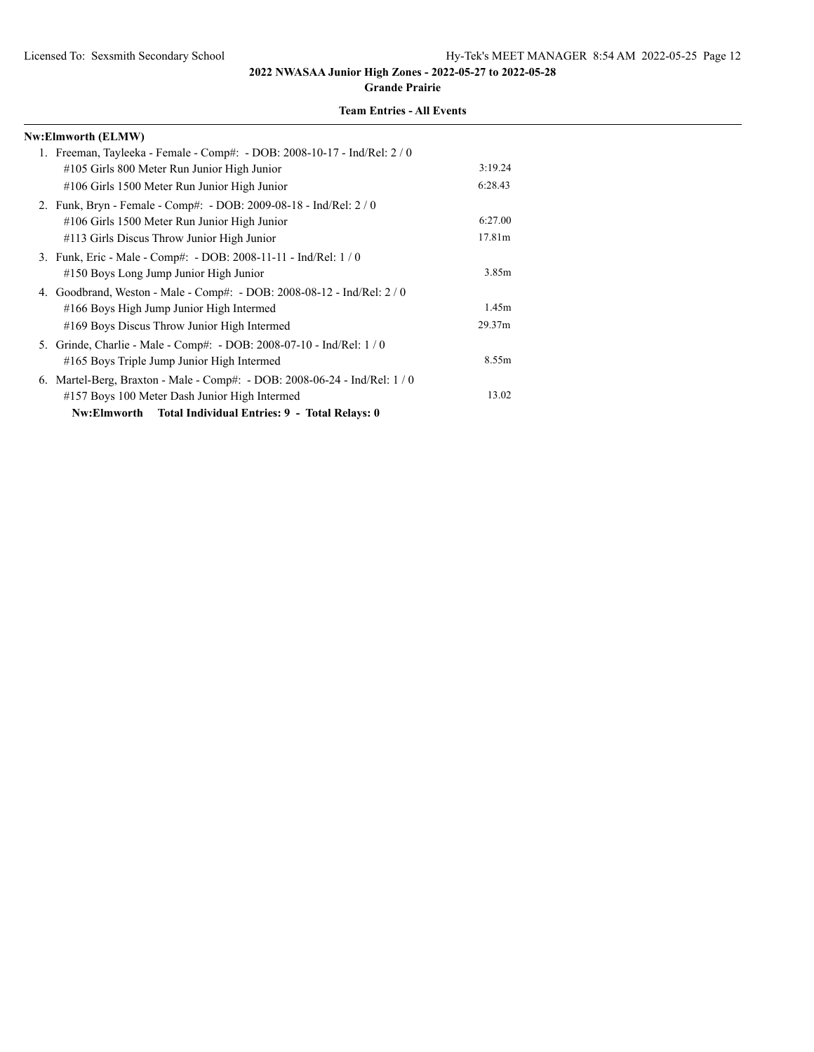## 2022 NWASAA Junior High Zones - 2022-05-27 to 2022-05-28

**Grande Prairie**

**Team Entries - All Events**

**Nw:Elmworth (ELMW)**

1. Freeman, Tayleeka - Female - Comp#: - DOB: 2008-10-17 - Ind/Rel: 2 / 0
   - #105 Girls 800 Meter Run Junior High Junior — 3:19.24
   - #106 Girls 1500 Meter Run Junior High Junior — 6:28.43
2. Funk, Bryn - Female - Comp#: - DOB: 2009-08-18 - Ind/Rel: 2 / 0
   - #106 Girls 1500 Meter Run Junior High Junior — 6:27.00
   - #113 Girls Discus Throw Junior High Junior — 17.81m
3. Funk, Eric - Male - Comp#: - DOB: 2008-11-11 - Ind/Rel: 1 / 0
   - #150 Boys Long Jump Junior High Junior — 3.85m
4. Goodbrand, Weston - Male - Comp#: - DOB: 2008-08-12 - Ind/Rel: 2 / 0
   - #166 Boys High Jump Junior High Intermed — 1.45m
   - #169 Boys Discus Throw Junior High Intermed — 29.37m
5. Grinde, Charlie - Male - Comp#: - DOB: 2008-07-10 - Ind/Rel: 1 / 0
   - #165 Boys Triple Jump Junior High Intermed — 8.55m
6. Martel-Berg, Braxton - Male - Comp#: - DOB: 2008-06-24 - Ind/Rel: 1 / 0
   - #157 Boys 100 Meter Dash Junior High Intermed — 13.02

**Nw:Elmworth Total Individual Entries: 9 - Total Relays: 0**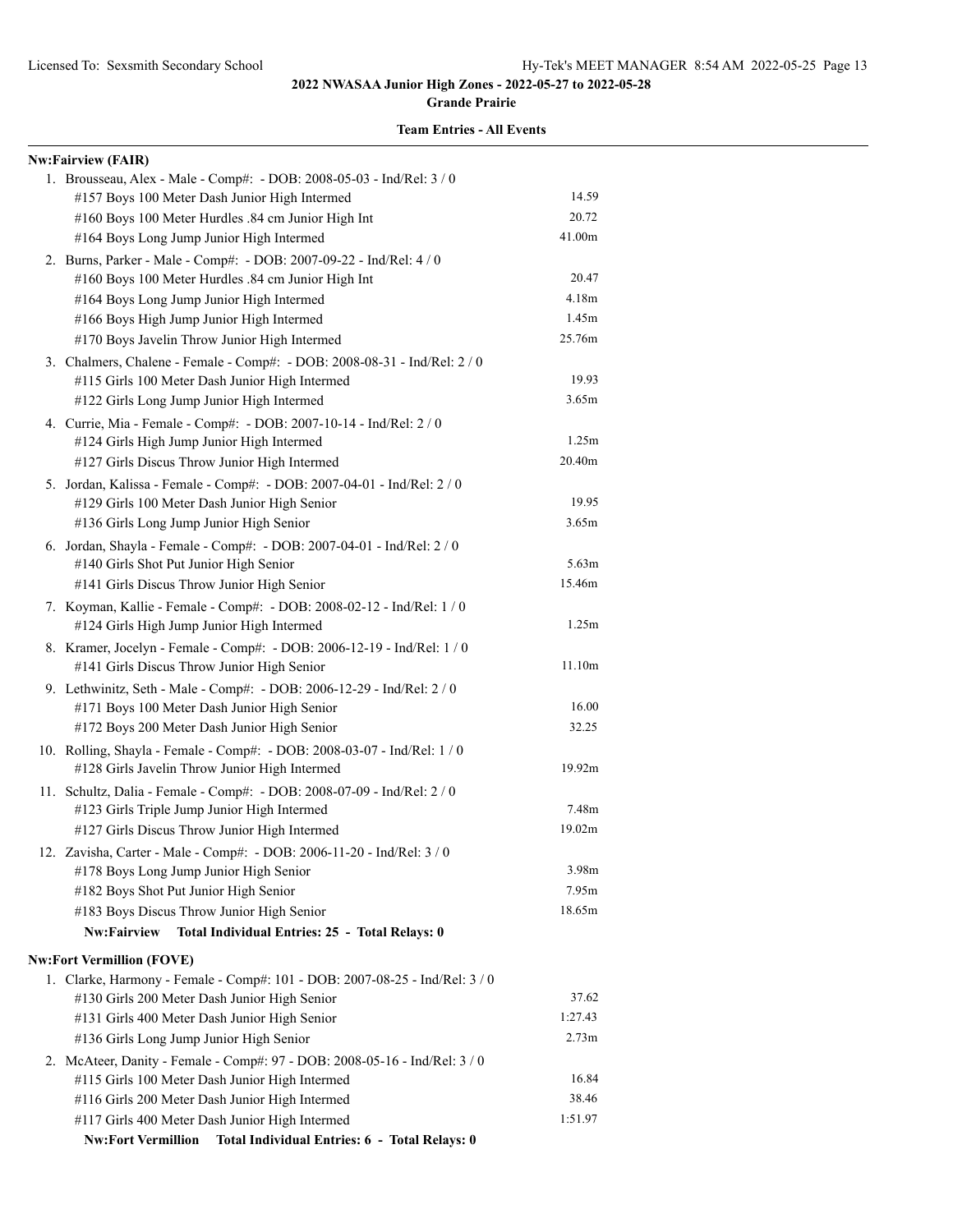# 2022 NWASAA Junior High Zones - 2022-05-27 to 2022-05-28

**Grande Prairie**

**Team Entries - All Events**

**Nw:Fairview (FAIR)**

1. Brousseau, Alex - Male - Comp#: - DOB: 2008-05-03 - Ind/Rel: 3 / 0

| Event | Mark |
|---|---|
| #157 Boys 100 Meter Dash Junior High Intermed | 14.59 |
| #160 Boys 100 Meter Hurdles .84 cm Junior High Int | 20.72 |
| #164 Boys Long Jump Junior High Intermed | 41.00m |

2. Burns, Parker - Male - Comp#: - DOB: 2007-09-22 - Ind/Rel: 4 / 0

| Event | Mark |
|---|---|
| #160 Boys 100 Meter Hurdles .84 cm Junior High Int | 20.47 |
| #164 Boys Long Jump Junior High Intermed | 4.18m |
| #166 Boys High Jump Junior High Intermed | 1.45m |
| #170 Boys Javelin Throw Junior High Intermed | 25.76m |

3. Chalmers, Chalene - Female - Comp#: - DOB: 2008-08-31 - Ind/Rel: 2 / 0

| Event | Mark |
|---|---|
| #115 Girls 100 Meter Dash Junior High Intermed | 19.93 |
| #122 Girls Long Jump Junior High Intermed | 3.65m |

4. Currie, Mia - Female - Comp#: - DOB: 2007-10-14 - Ind/Rel: 2 / 0

| Event | Mark |
|---|---|
| #124 Girls High Jump Junior High Intermed | 1.25m |
| #127 Girls Discus Throw Junior High Intermed | 20.40m |

5. Jordan, Kalissa - Female - Comp#: - DOB: 2007-04-01 - Ind/Rel: 2 / 0

| Event | Mark |
|---|---|
| #129 Girls 100 Meter Dash Junior High Senior | 19.95 |
| #136 Girls Long Jump Junior High Senior | 3.65m |

6. Jordan, Shayla - Female - Comp#: - DOB: 2007-04-01 - Ind/Rel: 2 / 0

| Event | Mark |
|---|---|
| #140 Girls Shot Put Junior High Senior | 5.63m |
| #141 Girls Discus Throw Junior High Senior | 15.46m |

7. Koyman, Kallie - Female - Comp#: - DOB: 2008-02-12 - Ind/Rel: 1 / 0

| Event | Mark |
|---|---|
| #124 Girls High Jump Junior High Intermed | 1.25m |

8. Kramer, Jocelyn - Female - Comp#: - DOB: 2006-12-19 - Ind/Rel: 1 / 0

| Event | Mark |
|---|---|
| #141 Girls Discus Throw Junior High Senior | 11.10m |

9. Lethwinitz, Seth - Male - Comp#: - DOB: 2006-12-29 - Ind/Rel: 2 / 0

| Event | Mark |
|---|---|
| #171 Boys 100 Meter Dash Junior High Senior | 16.00 |
| #172 Boys 200 Meter Dash Junior High Senior | 32.25 |

10. Rolling, Shayla - Female - Comp#: - DOB: 2008-03-07 - Ind/Rel: 1 / 0

| Event | Mark |
|---|---|
| #128 Girls Javelin Throw Junior High Intermed | 19.92m |

11. Schultz, Dalia - Female - Comp#: - DOB: 2008-07-09 - Ind/Rel: 2 / 0

| Event | Mark |
|---|---|
| #123 Girls Triple Jump Junior High Intermed | 7.48m |
| #127 Girls Discus Throw Junior High Intermed | 19.02m |

12. Zavisha, Carter - Male - Comp#: - DOB: 2006-11-20 - Ind/Rel: 3 / 0

| Event | Mark |
|---|---|
| #178 Boys Long Jump Junior High Senior | 3.98m |
| #182 Boys Shot Put Junior High Senior | 7.95m |
| #183 Boys Discus Throw Junior High Senior | 18.65m |

**Nw:Fairview Total Individual Entries: 25 - Total Relays: 0**

**Nw:Fort Vermillion (FOVE)**

1. Clarke, Harmony - Female - Comp#: 101 - DOB: 2007-08-25 - Ind/Rel: 3 / 0

| Event | Mark |
|---|---|
| #130 Girls 200 Meter Dash Junior High Senior | 37.62 |
| #131 Girls 400 Meter Dash Junior High Senior | 1:27.43 |
| #136 Girls Long Jump Junior High Senior | 2.73m |

2. McAteer, Danity - Female - Comp#: 97 - DOB: 2008-05-16 - Ind/Rel: 3 / 0

| Event | Mark |
|---|---|
| #115 Girls 100 Meter Dash Junior High Intermed | 16.84 |
| #116 Girls 200 Meter Dash Junior High Intermed | 38.46 |
| #117 Girls 400 Meter Dash Junior High Intermed | 1:51.97 |

**Nw:Fort Vermillion Total Individual Entries: 6 - Total Relays: 0**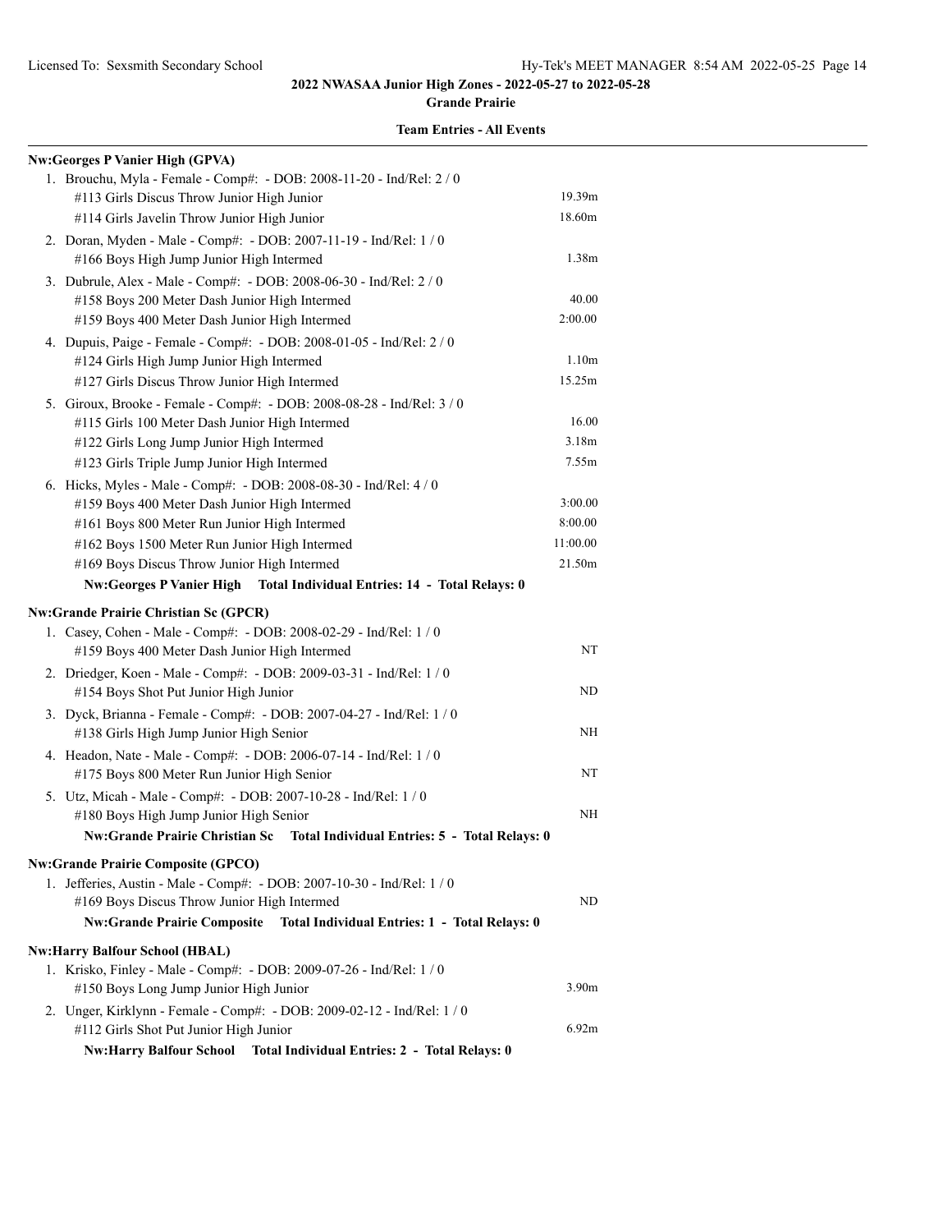**2022 NWASAA Junior High Zones - 2022-05-27 to 2022-05-28**

**Grande Prairie**

**Team Entries - All Events**

**Nw:Georges P Vanier High (GPVA)**

1. Brouchu, Myla - Female - Comp#: - DOB: 2008-11-20 - Ind/Rel: 2 / 0
   - #113 Girls Discus Throw Junior High Junior — 19.39m
   - #114 Girls Javelin Throw Junior High Junior — 18.60m
2. Doran, Myden - Male - Comp#: - DOB: 2007-11-19 - Ind/Rel: 1 / 0
   - #166 Boys High Jump Junior High Intermed — 1.38m
3. Dubrule, Alex - Male - Comp#: - DOB: 2008-06-30 - Ind/Rel: 2 / 0
   - #158 Boys 200 Meter Dash Junior High Intermed — 40.00
   - #159 Boys 400 Meter Dash Junior High Intermed — 2:00.00
4. Dupuis, Paige - Female - Comp#: - DOB: 2008-01-05 - Ind/Rel: 2 / 0
   - #124 Girls High Jump Junior High Intermed — 1.10m
   - #127 Girls Discus Throw Junior High Intermed — 15.25m
5. Giroux, Brooke - Female - Comp#: - DOB: 2008-08-28 - Ind/Rel: 3 / 0
   - #115 Girls 100 Meter Dash Junior High Intermed — 16.00
   - #122 Girls Long Jump Junior High Intermed — 3.18m
   - #123 Girls Triple Jump Junior High Intermed — 7.55m
6. Hicks, Myles - Male - Comp#: - DOB: 2008-08-30 - Ind/Rel: 4 / 0
   - #159 Boys 400 Meter Dash Junior High Intermed — 3:00.00
   - #161 Boys 800 Meter Run Junior High Intermed — 8:00.00
   - #162 Boys 1500 Meter Run Junior High Intermed — 11:00.00
   - #169 Boys Discus Throw Junior High Intermed — 21.50m

**Nw:Georges P Vanier High Total Individual Entries: 14 - Total Relays: 0**

**Nw:Grande Prairie Christian Sc (GPCR)**

1. Casey, Cohen - Male - Comp#: - DOB: 2008-02-29 - Ind/Rel: 1 / 0
   - #159 Boys 400 Meter Dash Junior High Intermed — NT
2. Driedger, Koen - Male - Comp#: - DOB: 2009-03-31 - Ind/Rel: 1 / 0
   - #154 Boys Shot Put Junior High Junior — ND
3. Dyck, Brianna - Female - Comp#: - DOB: 2007-04-27 - Ind/Rel: 1 / 0
   - #138 Girls High Jump Junior High Senior — NH
4. Headon, Nate - Male - Comp#: - DOB: 2006-07-14 - Ind/Rel: 1 / 0
   - #175 Boys 800 Meter Run Junior High Senior — NT
5. Utz, Micah - Male - Comp#: - DOB: 2007-10-28 - Ind/Rel: 1 / 0
   - #180 Boys High Jump Junior High Senior — NH

**Nw:Grande Prairie Christian Sc Total Individual Entries: 5 - Total Relays: 0**

**Nw:Grande Prairie Composite (GPCO)**

1. Jefferies, Austin - Male - Comp#: - DOB: 2007-10-30 - Ind/Rel: 1 / 0
   - #169 Boys Discus Throw Junior High Intermed — ND

**Nw:Grande Prairie Composite Total Individual Entries: 1 - Total Relays: 0**

**Nw:Harry Balfour School (HBAL)**

1. Krisko, Finley - Male - Comp#: - DOB: 2009-07-26 - Ind/Rel: 1 / 0
   - #150 Boys Long Jump Junior High Junior — 3.90m
2. Unger, Kirklynn - Female - Comp#: - DOB: 2009-02-12 - Ind/Rel: 1 / 0
   - #112 Girls Shot Put Junior High Junior — 6.92m

**Nw:Harry Balfour School Total Individual Entries: 2 - Total Relays: 0**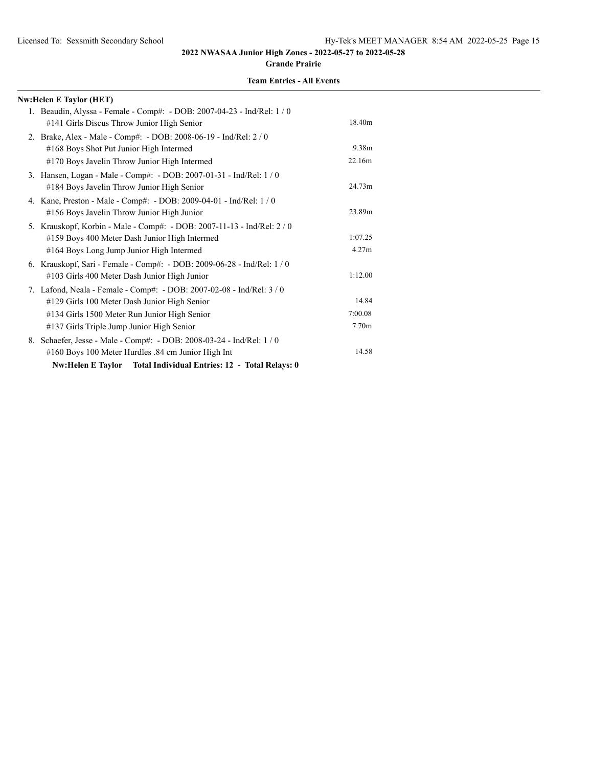**2022 NWASAA Junior High Zones - 2022-05-27 to 2022-05-28**

**Grande Prairie**

**Team Entries - All Events**

**Nw:Helen E Taylor (HET)**

1. Beaudin, Alyssa - Female - Comp#: - DOB: 2007-04-23 - Ind/Rel: 1 / 0
   - #141 Girls Discus Throw Junior High Senior — 18.40m
2. Brake, Alex - Male - Comp#: - DOB: 2008-06-19 - Ind/Rel: 2 / 0
   - #168 Boys Shot Put Junior High Intermed — 9.38m
   - #170 Boys Javelin Throw Junior High Intermed — 22.16m
3. Hansen, Logan - Male - Comp#: - DOB: 2007-01-31 - Ind/Rel: 1 / 0
   - #184 Boys Javelin Throw Junior High Senior — 24.73m
4. Kane, Preston - Male - Comp#: - DOB: 2009-04-01 - Ind/Rel: 1 / 0
   - #156 Boys Javelin Throw Junior High Junior — 23.89m
5. Krauskopf, Korbin - Male - Comp#: - DOB: 2007-11-13 - Ind/Rel: 2 / 0
   - #159 Boys 400 Meter Dash Junior High Intermed — 1:07.25
   - #164 Boys Long Jump Junior High Intermed — 4.27m
6. Krauskopf, Sari - Female - Comp#: - DOB: 2009-06-28 - Ind/Rel: 1 / 0
   - #103 Girls 400 Meter Dash Junior High Junior — 1:12.00
7. Lafond, Neala - Female - Comp#: - DOB: 2007-02-08 - Ind/Rel: 3 / 0
   - #129 Girls 100 Meter Dash Junior High Senior — 14.84
   - #134 Girls 1500 Meter Run Junior High Senior — 7:00.08
   - #137 Girls Triple Jump Junior High Senior — 7.70m
8. Schaefer, Jesse - Male - Comp#: - DOB: 2008-03-24 - Ind/Rel: 1 / 0
   - #160 Boys 100 Meter Hurdles .84 cm Junior High Int — 14.58

**Nw:Helen E Taylor Total Individual Entries: 12 - Total Relays: 0**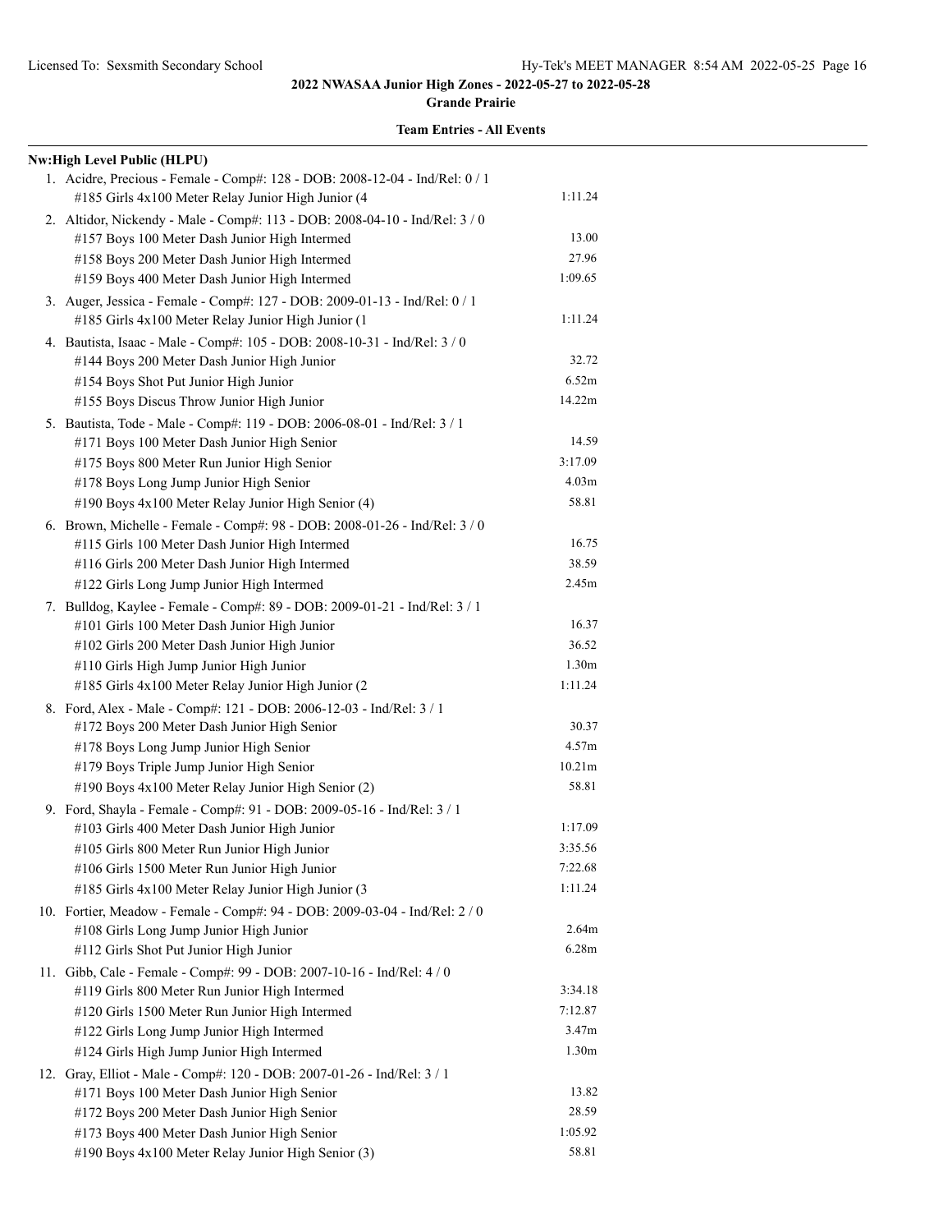2022 NWASAA Junior High Zones - 2022-05-27 to 2022-05-28

Grande Prairie

**Team Entries - All Events**

**Nw:High Level Public (HLPU)**

1. Acidre, Precious - Female - Comp#: 128 - DOB: 2008-12-04 - Ind/Rel: 0 / 1

| Event | Mark |
|---|---|
| #185 Girls 4x100 Meter Relay Junior High Junior (4 | 1:11.24 |

2. Altidor, Nickendy - Male - Comp#: 113 - DOB: 2008-04-10 - Ind/Rel: 3 / 0

| Event | Mark |
|---|---|
| #157 Boys 100 Meter Dash Junior High Intermed | 13.00 |
| #158 Boys 200 Meter Dash Junior High Intermed | 27.96 |
| #159 Boys 400 Meter Dash Junior High Intermed | 1:09.65 |

3. Auger, Jessica - Female - Comp#: 127 - DOB: 2009-01-13 - Ind/Rel: 0 / 1

| Event | Mark |
|---|---|
| #185 Girls 4x100 Meter Relay Junior High Junior (1 | 1:11.24 |

4. Bautista, Isaac - Male - Comp#: 105 - DOB: 2008-10-31 - Ind/Rel: 3 / 0

| Event | Mark |
|---|---|
| #144 Boys 200 Meter Dash Junior High Junior | 32.72 |
| #154 Boys Shot Put Junior High Junior | 6.52m |
| #155 Boys Discus Throw Junior High Junior | 14.22m |

5. Bautista, Tode - Male - Comp#: 119 - DOB: 2006-08-01 - Ind/Rel: 3 / 1

| Event | Mark |
|---|---|
| #171 Boys 100 Meter Dash Junior High Senior | 14.59 |
| #175 Boys 800 Meter Run Junior High Senior | 3:17.09 |
| #178 Boys Long Jump Junior High Senior | 4.03m |
| #190 Boys 4x100 Meter Relay Junior High Senior (4) | 58.81 |

6. Brown, Michelle - Female - Comp#: 98 - DOB: 2008-01-26 - Ind/Rel: 3 / 0

| Event | Mark |
|---|---|
| #115 Girls 100 Meter Dash Junior High Intermed | 16.75 |
| #116 Girls 200 Meter Dash Junior High Intermed | 38.59 |
| #122 Girls Long Jump Junior High Intermed | 2.45m |

7. Bulldog, Kaylee - Female - Comp#: 89 - DOB: 2009-01-21 - Ind/Rel: 3 / 1

| Event | Mark |
|---|---|
| #101 Girls 100 Meter Dash Junior High Junior | 16.37 |
| #102 Girls 200 Meter Dash Junior High Junior | 36.52 |
| #110 Girls High Jump Junior High Junior | 1.30m |
| #185 Girls 4x100 Meter Relay Junior High Junior (2 | 1:11.24 |

8. Ford, Alex - Male - Comp#: 121 - DOB: 2006-12-03 - Ind/Rel: 3 / 1

| Event | Mark |
|---|---|
| #172 Boys 200 Meter Dash Junior High Senior | 30.37 |
| #178 Boys Long Jump Junior High Senior | 4.57m |
| #179 Boys Triple Jump Junior High Senior | 10.21m |
| #190 Boys 4x100 Meter Relay Junior High Senior (2) | 58.81 |

9. Ford, Shayla - Female - Comp#: 91 - DOB: 2009-05-16 - Ind/Rel: 3 / 1

| Event | Mark |
|---|---|
| #103 Girls 400 Meter Dash Junior High Junior | 1:17.09 |
| #105 Girls 800 Meter Run Junior High Junior | 3:35.56 |
| #106 Girls 1500 Meter Run Junior High Junior | 7:22.68 |
| #185 Girls 4x100 Meter Relay Junior High Junior (3 | 1:11.24 |

10. Fortier, Meadow - Female - Comp#: 94 - DOB: 2009-03-04 - Ind/Rel: 2 / 0

| Event | Mark |
|---|---|
| #108 Girls Long Jump Junior High Junior | 2.64m |
| #112 Girls Shot Put Junior High Junior | 6.28m |

11. Gibb, Cale - Female - Comp#: 99 - DOB: 2007-10-16 - Ind/Rel: 4 / 0

| Event | Mark |
|---|---|
| #119 Girls 800 Meter Run Junior High Intermed | 3:34.18 |
| #120 Girls 1500 Meter Run Junior High Intermed | 7:12.87 |
| #122 Girls Long Jump Junior High Intermed | 3.47m |
| #124 Girls High Jump Junior High Intermed | 1.30m |

12. Gray, Elliot - Male - Comp#: 120 - DOB: 2007-01-26 - Ind/Rel: 3 / 1

| Event | Mark |
|---|---|
| #171 Boys 100 Meter Dash Junior High Senior | 13.82 |
| #172 Boys 200 Meter Dash Junior High Senior | 28.59 |
| #173 Boys 400 Meter Dash Junior High Senior | 1:05.92 |
| #190 Boys 4x100 Meter Relay Junior High Senior (3) | 58.81 |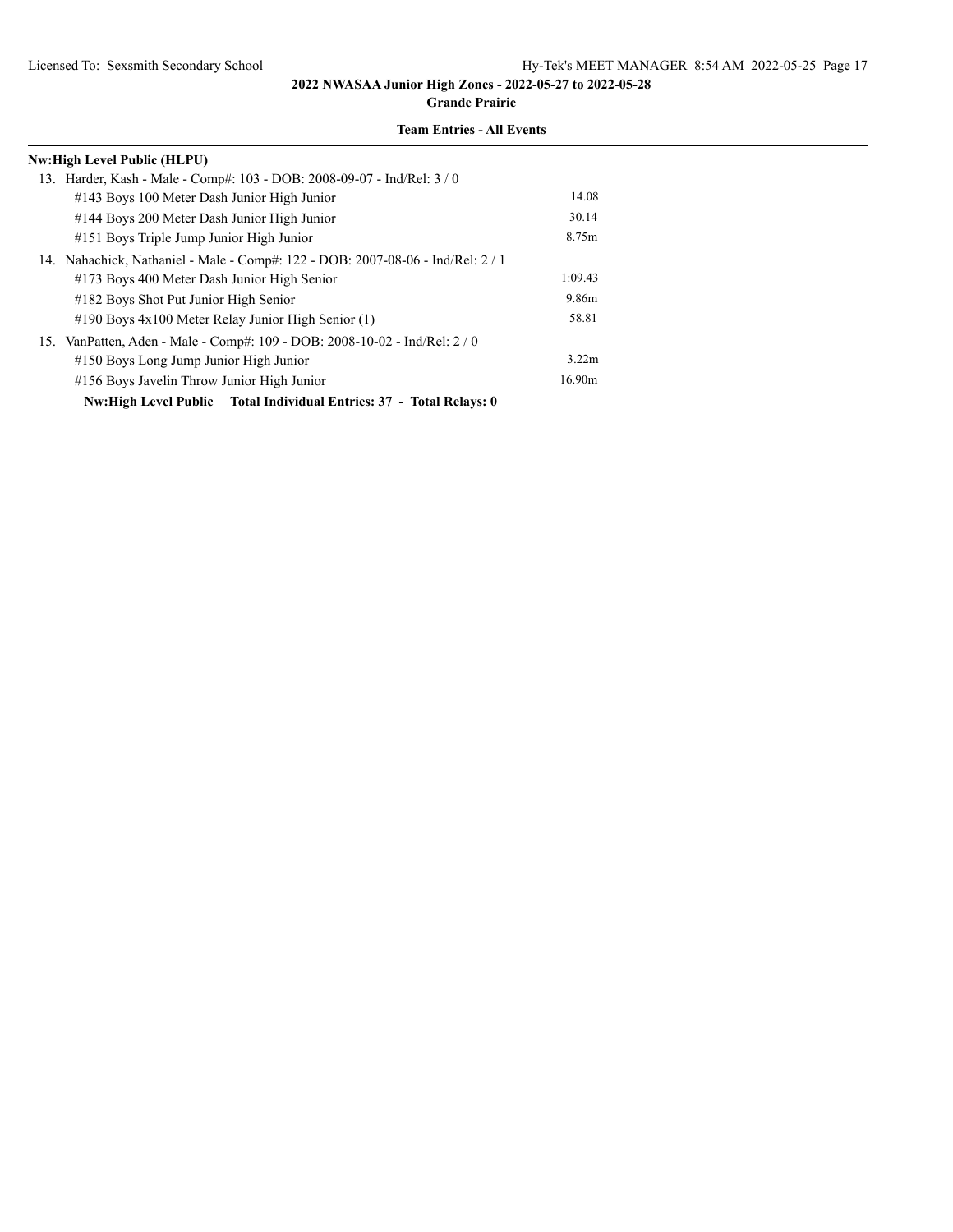**2022 NWASAA Junior High Zones - 2022-05-27 to 2022-05-28**

**Grande Prairie**

**Team Entries - All Events**

**Nw:High Level Public (HLPU)**

13. Harder, Kash - Male - Comp#: 103 - DOB: 2008-09-07 - Ind/Rel: 3 / 0

| Event | Mark |
|---|---|
| #143 Boys 100 Meter Dash Junior High Junior | 14.08 |
| #144 Boys 200 Meter Dash Junior High Junior | 30.14 |
| #151 Boys Triple Jump Junior High Junior | 8.75m |

14. Nahachick, Nathaniel - Male - Comp#: 122 - DOB: 2007-08-06 - Ind/Rel: 2 / 1

| Event | Mark |
|---|---|
| #173 Boys 400 Meter Dash Junior High Senior | 1:09.43 |
| #182 Boys Shot Put Junior High Senior | 9.86m |
| #190 Boys 4x100 Meter Relay Junior High Senior (1) | 58.81 |

15. VanPatten, Aden - Male - Comp#: 109 - DOB: 2008-10-02 - Ind/Rel: 2 / 0

| Event | Mark |
|---|---|
| #150 Boys Long Jump Junior High Junior | 3.22m |
| #156 Boys Javelin Throw Junior High Junior | 16.90m |

**Nw:High Level Public  Total Individual Entries: 37 - Total Relays: 0**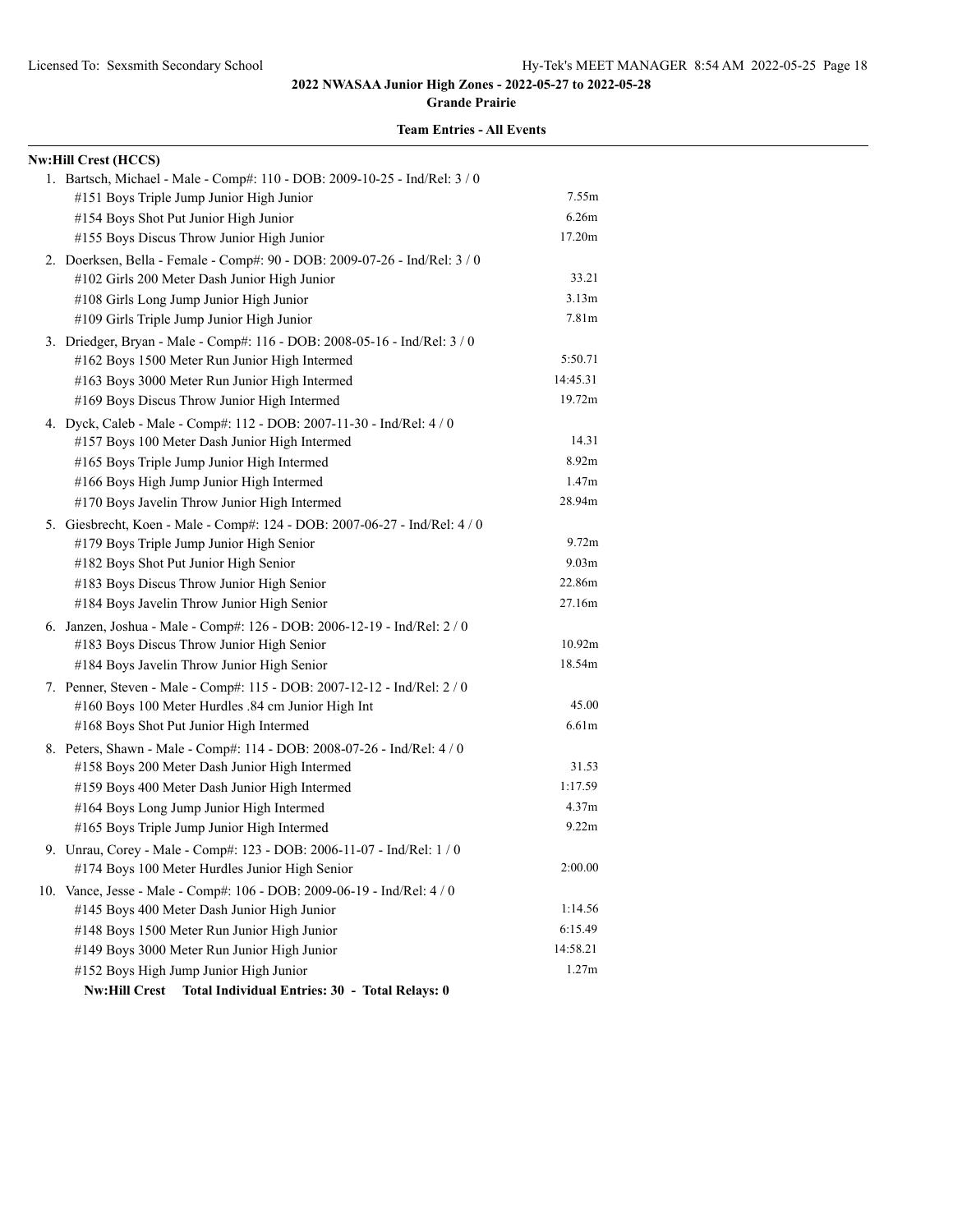# 2022 NWASAA Junior High Zones - 2022-05-27 to 2022-05-28

**Grande Prairie**

**Team Entries - All Events**

**Nw:Hill Crest (HCCS)**

1. Bartsch, Michael - Male - Comp#: 110 - DOB: 2009-10-25 - Ind/Rel: 3 / 0
   - #151 Boys Triple Jump Junior High Junior — 7.55m
   - #154 Boys Shot Put Junior High Junior — 6.26m
   - #155 Boys Discus Throw Junior High Junior — 17.20m
2. Doerksen, Bella - Female - Comp#: 90 - DOB: 2009-07-26 - Ind/Rel: 3 / 0
   - #102 Girls 200 Meter Dash Junior High Junior — 33.21
   - #108 Girls Long Jump Junior High Junior — 3.13m
   - #109 Girls Triple Jump Junior High Junior — 7.81m
3. Driedger, Bryan - Male - Comp#: 116 - DOB: 2008-05-16 - Ind/Rel: 3 / 0
   - #162 Boys 1500 Meter Run Junior High Intermed — 5:50.71
   - #163 Boys 3000 Meter Run Junior High Intermed — 14:45.31
   - #169 Boys Discus Throw Junior High Intermed — 19.72m
4. Dyck, Caleb - Male - Comp#: 112 - DOB: 2007-11-30 - Ind/Rel: 4 / 0
   - #157 Boys 100 Meter Dash Junior High Intermed — 14.31
   - #165 Boys Triple Jump Junior High Intermed — 8.92m
   - #166 Boys High Jump Junior High Intermed — 1.47m
   - #170 Boys Javelin Throw Junior High Intermed — 28.94m
5. Giesbrecht, Koen - Male - Comp#: 124 - DOB: 2007-06-27 - Ind/Rel: 4 / 0
   - #179 Boys Triple Jump Junior High Senior — 9.72m
   - #182 Boys Shot Put Junior High Senior — 9.03m
   - #183 Boys Discus Throw Junior High Senior — 22.86m
   - #184 Boys Javelin Throw Junior High Senior — 27.16m
6. Janzen, Joshua - Male - Comp#: 126 - DOB: 2006-12-19 - Ind/Rel: 2 / 0
   - #183 Boys Discus Throw Junior High Senior — 10.92m
   - #184 Boys Javelin Throw Junior High Senior — 18.54m
7. Penner, Steven - Male - Comp#: 115 - DOB: 2007-12-12 - Ind/Rel: 2 / 0
   - #160 Boys 100 Meter Hurdles .84 cm Junior High Int — 45.00
   - #168 Boys Shot Put Junior High Intermed — 6.61m
8. Peters, Shawn - Male - Comp#: 114 - DOB: 2008-07-26 - Ind/Rel: 4 / 0
   - #158 Boys 200 Meter Dash Junior High Intermed — 31.53
   - #159 Boys 400 Meter Dash Junior High Intermed — 1:17.59
   - #164 Boys Long Jump Junior High Intermed — 4.37m
   - #165 Boys Triple Jump Junior High Intermed — 9.22m
9. Unrau, Corey - Male - Comp#: 123 - DOB: 2006-11-07 - Ind/Rel: 1 / 0
   - #174 Boys 100 Meter Hurdles Junior High Senior — 2:00.00
10. Vance, Jesse - Male - Comp#: 106 - DOB: 2009-06-19 - Ind/Rel: 4 / 0
    - #145 Boys 400 Meter Dash Junior High Junior — 1:14.56
    - #148 Boys 1500 Meter Run Junior High Junior — 6:15.49
    - #149 Boys 3000 Meter Run Junior High Junior — 14:58.21
    - #152 Boys High Jump Junior High Junior — 1.27m

**Nw:Hill Crest Total Individual Entries: 30 - Total Relays: 0**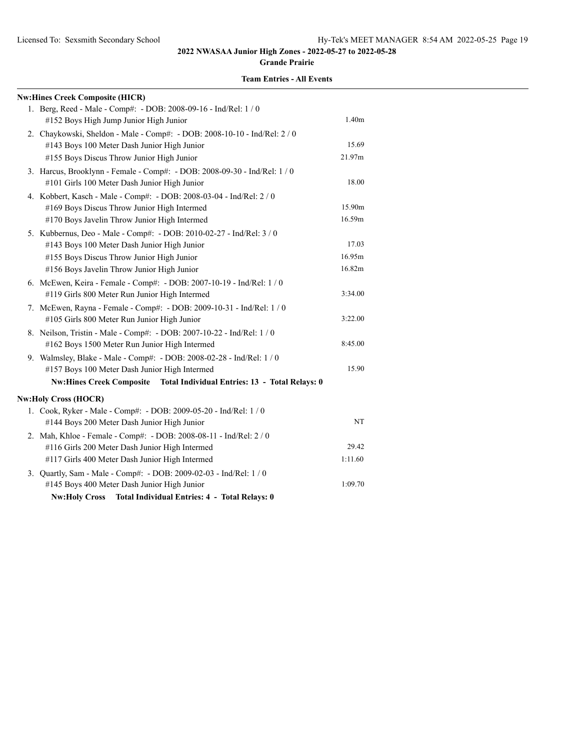## 2022 NWASAA Junior High Zones - 2022-05-27 to 2022-05-28

**Grande Prairie**

### Team Entries - All Events

**Nw:Hines Creek Composite (HICR)**

1. Berg, Reed - Male - Comp#: - DOB: 2008-09-16 - Ind/Rel: 1 / 0
   - #152 Boys High Jump Junior High Junior — 1.40m
2. Chaykowski, Sheldon - Male - Comp#: - DOB: 2008-10-10 - Ind/Rel: 2 / 0
   - #143 Boys 100 Meter Dash Junior High Junior — 15.69
   - #155 Boys Discus Throw Junior High Junior — 21.97m
3. Harcus, Brooklynn - Female - Comp#: - DOB: 2008-09-30 - Ind/Rel: 1 / 0
   - #101 Girls 100 Meter Dash Junior High Junior — 18.00
4. Kobbert, Kasch - Male - Comp#: - DOB: 2008-03-04 - Ind/Rel: 2 / 0
   - #169 Boys Discus Throw Junior High Intermed — 15.90m
   - #170 Boys Javelin Throw Junior High Intermed — 16.59m
5. Kubbernus, Deo - Male - Comp#: - DOB: 2010-02-27 - Ind/Rel: 3 / 0
   - #143 Boys 100 Meter Dash Junior High Junior — 17.03
   - #155 Boys Discus Throw Junior High Junior — 16.95m
   - #156 Boys Javelin Throw Junior High Junior — 16.82m
6. McEwen, Keira - Female - Comp#: - DOB: 2007-10-19 - Ind/Rel: 1 / 0
   - #119 Girls 800 Meter Run Junior High Intermed — 3:34.00
7. McEwen, Rayna - Female - Comp#: - DOB: 2009-10-31 - Ind/Rel: 1 / 0
   - #105 Girls 800 Meter Run Junior High Junior — 3:22.00
8. Neilson, Tristin - Male - Comp#: - DOB: 2007-10-22 - Ind/Rel: 1 / 0
   - #162 Boys 1500 Meter Run Junior High Intermed — 8:45.00
9. Walmsley, Blake - Male - Comp#: - DOB: 2008-02-28 - Ind/Rel: 1 / 0
   - #157 Boys 100 Meter Dash Junior High Intermed — 15.90

**Nw:Hines Creek Composite Total Individual Entries: 13 - Total Relays: 0**

**Nw:Holy Cross (HOCR)**

1. Cook, Ryker - Male - Comp#: - DOB: 2009-05-20 - Ind/Rel: 1 / 0
   - #144 Boys 200 Meter Dash Junior High Junior — NT
2. Mah, Khloe - Female - Comp#: - DOB: 2008-08-11 - Ind/Rel: 2 / 0
   - #116 Girls 200 Meter Dash Junior High Intermed — 29.42
   - #117 Girls 400 Meter Dash Junior High Intermed — 1:11.60
3. Quartly, Sam - Male - Comp#: - DOB: 2009-02-03 - Ind/Rel: 1 / 0
   - #145 Boys 400 Meter Dash Junior High Junior — 1:09.70

**Nw:Holy Cross Total Individual Entries: 4 - Total Relays: 0**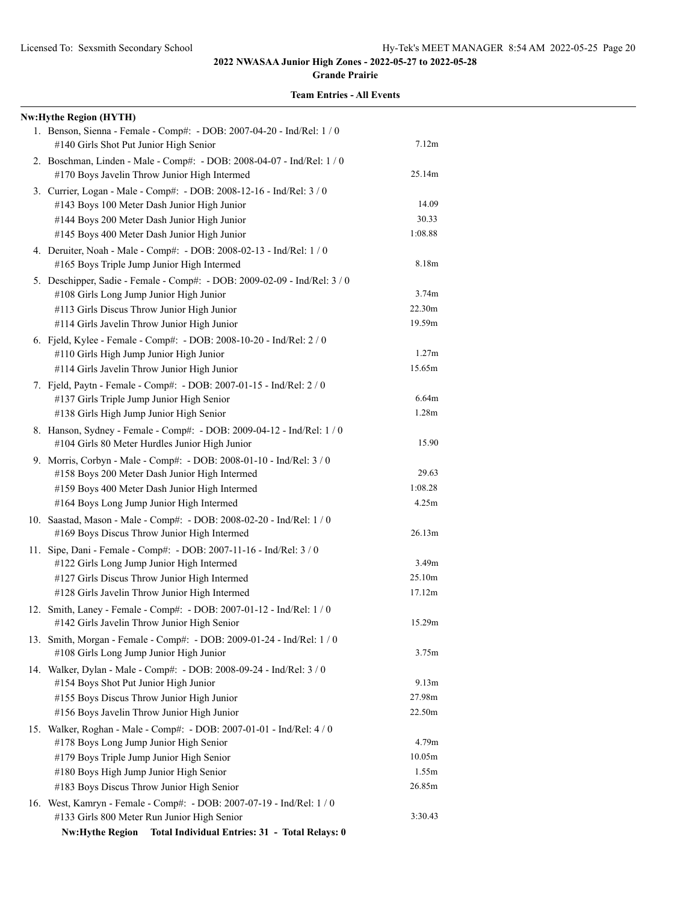**2022 NWASAA Junior High Zones - 2022-05-27 to 2022-05-28**

**Grande Prairie**

**Team Entries - All Events**

**Nw:Hythe Region (HYTH)**

1. Benson, Sienna - Female - Comp#: - DOB: 2007-04-20 - Ind/Rel: 1 / 0
   - #140 Girls Shot Put Junior High Senior — 7.12m
2. Boschman, Linden - Male - Comp#: - DOB: 2008-04-07 - Ind/Rel: 1 / 0
   - #170 Boys Javelin Throw Junior High Intermed — 25.14m
3. Currier, Logan - Male - Comp#: - DOB: 2008-12-16 - Ind/Rel: 3 / 0
   - #143 Boys 100 Meter Dash Junior High Junior — 14.09
   - #144 Boys 200 Meter Dash Junior High Junior — 30.33
   - #145 Boys 400 Meter Dash Junior High Junior — 1:08.88
4. Deruiter, Noah - Male - Comp#: - DOB: 2008-02-13 - Ind/Rel: 1 / 0
   - #165 Boys Triple Jump Junior High Intermed — 8.18m
5. Deschipper, Sadie - Female - Comp#: - DOB: 2009-02-09 - Ind/Rel: 3 / 0
   - #108 Girls Long Jump Junior High Junior — 3.74m
   - #113 Girls Discus Throw Junior High Junior — 22.30m
   - #114 Girls Javelin Throw Junior High Junior — 19.59m
6. Fjeld, Kylee - Female - Comp#: - DOB: 2008-10-20 - Ind/Rel: 2 / 0
   - #110 Girls High Jump Junior High Junior — 1.27m
   - #114 Girls Javelin Throw Junior High Junior — 15.65m
7. Fjeld, Paytn - Female - Comp#: - DOB: 2007-01-15 - Ind/Rel: 2 / 0
   - #137 Girls Triple Jump Junior High Senior — 6.64m
   - #138 Girls High Jump Junior High Senior — 1.28m
8. Hanson, Sydney - Female - Comp#: - DOB: 2009-04-12 - Ind/Rel: 1 / 0
   - #104 Girls 80 Meter Hurdles Junior High Junior — 15.90
9. Morris, Corbyn - Male - Comp#: - DOB: 2008-01-10 - Ind/Rel: 3 / 0
   - #158 Boys 200 Meter Dash Junior High Intermed — 29.63
   - #159 Boys 400 Meter Dash Junior High Intermed — 1:08.28
   - #164 Boys Long Jump Junior High Intermed — 4.25m
10. Saastad, Mason - Male - Comp#: - DOB: 2008-02-20 - Ind/Rel: 1 / 0
    - #169 Boys Discus Throw Junior High Intermed — 26.13m
11. Sipe, Dani - Female - Comp#: - DOB: 2007-11-16 - Ind/Rel: 3 / 0
    - #122 Girls Long Jump Junior High Intermed — 3.49m
    - #127 Girls Discus Throw Junior High Intermed — 25.10m
    - #128 Girls Javelin Throw Junior High Intermed — 17.12m
12. Smith, Laney - Female - Comp#: - DOB: 2007-01-12 - Ind/Rel: 1 / 0
    - #142 Girls Javelin Throw Junior High Senior — 15.29m
13. Smith, Morgan - Female - Comp#: - DOB: 2009-01-24 - Ind/Rel: 1 / 0
    - #108 Girls Long Jump Junior High Junior — 3.75m
14. Walker, Dylan - Male - Comp#: - DOB: 2008-09-24 - Ind/Rel: 3 / 0
    - #154 Boys Shot Put Junior High Junior — 9.13m
    - #155 Boys Discus Throw Junior High Junior — 27.98m
    - #156 Boys Javelin Throw Junior High Junior — 22.50m
15. Walker, Roghan - Male - Comp#: - DOB: 2007-01-01 - Ind/Rel: 4 / 0
    - #178 Boys Long Jump Junior High Senior — 4.79m
    - #179 Boys Triple Jump Junior High Senior — 10.05m
    - #180 Boys High Jump Junior High Senior — 1.55m
    - #183 Boys Discus Throw Junior High Senior — 26.85m
16. West, Kamryn - Female - Comp#: - DOB: 2007-07-19 - Ind/Rel: 1 / 0
    - #133 Girls 800 Meter Run Junior High Senior — 3:30.43

**Nw:Hythe Region Total Individual Entries: 31 - Total Relays: 0**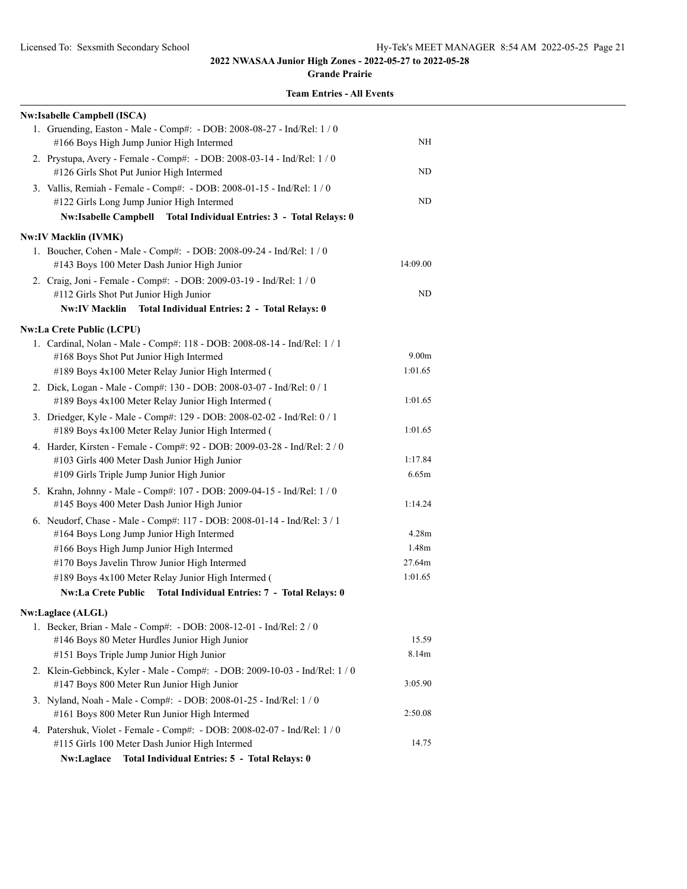**2022 NWASAA Junior High Zones - 2022-05-27 to 2022-05-28**

**Grande Prairie**

**Team Entries - All Events**

**Nw:Isabelle Campbell (ISCA)**

1. Gruending, Easton - Male - Comp#: - DOB: 2008-08-27 - Ind/Rel: 1 / 0
   - #166 Boys High Jump Junior High Intermed — NH
2. Prystupa, Avery - Female - Comp#: - DOB: 2008-03-14 - Ind/Rel: 1 / 0
   - #126 Girls Shot Put Junior High Intermed — ND
3. Vallis, Remiah - Female - Comp#: - DOB: 2008-01-15 - Ind/Rel: 1 / 0
   - #122 Girls Long Jump Junior High Intermed — ND

**Nw:Isabelle Campbell Total Individual Entries: 3 - Total Relays: 0**

**Nw:IV Macklin (IVMK)**

1. Boucher, Cohen - Male - Comp#: - DOB: 2008-09-24 - Ind/Rel: 1 / 0
   - #143 Boys 100 Meter Dash Junior High Junior — 14:09.00
2. Craig, Joni - Female - Comp#: - DOB: 2009-03-19 - Ind/Rel: 1 / 0
   - #112 Girls Shot Put Junior High Junior — ND

**Nw:IV Macklin Total Individual Entries: 2 - Total Relays: 0**

**Nw:La Crete Public (LCPU)**

1. Cardinal, Nolan - Male - Comp#: 118 - DOB: 2008-08-14 - Ind/Rel: 1 / 1
   - #168 Boys Shot Put Junior High Intermed — 9.00m
   - #189 Boys 4x100 Meter Relay Junior High Intermed ( — 1:01.65
2. Dick, Logan - Male - Comp#: 130 - DOB: 2008-03-07 - Ind/Rel: 0 / 1
   - #189 Boys 4x100 Meter Relay Junior High Intermed ( — 1:01.65
3. Driedger, Kyle - Male - Comp#: 129 - DOB: 2008-02-02 - Ind/Rel: 0 / 1
   - #189 Boys 4x100 Meter Relay Junior High Intermed ( — 1:01.65
4. Harder, Kirsten - Female - Comp#: 92 - DOB: 2009-03-28 - Ind/Rel: 2 / 0
   - #103 Girls 400 Meter Dash Junior High Junior — 1:17.84
   - #109 Girls Triple Jump Junior High Junior — 6.65m
5. Krahn, Johnny - Male - Comp#: 107 - DOB: 2009-04-15 - Ind/Rel: 1 / 0
   - #145 Boys 400 Meter Dash Junior High Junior — 1:14.24
6. Neudorf, Chase - Male - Comp#: 117 - DOB: 2008-01-14 - Ind/Rel: 3 / 1
   - #164 Boys Long Jump Junior High Intermed — 4.28m
   - #166 Boys High Jump Junior High Intermed — 1.48m
   - #170 Boys Javelin Throw Junior High Intermed — 27.64m
   - #189 Boys 4x100 Meter Relay Junior High Intermed ( — 1:01.65

**Nw:La Crete Public Total Individual Entries: 7 - Total Relays: 0**

**Nw:Laglace (ALGL)**

1. Becker, Brian - Male - Comp#: - DOB: 2008-12-01 - Ind/Rel: 2 / 0
   - #146 Boys 80 Meter Hurdles Junior High Junior — 15.59
   - #151 Boys Triple Jump Junior High Junior — 8.14m
2. Klein-Gebbinck, Kyler - Male - Comp#: - DOB: 2009-10-03 - Ind/Rel: 1 / 0
   - #147 Boys 800 Meter Run Junior High Junior — 3:05.90
3. Nyland, Noah - Male - Comp#: - DOB: 2008-01-25 - Ind/Rel: 1 / 0
   - #161 Boys 800 Meter Run Junior High Intermed — 2:50.08
4. Patershuk, Violet - Female - Comp#: - DOB: 2008-02-07 - Ind/Rel: 1 / 0
   - #115 Girls 100 Meter Dash Junior High Intermed — 14.75

**Nw:Laglace Total Individual Entries: 5 - Total Relays: 0**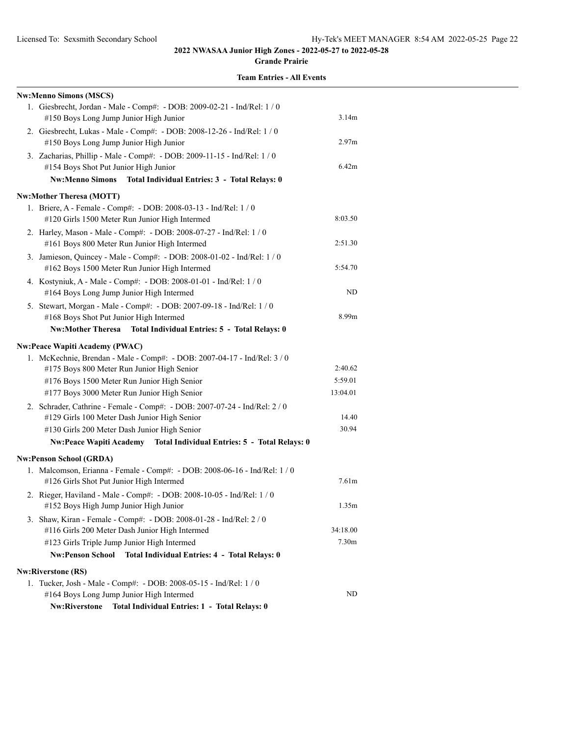# 2022 NWASAA Junior High Zones - 2022-05-27 to 2022-05-28

**Grande Prairie**

**Team Entries - All Events**

**Nw:Menno Simons (MSCS)**

1. Giesbrecht, Jordan - Male - Comp#: - DOB: 2009-02-21 - Ind/Rel: 1 / 0
   - #150 Boys Long Jump Junior High Junior — 3.14m
2. Giesbrecht, Lukas - Male - Comp#: - DOB: 2008-12-26 - Ind/Rel: 1 / 0
   - #150 Boys Long Jump Junior High Junior — 2.97m
3. Zacharias, Phillip - Male - Comp#: - DOB: 2009-11-15 - Ind/Rel: 1 / 0
   - #154 Boys Shot Put Junior High Junior — 6.42m

**Nw:Menno Simons Total Individual Entries: 3 - Total Relays: 0**

**Nw:Mother Theresa (MOTT)**

1. Briere, A - Female - Comp#: - DOB: 2008-03-13 - Ind/Rel: 1 / 0
   - #120 Girls 1500 Meter Run Junior High Intermed — 8:03.50
2. Harley, Mason - Male - Comp#: - DOB: 2008-07-27 - Ind/Rel: 1 / 0
   - #161 Boys 800 Meter Run Junior High Intermed — 2:51.30
3. Jamieson, Quincey - Male - Comp#: - DOB: 2008-01-02 - Ind/Rel: 1 / 0
   - #162 Boys 1500 Meter Run Junior High Intermed — 5:54.70
4. Kostyniuk, A - Male - Comp#: - DOB: 2008-01-01 - Ind/Rel: 1 / 0
   - #164 Boys Long Jump Junior High Intermed — ND
5. Stewart, Morgan - Male - Comp#: - DOB: 2007-09-18 - Ind/Rel: 1 / 0
   - #168 Boys Shot Put Junior High Intermed — 8.99m

**Nw:Mother Theresa Total Individual Entries: 5 - Total Relays: 0**

**Nw:Peace Wapiti Academy (PWAC)**

1. McKechnie, Brendan - Male - Comp#: - DOB: 2007-04-17 - Ind/Rel: 3 / 0
   - #175 Boys 800 Meter Run Junior High Senior — 2:40.62
   - #176 Boys 1500 Meter Run Junior High Senior — 5:59.01
   - #177 Boys 3000 Meter Run Junior High Senior — 13:04.01
2. Schrader, Cathrine - Female - Comp#: - DOB: 2007-07-24 - Ind/Rel: 2 / 0
   - #129 Girls 100 Meter Dash Junior High Senior — 14.40
   - #130 Girls 200 Meter Dash Junior High Senior — 30.94

**Nw:Peace Wapiti Academy Total Individual Entries: 5 - Total Relays: 0**

**Nw:Penson School (GRDA)**

1. Malcomson, Erianna - Female - Comp#: - DOB: 2008-06-16 - Ind/Rel: 1 / 0
   - #126 Girls Shot Put Junior High Intermed — 7.61m
2. Rieger, Haviland - Male - Comp#: - DOB: 2008-10-05 - Ind/Rel: 1 / 0
   - #152 Boys High Jump Junior High Junior — 1.35m
3. Shaw, Kiran - Female - Comp#: - DOB: 2008-01-28 - Ind/Rel: 2 / 0
   - #116 Girls 200 Meter Dash Junior High Intermed — 34:18.00
   - #123 Girls Triple Jump Junior High Intermed — 7.30m

**Nw:Penson School Total Individual Entries: 4 - Total Relays: 0**

**Nw:Riverstone (RS)**

1. Tucker, Josh - Male - Comp#: - DOB: 2008-05-15 - Ind/Rel: 1 / 0
   - #164 Boys Long Jump Junior High Intermed — ND

**Nw:Riverstone Total Individual Entries: 1 - Total Relays: 0**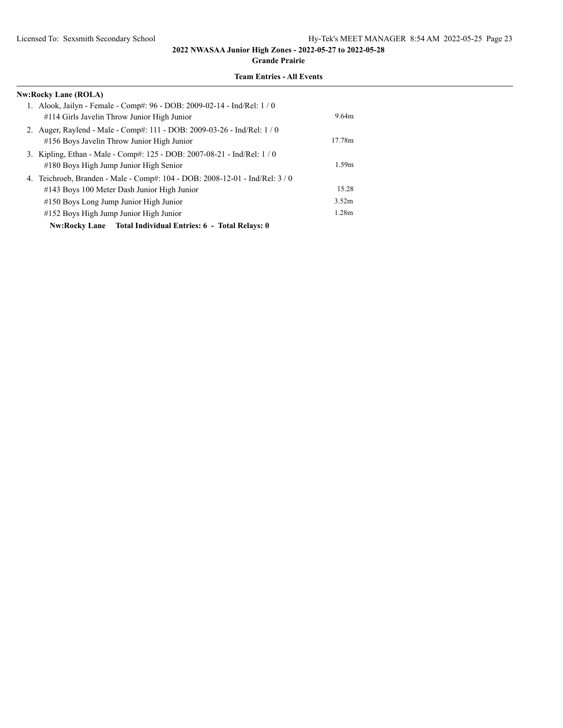**Team Entries - All Events**

**Nw:Rocky Lane (ROLA)**

1. Alook, Jailyn - Female - Comp#: 96 - DOB: 2009-02-14 - Ind/Rel: 1 / 0
   - #114 Girls Javelin Throw Junior High Junior — 9.64m
2. Auger, Raylend - Male - Comp#: 111 - DOB: 2009-03-26 - Ind/Rel: 1 / 0
   - #156 Boys Javelin Throw Junior High Junior — 17.78m
3. Kipling, Ethan - Male - Comp#: 125 - DOB: 2007-08-21 - Ind/Rel: 1 / 0
   - #180 Boys High Jump Junior High Senior — 1.59m
4. Teichroeb, Branden - Male - Comp#: 104 - DOB: 2008-12-01 - Ind/Rel: 3 / 0
   - #143 Boys 100 Meter Dash Junior High Junior — 15.28
   - #150 Boys Long Jump Junior High Junior — 3.52m
   - #152 Boys High Jump Junior High Junior — 1.28m

**Nw:Rocky Lane Total Individual Entries: 6 - Total Relays: 0**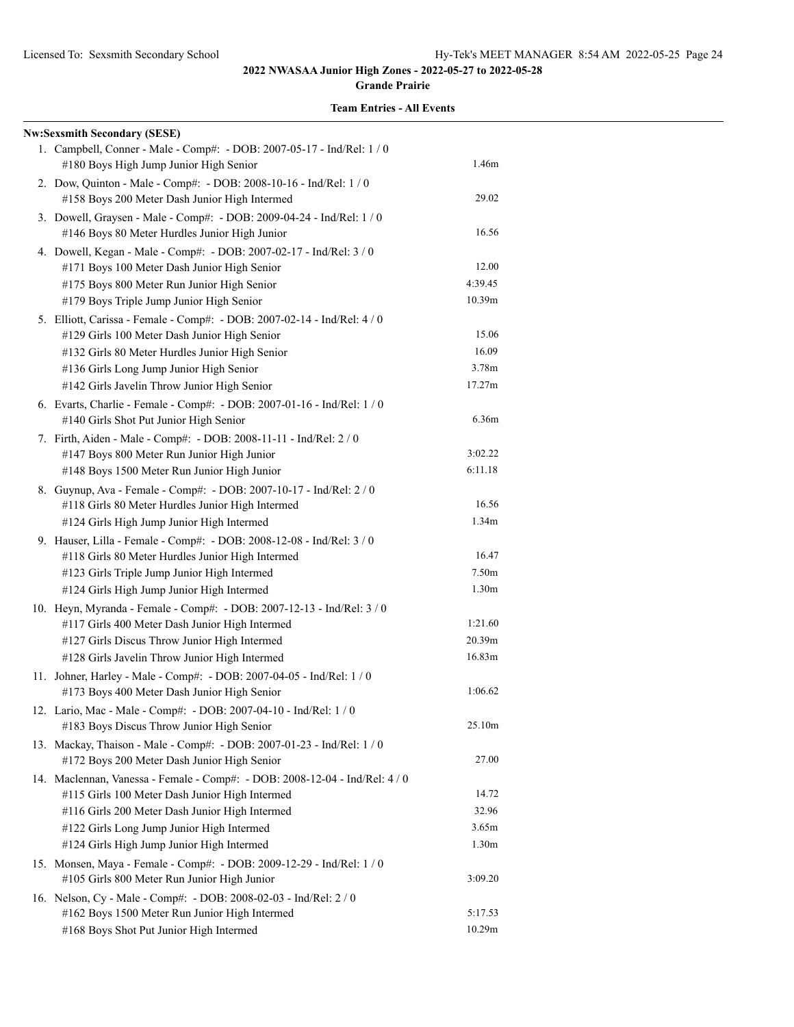## 2022 NWASAA Junior High Zones - 2022-05-27 to 2022-05-28

**Grande Prairie**

**Team Entries - All Events**

**Nw:Sexsmith Secondary (SESE)**

1. Campbell, Conner - Male - Comp#: - DOB: 2007-05-17 - Ind/Rel: 1 / 0
   - #180 Boys High Jump Junior High Senior — 1.46m
2. Dow, Quinton - Male - Comp#: - DOB: 2008-10-16 - Ind/Rel: 1 / 0
   - #158 Boys 200 Meter Dash Junior High Intermed — 29.02
3. Dowell, Graysen - Male - Comp#: - DOB: 2009-04-24 - Ind/Rel: 1 / 0
   - #146 Boys 80 Meter Hurdles Junior High Junior — 16.56
4. Dowell, Kegan - Male - Comp#: - DOB: 2007-02-17 - Ind/Rel: 3 / 0
   - #171 Boys 100 Meter Dash Junior High Senior — 12.00
   - #175 Boys 800 Meter Run Junior High Senior — 4:39.45
   - #179 Boys Triple Jump Junior High Senior — 10.39m
5. Elliott, Carissa - Female - Comp#: - DOB: 2007-02-14 - Ind/Rel: 4 / 0
   - #129 Girls 100 Meter Dash Junior High Senior — 15.06
   - #132 Girls 80 Meter Hurdles Junior High Senior — 16.09
   - #136 Girls Long Jump Junior High Senior — 3.78m
   - #142 Girls Javelin Throw Junior High Senior — 17.27m
6. Evarts, Charlie - Female - Comp#: - DOB: 2007-01-16 - Ind/Rel: 1 / 0
   - #140 Girls Shot Put Junior High Senior — 6.36m
7. Firth, Aiden - Male - Comp#: - DOB: 2008-11-11 - Ind/Rel: 2 / 0
   - #147 Boys 800 Meter Run Junior High Junior — 3:02.22
   - #148 Boys 1500 Meter Run Junior High Junior — 6:11.18
8. Guynup, Ava - Female - Comp#: - DOB: 2007-10-17 - Ind/Rel: 2 / 0
   - #118 Girls 80 Meter Hurdles Junior High Intermed — 16.56
   - #124 Girls High Jump Junior High Intermed — 1.34m
9. Hauser, Lilla - Female - Comp#: - DOB: 2008-12-08 - Ind/Rel: 3 / 0
   - #118 Girls 80 Meter Hurdles Junior High Intermed — 16.47
   - #123 Girls Triple Jump Junior High Intermed — 7.50m
   - #124 Girls High Jump Junior High Intermed — 1.30m
10. Heyn, Myranda - Female - Comp#: - DOB: 2007-12-13 - Ind/Rel: 3 / 0
    - #117 Girls 400 Meter Dash Junior High Intermed — 1:21.60
    - #127 Girls Discus Throw Junior High Intermed — 20.39m
    - #128 Girls Javelin Throw Junior High Intermed — 16.83m
11. Johner, Harley - Male - Comp#: - DOB: 2007-04-05 - Ind/Rel: 1 / 0
    - #173 Boys 400 Meter Dash Junior High Senior — 1:06.62
12. Lario, Mac - Male - Comp#: - DOB: 2007-04-10 - Ind/Rel: 1 / 0
    - #183 Boys Discus Throw Junior High Senior — 25.10m
13. Mackay, Thaison - Male - Comp#: - DOB: 2007-01-23 - Ind/Rel: 1 / 0
    - #172 Boys 200 Meter Dash Junior High Senior — 27.00
14. Maclennan, Vanessa - Female - Comp#: - DOB: 2008-12-04 - Ind/Rel: 4 / 0
    - #115 Girls 100 Meter Dash Junior High Intermed — 14.72
    - #116 Girls 200 Meter Dash Junior High Intermed — 32.96
    - #122 Girls Long Jump Junior High Intermed — 3.65m
    - #124 Girls High Jump Junior High Intermed — 1.30m
15. Monsen, Maya - Female - Comp#: - DOB: 2009-12-29 - Ind/Rel: 1 / 0
    - #105 Girls 800 Meter Run Junior High Junior — 3:09.20
16. Nelson, Cy - Male - Comp#: - DOB: 2008-02-03 - Ind/Rel: 2 / 0
    - #162 Boys 1500 Meter Run Junior High Intermed — 5:17.53
    - #168 Boys Shot Put Junior High Intermed — 10.29m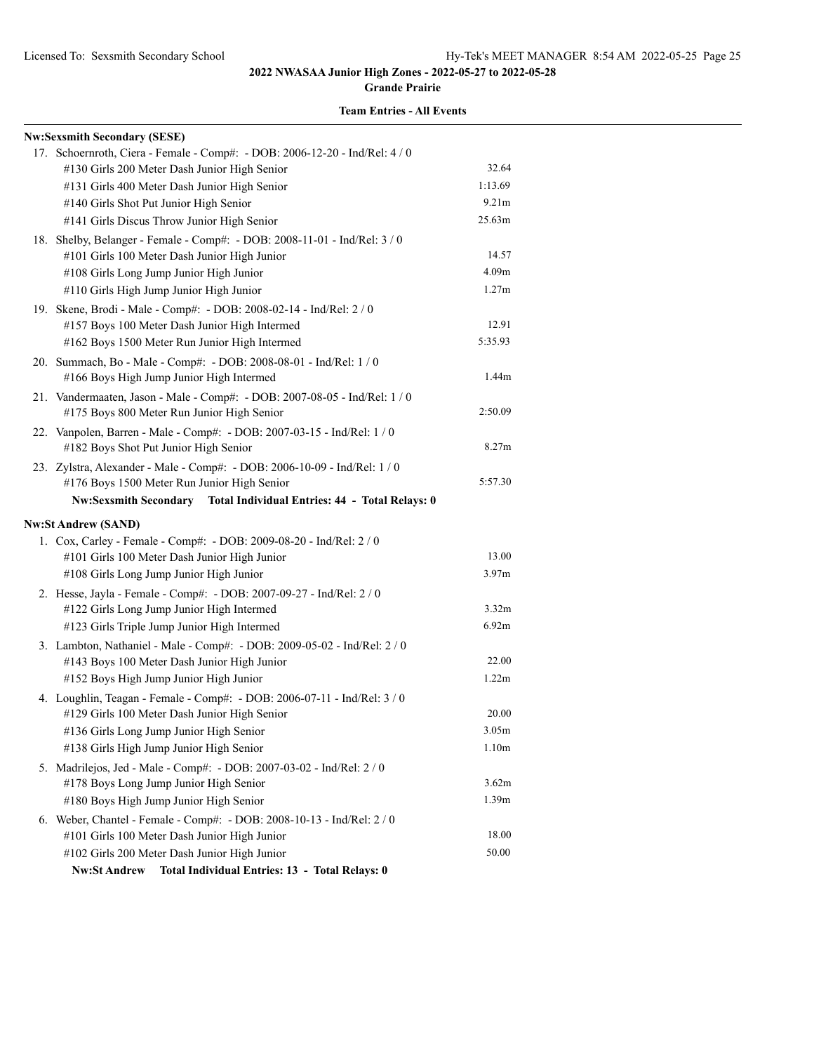**2022 NWASAA Junior High Zones - 2022-05-27 to 2022-05-28**

**Grande Prairie**

**Team Entries - All Events**

**Nw:Sexsmith Secondary (SESE)**

17. Schoernroth, Ciera - Female - Comp#: - DOB: 2006-12-20 - Ind/Rel: 4 / 0
    - #130 Girls 200 Meter Dash Junior High Senior — 32.64
    - #131 Girls 400 Meter Dash Junior High Senior — 1:13.69
    - #140 Girls Shot Put Junior High Senior — 9.21m
    - #141 Girls Discus Throw Junior High Senior — 25.63m
18. Shelby, Belanger - Female - Comp#: - DOB: 2008-11-01 - Ind/Rel: 3 / 0
    - #101 Girls 100 Meter Dash Junior High Junior — 14.57
    - #108 Girls Long Jump Junior High Junior — 4.09m
    - #110 Girls High Jump Junior High Junior — 1.27m
19. Skene, Brodi - Male - Comp#: - DOB: 2008-02-14 - Ind/Rel: 2 / 0
    - #157 Boys 100 Meter Dash Junior High Intermed — 12.91
    - #162 Boys 1500 Meter Run Junior High Intermed — 5:35.93
20. Summach, Bo - Male - Comp#: - DOB: 2008-08-01 - Ind/Rel: 1 / 0
    - #166 Boys High Jump Junior High Intermed — 1.44m
21. Vandermaaten, Jason - Male - Comp#: - DOB: 2007-08-05 - Ind/Rel: 1 / 0
    - #175 Boys 800 Meter Run Junior High Senior — 2:50.09
22. Vanpolen, Barren - Male - Comp#: - DOB: 2007-03-15 - Ind/Rel: 1 / 0
    - #182 Boys Shot Put Junior High Senior — 8.27m
23. Zylstra, Alexander - Male - Comp#: - DOB: 2006-10-09 - Ind/Rel: 1 / 0
    - #176 Boys 1500 Meter Run Junior High Senior — 5:57.30

**Nw:Sexsmith Secondary Total Individual Entries: 44 - Total Relays: 0**

**Nw:St Andrew (SAND)**

1. Cox, Carley - Female - Comp#: - DOB: 2009-08-20 - Ind/Rel: 2 / 0
    - #101 Girls 100 Meter Dash Junior High Junior — 13.00
    - #108 Girls Long Jump Junior High Junior — 3.97m
2. Hesse, Jayla - Female - Comp#: - DOB: 2007-09-27 - Ind/Rel: 2 / 0
    - #122 Girls Long Jump Junior High Intermed — 3.32m
    - #123 Girls Triple Jump Junior High Intermed — 6.92m
3. Lambton, Nathaniel - Male - Comp#: - DOB: 2009-05-02 - Ind/Rel: 2 / 0
    - #143 Boys 100 Meter Dash Junior High Junior — 22.00
    - #152 Boys High Jump Junior High Junior — 1.22m
4. Loughlin, Teagan - Female - Comp#: - DOB: 2006-07-11 - Ind/Rel: 3 / 0
    - #129 Girls 100 Meter Dash Junior High Senior — 20.00
    - #136 Girls Long Jump Junior High Senior — 3.05m
    - #138 Girls High Jump Junior High Senior — 1.10m
5. Madrilejos, Jed - Male - Comp#: - DOB: 2007-03-02 - Ind/Rel: 2 / 0
    - #178 Boys Long Jump Junior High Senior — 3.62m
    - #180 Boys High Jump Junior High Senior — 1.39m
6. Weber, Chantel - Female - Comp#: - DOB: 2008-10-13 - Ind/Rel: 2 / 0
    - #101 Girls 100 Meter Dash Junior High Junior — 18.00
    - #102 Girls 200 Meter Dash Junior High Junior — 50.00

**Nw:St Andrew Total Individual Entries: 13 - Total Relays: 0**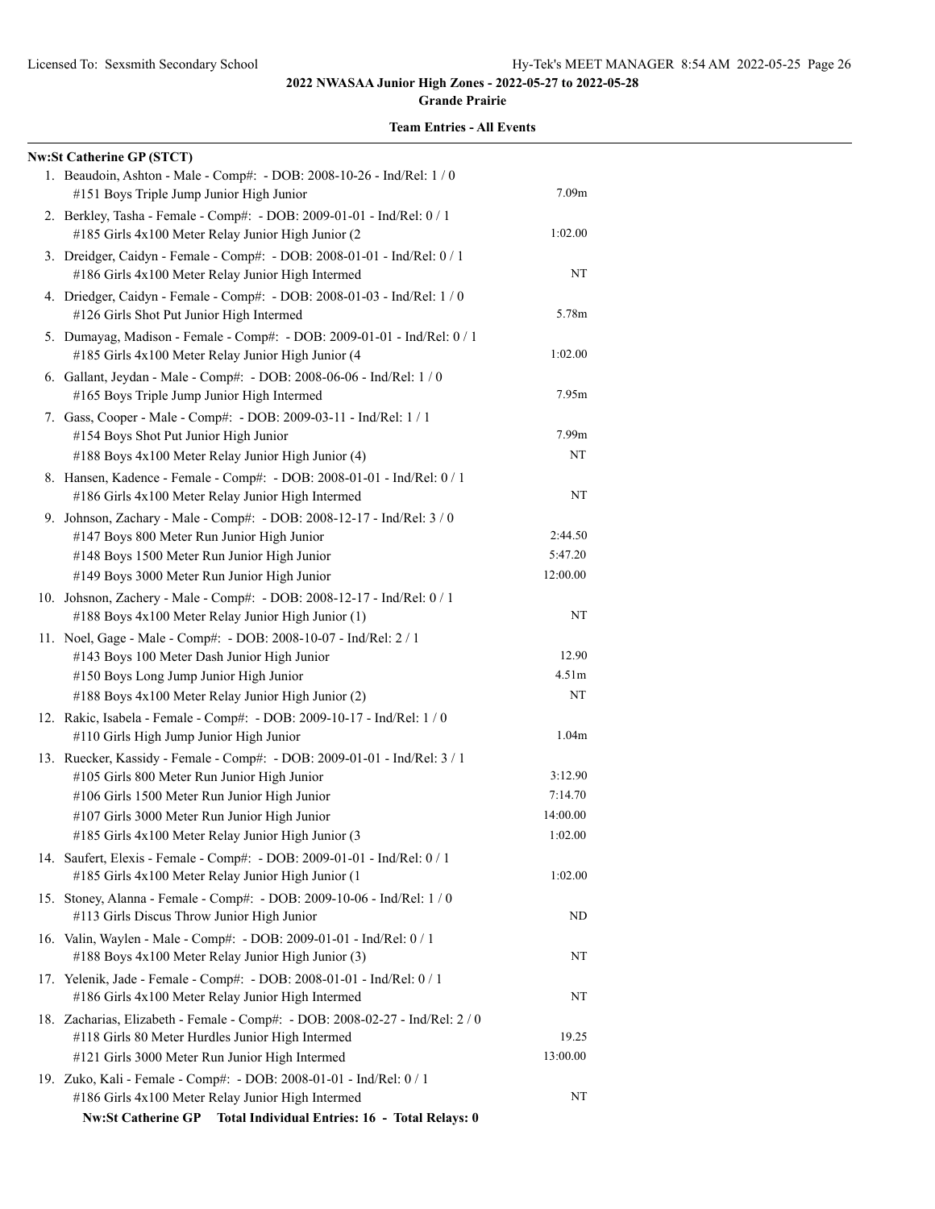**2022 NWASAA Junior High Zones - 2022-05-27 to 2022-05-28**

**Grande Prairie**

**Team Entries - All Events**

**Nw:St Catherine GP (STCT)**

1. Beaudoin, Ashton - Male - Comp#: - DOB: 2008-10-26 - Ind/Rel: 1 / 0
   - #151 Boys Triple Jump Junior High Junior — 7.09m
2. Berkley, Tasha - Female - Comp#: - DOB: 2009-01-01 - Ind/Rel: 0 / 1
   - #185 Girls 4x100 Meter Relay Junior High Junior (2 — 1:02.00
3. Dreidger, Caidyn - Female - Comp#: - DOB: 2008-01-01 - Ind/Rel: 0 / 1
   - #186 Girls 4x100 Meter Relay Junior High Intermed — NT
4. Driedger, Caidyn - Female - Comp#: - DOB: 2008-01-03 - Ind/Rel: 1 / 0
   - #126 Girls Shot Put Junior High Intermed — 5.78m
5. Dumayag, Madison - Female - Comp#: - DOB: 2009-01-01 - Ind/Rel: 0 / 1
   - #185 Girls 4x100 Meter Relay Junior High Junior (4 — 1:02.00
6. Gallant, Jeydan - Male - Comp#: - DOB: 2008-06-06 - Ind/Rel: 1 / 0
   - #165 Boys Triple Jump Junior High Intermed — 7.95m
7. Gass, Cooper - Male - Comp#: - DOB: 2009-03-11 - Ind/Rel: 1 / 1
   - #154 Boys Shot Put Junior High Junior — 7.99m
   - #188 Boys 4x100 Meter Relay Junior High Junior (4) — NT
8. Hansen, Kadence - Female - Comp#: - DOB: 2008-01-01 - Ind/Rel: 0 / 1
   - #186 Girls 4x100 Meter Relay Junior High Intermed — NT
9. Johnson, Zachary - Male - Comp#: - DOB: 2008-12-17 - Ind/Rel: 3 / 0
   - #147 Boys 800 Meter Run Junior High Junior — 2:44.50
   - #148 Boys 1500 Meter Run Junior High Junior — 5:47.20
   - #149 Boys 3000 Meter Run Junior High Junior — 12:00.00
10. Johsnon, Zachery - Male - Comp#: - DOB: 2008-12-17 - Ind/Rel: 0 / 1
    - #188 Boys 4x100 Meter Relay Junior High Junior (1) — NT
11. Noel, Gage - Male - Comp#: - DOB: 2008-10-07 - Ind/Rel: 2 / 1
    - #143 Boys 100 Meter Dash Junior High Junior — 12.90
    - #150 Boys Long Jump Junior High Junior — 4.51m
    - #188 Boys 4x100 Meter Relay Junior High Junior (2) — NT
12. Rakic, Isabela - Female - Comp#: - DOB: 2009-10-17 - Ind/Rel: 1 / 0
    - #110 Girls High Jump Junior High Junior — 1.04m
13. Ruecker, Kassidy - Female - Comp#: - DOB: 2009-01-01 - Ind/Rel: 3 / 1
    - #105 Girls 800 Meter Run Junior High Junior — 3:12.90
    - #106 Girls 1500 Meter Run Junior High Junior — 7:14.70
    - #107 Girls 3000 Meter Run Junior High Junior — 14:00.00
    - #185 Girls 4x100 Meter Relay Junior High Junior (3 — 1:02.00
14. Saufert, Elexis - Female - Comp#: - DOB: 2009-01-01 - Ind/Rel: 0 / 1
    - #185 Girls 4x100 Meter Relay Junior High Junior (1 — 1:02.00
15. Stoney, Alanna - Female - Comp#: - DOB: 2009-10-06 - Ind/Rel: 1 / 0
    - #113 Girls Discus Throw Junior High Junior — ND
16. Valin, Waylen - Male - Comp#: - DOB: 2009-01-01 - Ind/Rel: 0 / 1
    - #188 Boys 4x100 Meter Relay Junior High Junior (3) — NT
17. Yelenik, Jade - Female - Comp#: - DOB: 2008-01-01 - Ind/Rel: 0 / 1
    - #186 Girls 4x100 Meter Relay Junior High Intermed — NT
18. Zacharias, Elizabeth - Female - Comp#: - DOB: 2008-02-27 - Ind/Rel: 2 / 0
    - #118 Girls 80 Meter Hurdles Junior High Intermed — 19.25
    - #121 Girls 3000 Meter Run Junior High Intermed — 13:00.00
19. Zuko, Kali - Female - Comp#: - DOB: 2008-01-01 - Ind/Rel: 0 / 1
    - #186 Girls 4x100 Meter Relay Junior High Intermed — NT

**Nw:St Catherine GP Total Individual Entries: 16 - Total Relays: 0**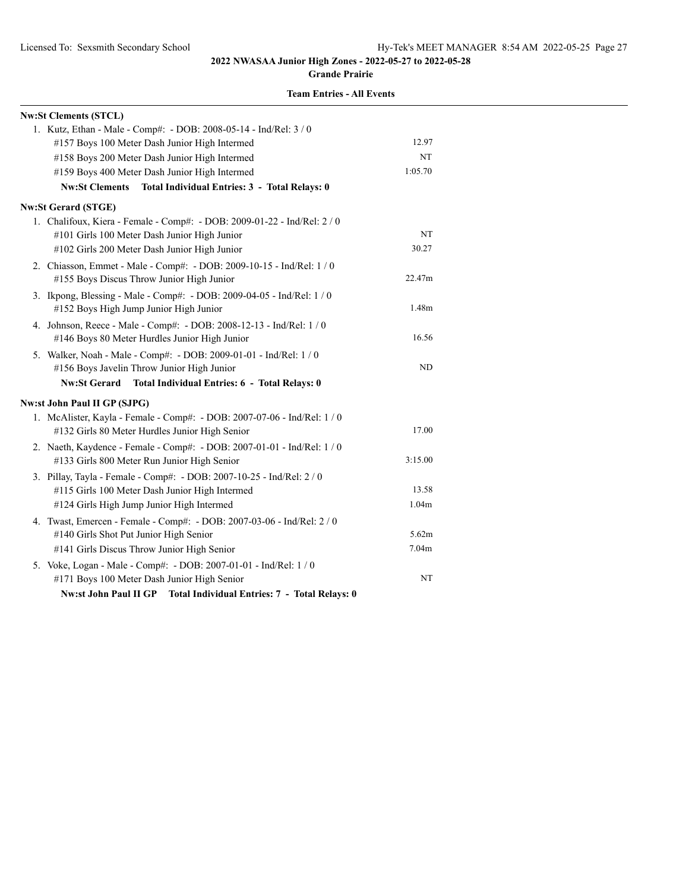## 2022 NWASAA Junior High Zones - 2022-05-27 to 2022-05-28

**Grande Prairie**

**Team Entries - All Events**

**Nw:St Clements (STCL)**

1. Kutz, Ethan - Male - Comp#: - DOB: 2008-05-14 - Ind/Rel: 3 / 0

| Event | Entry |
|---|---|
| #157 Boys 100 Meter Dash Junior High Intermed | 12.97 |
| #158 Boys 200 Meter Dash Junior High Intermed | NT |
| #159 Boys 400 Meter Dash Junior High Intermed | 1:05.70 |

**Nw:St Clements Total Individual Entries: 3 - Total Relays: 0**

**Nw:St Gerard (STGE)**

1. Chalifoux, Kiera - Female - Comp#: - DOB: 2009-01-22 - Ind/Rel: 2 / 0

| Event | Entry |
|---|---|
| #101 Girls 100 Meter Dash Junior High Junior | NT |
| #102 Girls 200 Meter Dash Junior High Junior | 30.27 |

2. Chiasson, Emmet - Male - Comp#: - DOB: 2009-10-15 - Ind/Rel: 1 / 0

| Event | Entry |
|---|---|
| #155 Boys Discus Throw Junior High Junior | 22.47m |

3. Ikpong, Blessing - Male - Comp#: - DOB: 2009-04-05 - Ind/Rel: 1 / 0

| Event | Entry |
|---|---|
| #152 Boys High Jump Junior High Junior | 1.48m |

4. Johnson, Reece - Male - Comp#: - DOB: 2008-12-13 - Ind/Rel: 1 / 0

| Event | Entry |
|---|---|
| #146 Boys 80 Meter Hurdles Junior High Junior | 16.56 |

5. Walker, Noah - Male - Comp#: - DOB: 2009-01-01 - Ind/Rel: 1 / 0

| Event | Entry |
|---|---|
| #156 Boys Javelin Throw Junior High Junior | ND |

**Nw:St Gerard Total Individual Entries: 6 - Total Relays: 0**

**Nw:st John Paul II GP (SJPG)**

1. McAlister, Kayla - Female - Comp#: - DOB: 2007-07-06 - Ind/Rel: 1 / 0

| Event | Entry |
|---|---|
| #132 Girls 80 Meter Hurdles Junior High Senior | 17.00 |

2. Naeth, Kaydence - Female - Comp#: - DOB: 2007-01-01 - Ind/Rel: 1 / 0

| Event | Entry |
|---|---|
| #133 Girls 800 Meter Run Junior High Senior | 3:15.00 |

3. Pillay, Tayla - Female - Comp#: - DOB: 2007-10-25 - Ind/Rel: 2 / 0

| Event | Entry |
|---|---|
| #115 Girls 100 Meter Dash Junior High Intermed | 13.58 |
| #124 Girls High Jump Junior High Intermed | 1.04m |

4. Twast, Emercen - Female - Comp#: - DOB: 2007-03-06 - Ind/Rel: 2 / 0

| Event | Entry |
|---|---|
| #140 Girls Shot Put Junior High Senior | 5.62m |
| #141 Girls Discus Throw Junior High Senior | 7.04m |

5. Voke, Logan - Male - Comp#: - DOB: 2007-01-01 - Ind/Rel: 1 / 0

| Event | Entry |
|---|---|
| #171 Boys 100 Meter Dash Junior High Senior | NT |

**Nw:st John Paul II GP Total Individual Entries: 7 - Total Relays: 0**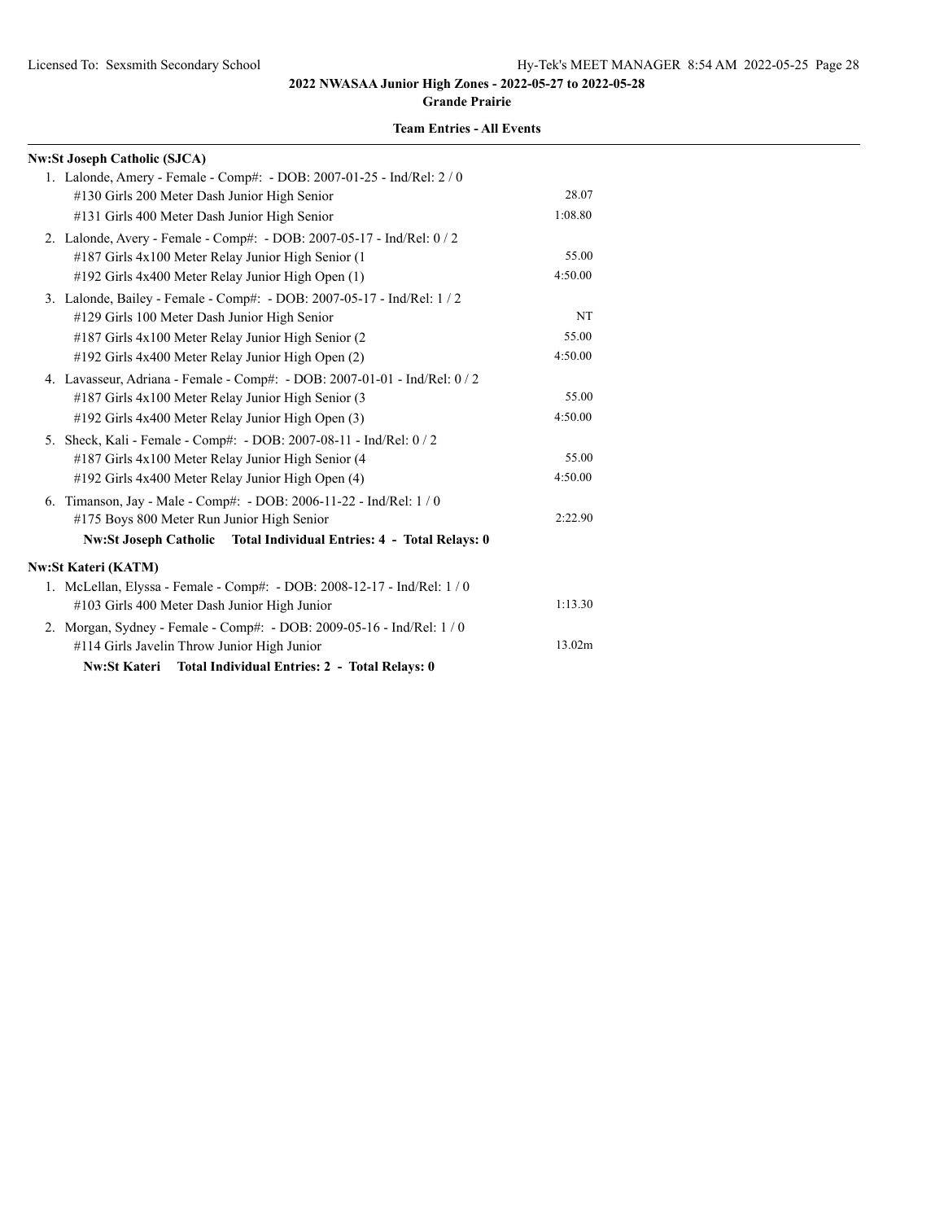**2022 NWASAA Junior High Zones - 2022-05-27 to 2022-05-28**

**Grande Prairie**

**Team Entries - All Events**

**Nw:St Joseph Catholic (SJCA)**

1. Lalonde, Amery - Female - Comp#: - DOB: 2007-01-25 - Ind/Rel: 2 / 0
   - #130 Girls 200 Meter Dash Junior High Senior — 28.07
   - #131 Girls 400 Meter Dash Junior High Senior — 1:08.80
2. Lalonde, Avery - Female - Comp#: - DOB: 2007-05-17 - Ind/Rel: 0 / 2
   - #187 Girls 4x100 Meter Relay Junior High Senior (1 — 55.00
   - #192 Girls 4x400 Meter Relay Junior High Open (1) — 4:50.00
3. Lalonde, Bailey - Female - Comp#: - DOB: 2007-05-17 - Ind/Rel: 1 / 2
   - #129 Girls 100 Meter Dash Junior High Senior — NT
   - #187 Girls 4x100 Meter Relay Junior High Senior (2 — 55.00
   - #192 Girls 4x400 Meter Relay Junior High Open (2) — 4:50.00
4. Lavasseur, Adriana - Female - Comp#: - DOB: 2007-01-01 - Ind/Rel: 0 / 2
   - #187 Girls 4x100 Meter Relay Junior High Senior (3 — 55.00
   - #192 Girls 4x400 Meter Relay Junior High Open (3) — 4:50.00
5. Sheck, Kali - Female - Comp#: - DOB: 2007-08-11 - Ind/Rel: 0 / 2
   - #187 Girls 4x100 Meter Relay Junior High Senior (4 — 55.00
   - #192 Girls 4x400 Meter Relay Junior High Open (4) — 4:50.00
6. Timanson, Jay - Male - Comp#: - DOB: 2006-11-22 - Ind/Rel: 1 / 0
   - #175 Boys 800 Meter Run Junior High Senior — 2:22.90

**Nw:St Joseph Catholic Total Individual Entries: 4 - Total Relays: 0**

**Nw:St Kateri (KATM)**

1. McLellan, Elyssa - Female - Comp#: - DOB: 2008-12-17 - Ind/Rel: 1 / 0
   - #103 Girls 400 Meter Dash Junior High Junior — 1:13.30
2. Morgan, Sydney - Female - Comp#: - DOB: 2009-05-16 - Ind/Rel: 1 / 0
   - #114 Girls Javelin Throw Junior High Junior — 13.02m

**Nw:St Kateri Total Individual Entries: 2 - Total Relays: 0**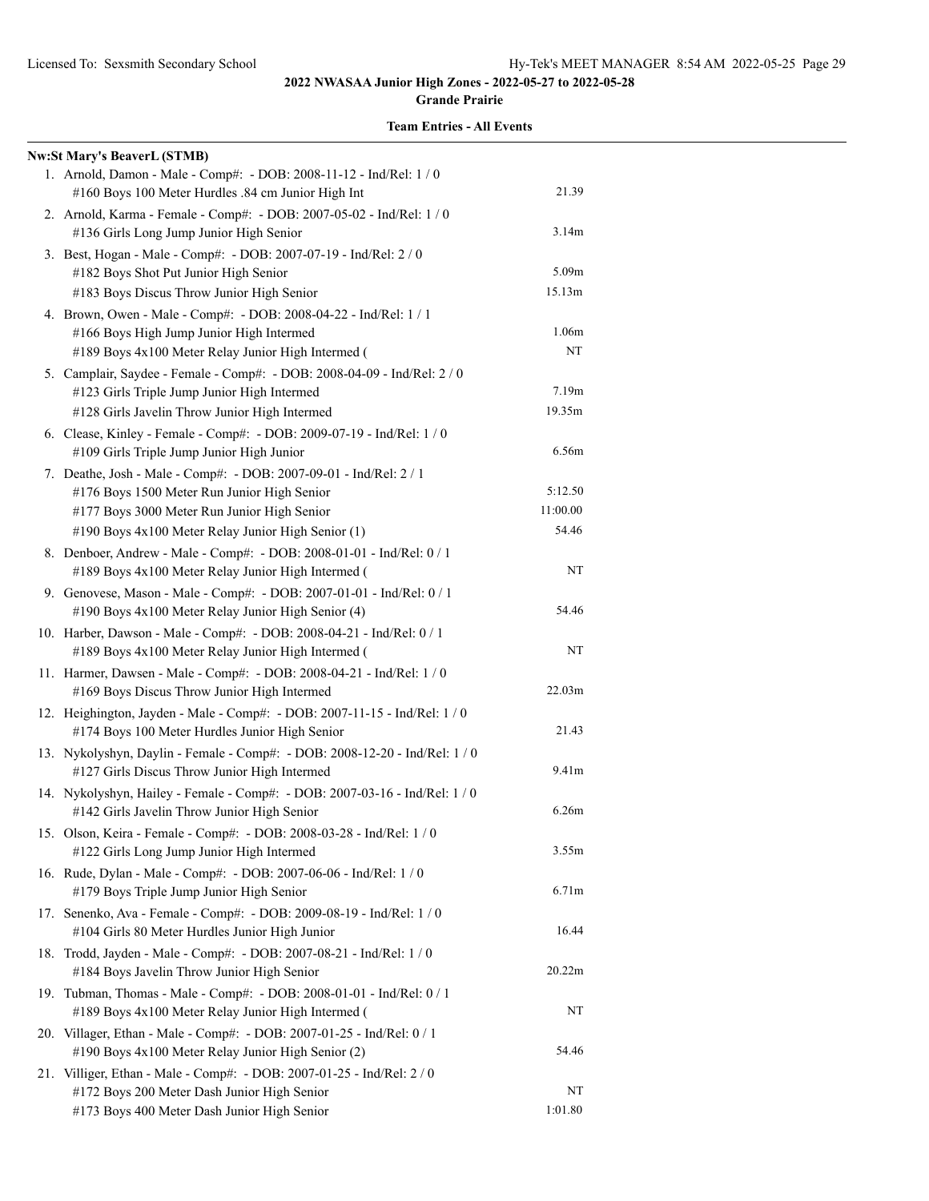2022 NWASAA Junior High Zones - 2022-05-27 to 2022-05-28

Grande Prairie

Team Entries - All Events

**Nw:St Mary's BeaverL (STMB)**

1. Arnold, Damon - Male - Comp#: - DOB: 2008-11-12 - Ind/Rel: 1 / 0
   - #160 Boys 100 Meter Hurdles .84 cm Junior High Int — 21.39
2. Arnold, Karma - Female - Comp#: - DOB: 2007-05-02 - Ind/Rel: 1 / 0
   - #136 Girls Long Jump Junior High Senior — 3.14m
3. Best, Hogan - Male - Comp#: - DOB: 2007-07-19 - Ind/Rel: 2 / 0
   - #182 Boys Shot Put Junior High Senior — 5.09m
   - #183 Boys Discus Throw Junior High Senior — 15.13m
4. Brown, Owen - Male - Comp#: - DOB: 2008-04-22 - Ind/Rel: 1 / 1
   - #166 Boys High Jump Junior High Intermed — 1.06m
   - #189 Boys 4x100 Meter Relay Junior High Intermed ( — NT
5. Camplair, Saydee - Female - Comp#: - DOB: 2008-04-09 - Ind/Rel: 2 / 0
   - #123 Girls Triple Jump Junior High Intermed — 7.19m
   - #128 Girls Javelin Throw Junior High Intermed — 19.35m
6. Clease, Kinley - Female - Comp#: - DOB: 2009-07-19 - Ind/Rel: 1 / 0
   - #109 Girls Triple Jump Junior High Junior — 6.56m
7. Deathe, Josh - Male - Comp#: - DOB: 2007-09-01 - Ind/Rel: 2 / 1
   - #176 Boys 1500 Meter Run Junior High Senior — 5:12.50
   - #177 Boys 3000 Meter Run Junior High Senior — 11:00.00
   - #190 Boys 4x100 Meter Relay Junior High Senior (1) — 54.46
8. Denboer, Andrew - Male - Comp#: - DOB: 2008-01-01 - Ind/Rel: 0 / 1
   - #189 Boys 4x100 Meter Relay Junior High Intermed ( — NT
9. Genovese, Mason - Male - Comp#: - DOB: 2007-01-01 - Ind/Rel: 0 / 1
   - #190 Boys 4x100 Meter Relay Junior High Senior (4) — 54.46
10. Harber, Dawson - Male - Comp#: - DOB: 2008-04-21 - Ind/Rel: 0 / 1
    - #189 Boys 4x100 Meter Relay Junior High Intermed ( — NT
11. Harmer, Dawsen - Male - Comp#: - DOB: 2008-04-21 - Ind/Rel: 1 / 0
    - #169 Boys Discus Throw Junior High Intermed — 22.03m
12. Heighington, Jayden - Male - Comp#: - DOB: 2007-11-15 - Ind/Rel: 1 / 0
    - #174 Boys 100 Meter Hurdles Junior High Senior — 21.43
13. Nykolyshyn, Daylin - Female - Comp#: - DOB: 2008-12-20 - Ind/Rel: 1 / 0
    - #127 Girls Discus Throw Junior High Intermed — 9.41m
14. Nykolyshyn, Hailey - Female - Comp#: - DOB: 2007-03-16 - Ind/Rel: 1 / 0
    - #142 Girls Javelin Throw Junior High Senior — 6.26m
15. Olson, Keira - Female - Comp#: - DOB: 2008-03-28 - Ind/Rel: 1 / 0
    - #122 Girls Long Jump Junior High Intermed — 3.55m
16. Rude, Dylan - Male - Comp#: - DOB: 2007-06-06 - Ind/Rel: 1 / 0
    - #179 Boys Triple Jump Junior High Senior — 6.71m
17. Senenko, Ava - Female - Comp#: - DOB: 2009-08-19 - Ind/Rel: 1 / 0
    - #104 Girls 80 Meter Hurdles Junior High Junior — 16.44
18. Trodd, Jayden - Male - Comp#: - DOB: 2007-08-21 - Ind/Rel: 1 / 0
    - #184 Boys Javelin Throw Junior High Senior — 20.22m
19. Tubman, Thomas - Male - Comp#: - DOB: 2008-01-01 - Ind/Rel: 0 / 1
    - #189 Boys 4x100 Meter Relay Junior High Intermed ( — NT
20. Villager, Ethan - Male - Comp#: - DOB: 2007-01-25 - Ind/Rel: 0 / 1
    - #190 Boys 4x100 Meter Relay Junior High Senior (2) — 54.46
21. Villiger, Ethan - Male - Comp#: - DOB: 2007-01-25 - Ind/Rel: 2 / 0
    - #172 Boys 200 Meter Dash Junior High Senior — NT
    - #173 Boys 400 Meter Dash Junior High Senior — 1:01.80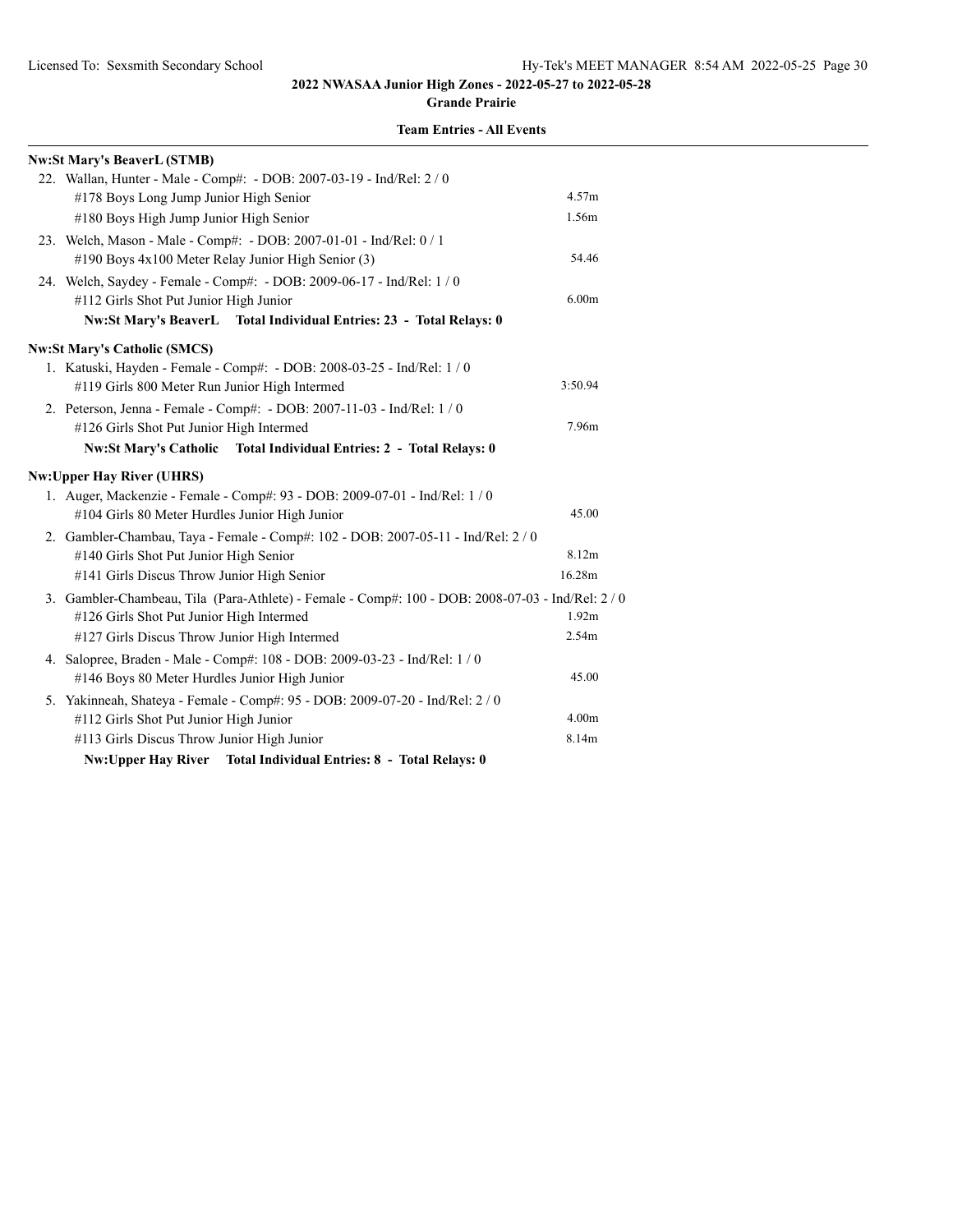**2022 NWASAA Junior High Zones - 2022-05-27 to 2022-05-28**

**Grande Prairie**

**Team Entries - All Events**

**Nw:St Mary's BeaverL (STMB)**

22. Wallan, Hunter - Male - Comp#: - DOB: 2007-03-19 - Ind/Rel: 2 / 0
    - #178 Boys Long Jump Junior High Senior — 4.57m
    - #180 Boys High Jump Junior High Senior — 1.56m
23. Welch, Mason - Male - Comp#: - DOB: 2007-01-01 - Ind/Rel: 0 / 1
    - #190 Boys 4x100 Meter Relay Junior High Senior (3) — 54.46
24. Welch, Saydey - Female - Comp#: - DOB: 2009-06-17 - Ind/Rel: 1 / 0
    - #112 Girls Shot Put Junior High Junior — 6.00m

**Nw:St Mary's BeaverL Total Individual Entries: 23 - Total Relays: 0**

**Nw:St Mary's Catholic (SMCS)**

1. Katuski, Hayden - Female - Comp#: - DOB: 2008-03-25 - Ind/Rel: 1 / 0
    - #119 Girls 800 Meter Run Junior High Intermed — 3:50.94
2. Peterson, Jenna - Female - Comp#: - DOB: 2007-11-03 - Ind/Rel: 1 / 0
    - #126 Girls Shot Put Junior High Intermed — 7.96m

**Nw:St Mary's Catholic Total Individual Entries: 2 - Total Relays: 0**

**Nw:Upper Hay River (UHRS)**

1. Auger, Mackenzie - Female - Comp#: 93 - DOB: 2009-07-01 - Ind/Rel: 1 / 0
    - #104 Girls 80 Meter Hurdles Junior High Junior — 45.00
2. Gambler-Chambau, Taya - Female - Comp#: 102 - DOB: 2007-05-11 - Ind/Rel: 2 / 0
    - #140 Girls Shot Put Junior High Senior — 8.12m
    - #141 Girls Discus Throw Junior High Senior — 16.28m
3. Gambler-Chambeau, Tila (Para-Athlete) - Female - Comp#: 100 - DOB: 2008-07-03 - Ind/Rel: 2 / 0
    - #126 Girls Shot Put Junior High Intermed — 1.92m
    - #127 Girls Discus Throw Junior High Intermed — 2.54m
4. Salopree, Braden - Male - Comp#: 108 - DOB: 2009-03-23 - Ind/Rel: 1 / 0
    - #146 Boys 80 Meter Hurdles Junior High Junior — 45.00
5. Yakinneah, Shateya - Female - Comp#: 95 - DOB: 2009-07-20 - Ind/Rel: 2 / 0
    - #112 Girls Shot Put Junior High Junior — 4.00m
    - #113 Girls Discus Throw Junior High Junior — 8.14m

**Nw:Upper Hay River Total Individual Entries: 8 - Total Relays: 0**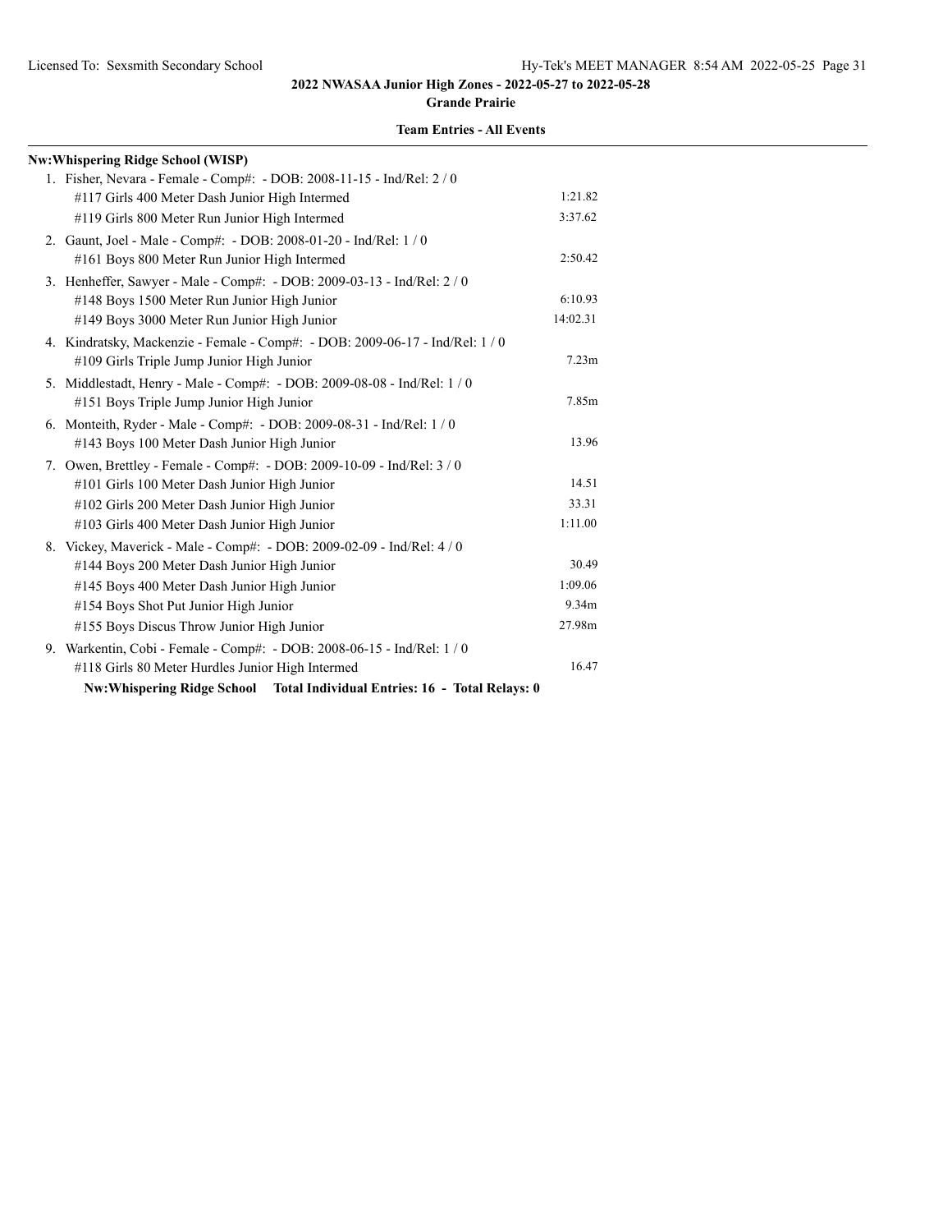## 2022 NWASAA Junior High Zones - 2022-05-27 to 2022-05-28

**Grande Prairie**

**Team Entries - All Events**

**Nw:Whispering Ridge School (WISP)**

1. Fisher, Nevara - Female - Comp#: - DOB: 2008-11-15 - Ind/Rel: 2 / 0
   - #117 Girls 400 Meter Dash Junior High Intermed — 1:21.82
   - #119 Girls 800 Meter Run Junior High Intermed — 3:37.62
2. Gaunt, Joel - Male - Comp#: - DOB: 2008-01-20 - Ind/Rel: 1 / 0
   - #161 Boys 800 Meter Run Junior High Intermed — 2:50.42
3. Henheffer, Sawyer - Male - Comp#: - DOB: 2009-03-13 - Ind/Rel: 2 / 0
   - #148 Boys 1500 Meter Run Junior High Junior — 6:10.93
   - #149 Boys 3000 Meter Run Junior High Junior — 14:02.31
4. Kindratsky, Mackenzie - Female - Comp#: - DOB: 2009-06-17 - Ind/Rel: 1 / 0
   - #109 Girls Triple Jump Junior High Junior — 7.23m
5. Middlestadt, Henry - Male - Comp#: - DOB: 2009-08-08 - Ind/Rel: 1 / 0
   - #151 Boys Triple Jump Junior High Junior — 7.85m
6. Monteith, Ryder - Male - Comp#: - DOB: 2009-08-31 - Ind/Rel: 1 / 0
   - #143 Boys 100 Meter Dash Junior High Junior — 13.96
7. Owen, Brettley - Female - Comp#: - DOB: 2009-10-09 - Ind/Rel: 3 / 0
   - #101 Girls 100 Meter Dash Junior High Junior — 14.51
   - #102 Girls 200 Meter Dash Junior High Junior — 33.31
   - #103 Girls 400 Meter Dash Junior High Junior — 1:11.00
8. Vickey, Maverick - Male - Comp#: - DOB: 2009-02-09 - Ind/Rel: 4 / 0
   - #144 Boys 200 Meter Dash Junior High Junior — 30.49
   - #145 Boys 400 Meter Dash Junior High Junior — 1:09.06
   - #154 Boys Shot Put Junior High Junior — 9.34m
   - #155 Boys Discus Throw Junior High Junior — 27.98m
9. Warkentin, Cobi - Female - Comp#: - DOB: 2008-06-15 - Ind/Rel: 1 / 0
   - #118 Girls 80 Meter Hurdles Junior High Intermed — 16.47

**Nw:Whispering Ridge School Total Individual Entries: 16 - Total Relays: 0**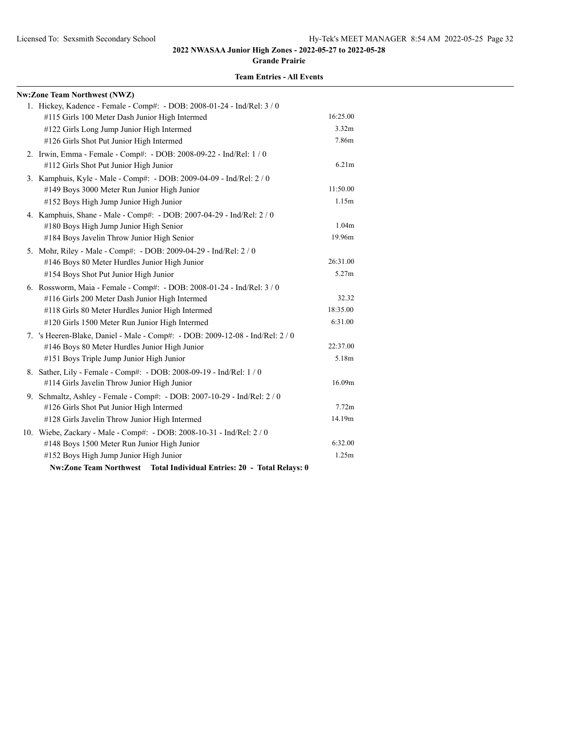## 2022 NWASAA Junior High Zones - 2022-05-27 to 2022-05-28

**Grande Prairie**

**Team Entries - All Events**

**Nw:Zone Team Northwest (NWZ)**

1. Hickey, Kadence - Female - Comp#: - DOB: 2008-01-24 - Ind/Rel: 3 / 0
   - #115 Girls 100 Meter Dash Junior High Intermed — 16:25.00
   - #122 Girls Long Jump Junior High Intermed — 3.32m
   - #126 Girls Shot Put Junior High Intermed — 7.86m
2. Irwin, Emma - Female - Comp#: - DOB: 2008-09-22 - Ind/Rel: 1 / 0
   - #112 Girls Shot Put Junior High Junior — 6.21m
3. Kamphuis, Kyle - Male - Comp#: - DOB: 2009-04-09 - Ind/Rel: 2 / 0
   - #149 Boys 3000 Meter Run Junior High Junior — 11:50.00
   - #152 Boys High Jump Junior High Junior — 1.15m
4. Kamphuis, Shane - Male - Comp#: - DOB: 2007-04-29 - Ind/Rel: 2 / 0
   - #180 Boys High Jump Junior High Senior — 1.04m
   - #184 Boys Javelin Throw Junior High Senior — 19.96m
5. Mohr, Riley - Male - Comp#: - DOB: 2009-04-29 - Ind/Rel: 2 / 0
   - #146 Boys 80 Meter Hurdles Junior High Junior — 26:31.00
   - #154 Boys Shot Put Junior High Junior — 5.27m
6. Rossworm, Maia - Female - Comp#: - DOB: 2008-01-24 - Ind/Rel: 3 / 0
   - #116 Girls 200 Meter Dash Junior High Intermed — 32.32
   - #118 Girls 80 Meter Hurdles Junior High Intermed — 18:35.00
   - #120 Girls 1500 Meter Run Junior High Intermed — 6:31.00
7. 's Heeren-Blake, Daniel - Male - Comp#: - DOB: 2009-12-08 - Ind/Rel: 2 / 0
   - #146 Boys 80 Meter Hurdles Junior High Junior — 22:37.00
   - #151 Boys Triple Jump Junior High Junior — 5.18m
8. Sather, Lily - Female - Comp#: - DOB: 2008-09-19 - Ind/Rel: 1 / 0
   - #114 Girls Javelin Throw Junior High Junior — 16.09m
9. Schmaltz, Ashley - Female - Comp#: - DOB: 2007-10-29 - Ind/Rel: 2 / 0
   - #126 Girls Shot Put Junior High Intermed — 7.72m
   - #128 Girls Javelin Throw Junior High Intermed — 14.19m
10. Wiebe, Zackary - Male - Comp#: - DOB: 2008-10-31 - Ind/Rel: 2 / 0
    - #148 Boys 1500 Meter Run Junior High Junior — 6:32.00
    - #152 Boys High Jump Junior High Junior — 1.25m

**Nw:Zone Team Northwest Total Individual Entries: 20 - Total Relays: 0**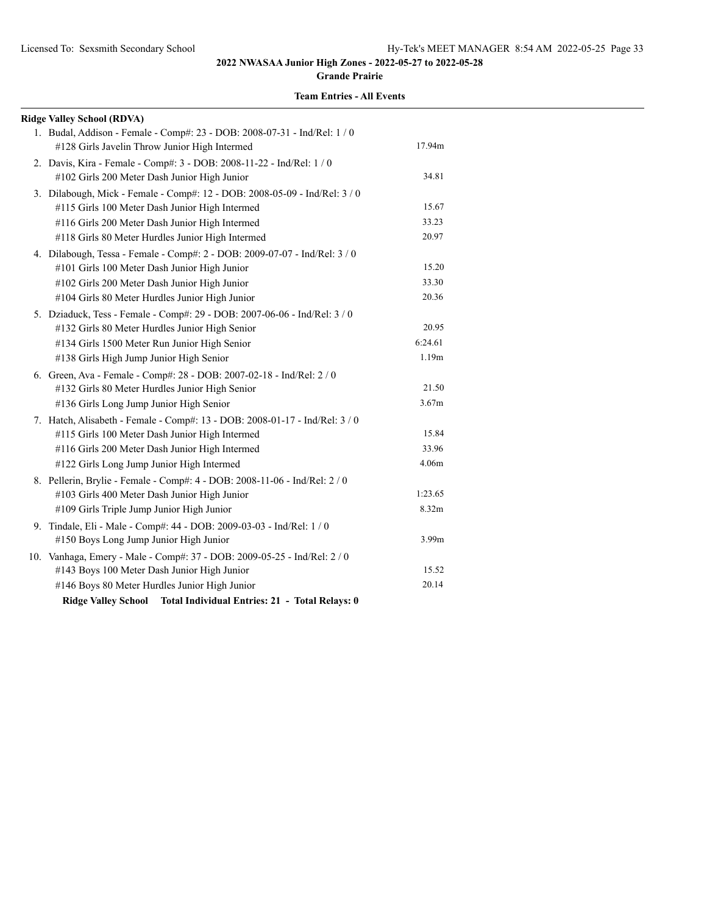**2022 NWASAA Junior High Zones - 2022-05-27 to 2022-05-28**

**Grande Prairie**

**Team Entries - All Events**

**Ridge Valley School (RDVA)**

1. Budal, Addison - Female - Comp#: 23 - DOB: 2008-07-31 - Ind/Rel: 1 / 0
   - #128 Girls Javelin Throw Junior High Intermed — 17.94m
2. Davis, Kira - Female - Comp#: 3 - DOB: 2008-11-22 - Ind/Rel: 1 / 0
   - #102 Girls 200 Meter Dash Junior High Junior — 34.81
3. Dilabough, Mick - Female - Comp#: 12 - DOB: 2008-05-09 - Ind/Rel: 3 / 0
   - #115 Girls 100 Meter Dash Junior High Intermed — 15.67
   - #116 Girls 200 Meter Dash Junior High Intermed — 33.23
   - #118 Girls 80 Meter Hurdles Junior High Intermed — 20.97
4. Dilabough, Tessa - Female - Comp#: 2 - DOB: 2009-07-07 - Ind/Rel: 3 / 0
   - #101 Girls 100 Meter Dash Junior High Junior — 15.20
   - #102 Girls 200 Meter Dash Junior High Junior — 33.30
   - #104 Girls 80 Meter Hurdles Junior High Junior — 20.36
5. Dziaduck, Tess - Female - Comp#: 29 - DOB: 2007-06-06 - Ind/Rel: 3 / 0
   - #132 Girls 80 Meter Hurdles Junior High Senior — 20.95
   - #134 Girls 1500 Meter Run Junior High Senior — 6:24.61
   - #138 Girls High Jump Junior High Senior — 1.19m
6. Green, Ava - Female - Comp#: 28 - DOB: 2007-02-18 - Ind/Rel: 2 / 0
   - #132 Girls 80 Meter Hurdles Junior High Senior — 21.50
   - #136 Girls Long Jump Junior High Senior — 3.67m
7. Hatch, Alisabeth - Female - Comp#: 13 - DOB: 2008-01-17 - Ind/Rel: 3 / 0
   - #115 Girls 100 Meter Dash Junior High Intermed — 15.84
   - #116 Girls 200 Meter Dash Junior High Intermed — 33.96
   - #122 Girls Long Jump Junior High Intermed — 4.06m
8. Pellerin, Brylie - Female - Comp#: 4 - DOB: 2008-11-06 - Ind/Rel: 2 / 0
   - #103 Girls 400 Meter Dash Junior High Junior — 1:23.65
   - #109 Girls Triple Jump Junior High Junior — 8.32m
9. Tindale, Eli - Male - Comp#: 44 - DOB: 2009-03-03 - Ind/Rel: 1 / 0
   - #150 Boys Long Jump Junior High Junior — 3.99m
10. Vanhaga, Emery - Male - Comp#: 37 - DOB: 2009-05-25 - Ind/Rel: 2 / 0
    - #143 Boys 100 Meter Dash Junior High Junior — 15.52
    - #146 Boys 80 Meter Hurdles Junior High Junior — 20.14

**Ridge Valley School Total Individual Entries: 21 - Total Relays: 0**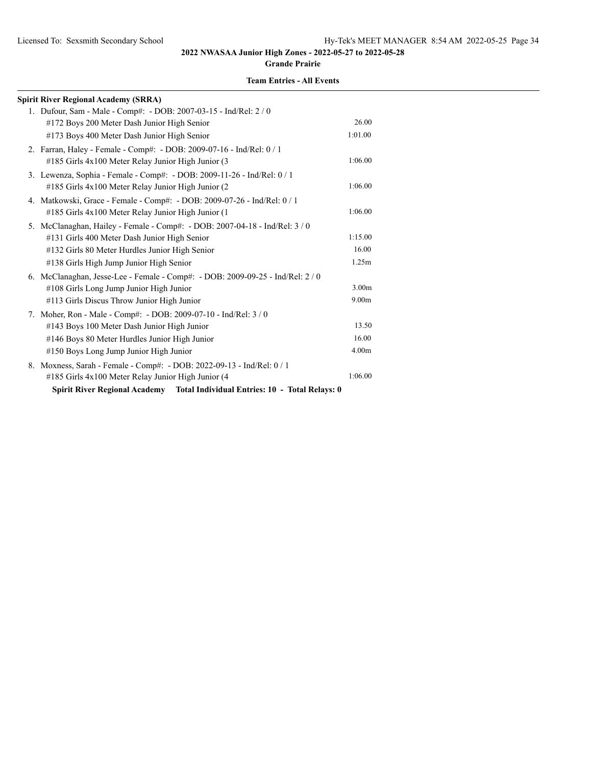**2022 NWASAA Junior High Zones - 2022-05-27 to 2022-05-28**

**Grande Prairie**

**Team Entries - All Events**

**Spirit River Regional Academy (SRRA)**

1. Dufour, Sam - Male - Comp#: - DOB: 2007-03-15 - Ind/Rel: 2 / 0
   - #172 Boys 200 Meter Dash Junior High Senior — 26.00
   - #173 Boys 400 Meter Dash Junior High Senior — 1:01.00
2. Farran, Haley - Female - Comp#: - DOB: 2009-07-16 - Ind/Rel: 0 / 1
   - #185 Girls 4x100 Meter Relay Junior High Junior (3 — 1:06.00
3. Lewenza, Sophia - Female - Comp#: - DOB: 2009-11-26 - Ind/Rel: 0 / 1
   - #185 Girls 4x100 Meter Relay Junior High Junior (2 — 1:06.00
4. Matkowski, Grace - Female - Comp#: - DOB: 2009-07-26 - Ind/Rel: 0 / 1
   - #185 Girls 4x100 Meter Relay Junior High Junior (1 — 1:06.00
5. McClanaghan, Hailey - Female - Comp#: - DOB: 2007-04-18 - Ind/Rel: 3 / 0
   - #131 Girls 400 Meter Dash Junior High Senior — 1:15.00
   - #132 Girls 80 Meter Hurdles Junior High Senior — 16.00
   - #138 Girls High Jump Junior High Senior — 1.25m
6. McClanaghan, Jesse-Lee - Female - Comp#: - DOB: 2009-09-25 - Ind/Rel: 2 / 0
   - #108 Girls Long Jump Junior High Junior — 3.00m
   - #113 Girls Discus Throw Junior High Junior — 9.00m
7. Moher, Ron - Male - Comp#: - DOB: 2009-07-10 - Ind/Rel: 3 / 0
   - #143 Boys 100 Meter Dash Junior High Junior — 13.50
   - #146 Boys 80 Meter Hurdles Junior High Junior — 16.00
   - #150 Boys Long Jump Junior High Junior — 4.00m
8. Moxness, Sarah - Female - Comp#: - DOB: 2022-09-13 - Ind/Rel: 0 / 1
   - #185 Girls 4x100 Meter Relay Junior High Junior (4 — 1:06.00

**Spirit River Regional Academy Total Individual Entries: 10 - Total Relays: 0**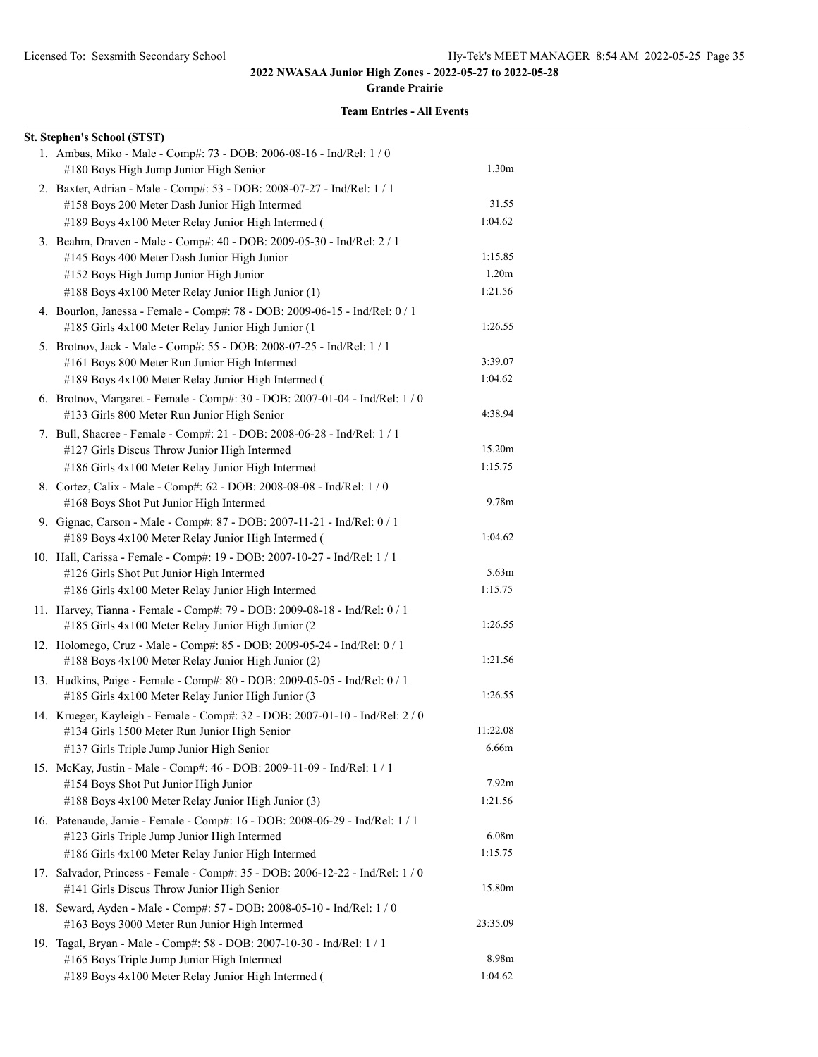**2022 NWASAA Junior High Zones - 2022-05-27 to 2022-05-28**

**Grande Prairie**

**Team Entries - All Events**

**St. Stephen's School (STST)**

1. Ambas, Miko - Male - Comp#: 73 - DOB: 2006-08-16 - Ind/Rel: 1 / 0
   - #180 Boys High Jump Junior High Senior — 1.30m
2. Baxter, Adrian - Male - Comp#: 53 - DOB: 2008-07-27 - Ind/Rel: 1 / 1
   - #158 Boys 200 Meter Dash Junior High Intermed — 31.55
   - #189 Boys 4x100 Meter Relay Junior High Intermed ( — 1:04.62
3. Beahm, Draven - Male - Comp#: 40 - DOB: 2009-05-30 - Ind/Rel: 2 / 1
   - #145 Boys 400 Meter Dash Junior High Junior — 1:15.85
   - #152 Boys High Jump Junior High Junior — 1.20m
   - #188 Boys 4x100 Meter Relay Junior High Junior (1) — 1:21.56
4. Bourlon, Janessa - Female - Comp#: 78 - DOB: 2009-06-15 - Ind/Rel: 0 / 1
   - #185 Girls 4x100 Meter Relay Junior High Junior (1 — 1:26.55
5. Brotnov, Jack - Male - Comp#: 55 - DOB: 2008-07-25 - Ind/Rel: 1 / 1
   - #161 Boys 800 Meter Run Junior High Intermed — 3:39.07
   - #189 Boys 4x100 Meter Relay Junior High Intermed ( — 1:04.62
6. Brotnov, Margaret - Female - Comp#: 30 - DOB: 2007-01-04 - Ind/Rel: 1 / 0
   - #133 Girls 800 Meter Run Junior High Senior — 4:38.94
7. Bull, Shacree - Female - Comp#: 21 - DOB: 2008-06-28 - Ind/Rel: 1 / 1
   - #127 Girls Discus Throw Junior High Intermed — 15.20m
   - #186 Girls 4x100 Meter Relay Junior High Intermed — 1:15.75
8. Cortez, Calix - Male - Comp#: 62 - DOB: 2008-08-08 - Ind/Rel: 1 / 0
   - #168 Boys Shot Put Junior High Intermed — 9.78m
9. Gignac, Carson - Male - Comp#: 87 - DOB: 2007-11-21 - Ind/Rel: 0 / 1
   - #189 Boys 4x100 Meter Relay Junior High Intermed ( — 1:04.62
10. Hall, Carissa - Female - Comp#: 19 - DOB: 2007-10-27 - Ind/Rel: 1 / 1
    - #126 Girls Shot Put Junior High Intermed — 5.63m
    - #186 Girls 4x100 Meter Relay Junior High Intermed — 1:15.75
11. Harvey, Tianna - Female - Comp#: 79 - DOB: 2009-08-18 - Ind/Rel: 0 / 1
    - #185 Girls 4x100 Meter Relay Junior High Junior (2 — 1:26.55
12. Holomego, Cruz - Male - Comp#: 85 - DOB: 2009-05-24 - Ind/Rel: 0 / 1
    - #188 Boys 4x100 Meter Relay Junior High Junior (2) — 1:21.56
13. Hudkins, Paige - Female - Comp#: 80 - DOB: 2009-05-05 - Ind/Rel: 0 / 1
    - #185 Girls 4x100 Meter Relay Junior High Junior (3 — 1:26.55
14. Krueger, Kayleigh - Female - Comp#: 32 - DOB: 2007-01-10 - Ind/Rel: 2 / 0
    - #134 Girls 1500 Meter Run Junior High Senior — 11:22.08
    - #137 Girls Triple Jump Junior High Senior — 6.66m
15. McKay, Justin - Male - Comp#: 46 - DOB: 2009-11-09 - Ind/Rel: 1 / 1
    - #154 Boys Shot Put Junior High Junior — 7.92m
    - #188 Boys 4x100 Meter Relay Junior High Junior (3) — 1:21.56
16. Patenaude, Jamie - Female - Comp#: 16 - DOB: 2008-06-29 - Ind/Rel: 1 / 1
    - #123 Girls Triple Jump Junior High Intermed — 6.08m
    - #186 Girls 4x100 Meter Relay Junior High Intermed — 1:15.75
17. Salvador, Princess - Female - Comp#: 35 - DOB: 2006-12-22 - Ind/Rel: 1 / 0
    - #141 Girls Discus Throw Junior High Senior — 15.80m
18. Seward, Ayden - Male - Comp#: 57 - DOB: 2008-05-10 - Ind/Rel: 1 / 0
    - #163 Boys 3000 Meter Run Junior High Intermed — 23:35.09
19. Tagal, Bryan - Male - Comp#: 58 - DOB: 2007-10-30 - Ind/Rel: 1 / 1
    - #165 Boys Triple Jump Junior High Intermed — 8.98m
    - #189 Boys 4x100 Meter Relay Junior High Intermed ( — 1:04.62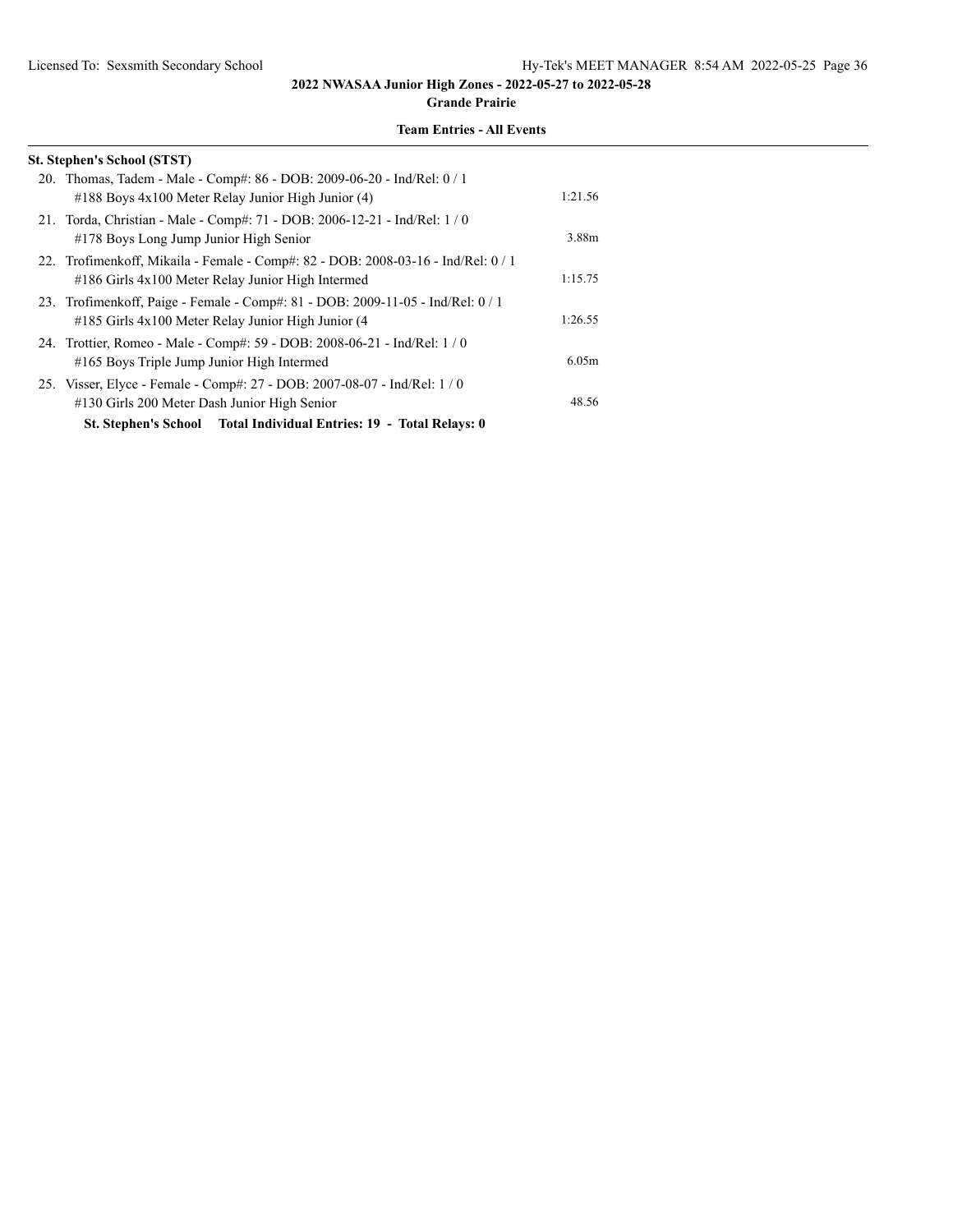**2022 NWASAA Junior High Zones - 2022-05-27 to 2022-05-28**

**Grande Prairie**

**Team Entries - All Events**

**St. Stephen's School (STST)**

20. Thomas, Tadem - Male - Comp#: 86 - DOB: 2009-06-20 - Ind/Rel: 0 / 1
    #188 Boys 4x100 Meter Relay Junior High Junior (4) 1:21.56
21. Torda, Christian - Male - Comp#: 71 - DOB: 2006-12-21 - Ind/Rel: 1 / 0
    #178 Boys Long Jump Junior High Senior 3.88m
22. Trofimenkoff, Mikaila - Female - Comp#: 82 - DOB: 2008-03-16 - Ind/Rel: 0 / 1
    #186 Girls 4x100 Meter Relay Junior High Intermed 1:15.75
23. Trofimenkoff, Paige - Female - Comp#: 81 - DOB: 2009-11-05 - Ind/Rel: 0 / 1
    #185 Girls 4x100 Meter Relay Junior High Junior (4 1:26.55
24. Trottier, Romeo - Male - Comp#: 59 - DOB: 2008-06-21 - Ind/Rel: 1 / 0
    #165 Boys Triple Jump Junior High Intermed 6.05m
25. Visser, Elyce - Female - Comp#: 27 - DOB: 2007-08-07 - Ind/Rel: 1 / 0
    #130 Girls 200 Meter Dash Junior High Senior 48.56

**St. Stephen's School Total Individual Entries: 19 - Total Relays: 0**